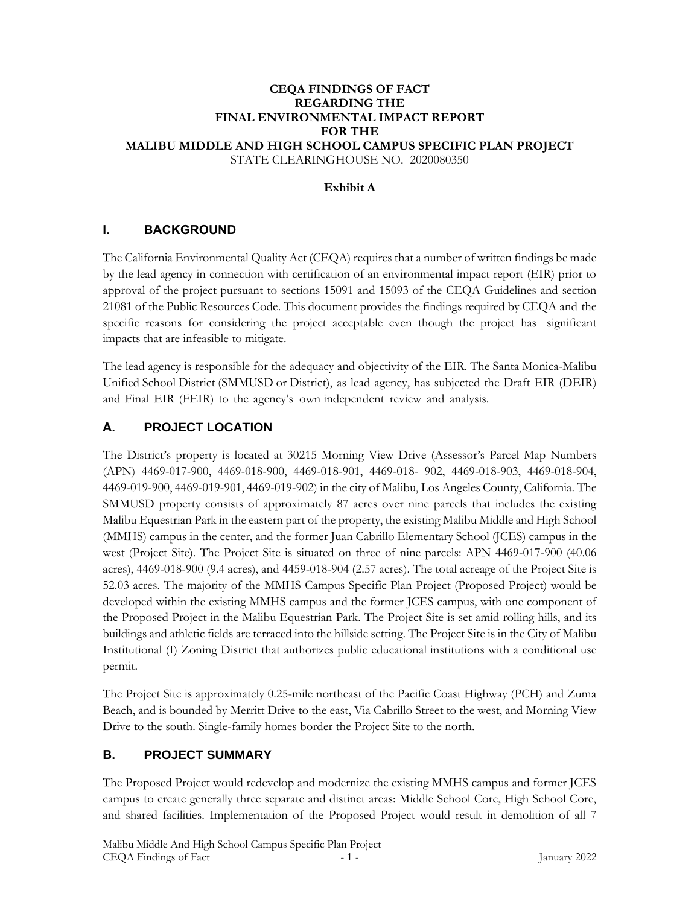**CEQA FINDINGS OF FACT**
**REGARDING THE**
**FINAL ENVIRONMENTAL IMPACT REPORT**
**FOR THE**
**MALIBU MIDDLE AND HIGH SCHOOL CAMPUS SPECIFIC PLAN PROJECT**
STATE CLEARINGHOUSE NO. 2020080350

**Exhibit A**

## I. BACKGROUND

The California Environmental Quality Act (CEQA) requires that a number of written findings be made by the lead agency in connection with certification of an environmental impact report (EIR) prior to approval of the project pursuant to sections 15091 and 15093 of the CEQA Guidelines and section 21081 of the Public Resources Code. This document provides the findings required by CEQA and the specific reasons for considering the project acceptable even though the project has significant impacts that are infeasible to mitigate.

The lead agency is responsible for the adequacy and objectivity of the EIR. The Santa Monica-Malibu Unified School District (SMMUSD or District), as lead agency, has subjected the Draft EIR (DEIR) and Final EIR (FEIR) to the agency's own independent review and analysis.

## A. PROJECT LOCATION

The District's property is located at 30215 Morning View Drive (Assessor's Parcel Map Numbers (APN) 4469-017-900, 4469-018-900, 4469-018-901, 4469-018- 902, 4469-018-903, 4469-018-904, 4469-019-900, 4469-019-901, 4469-019-902) in the city of Malibu, Los Angeles County, California. The SMMUSD property consists of approximately 87 acres over nine parcels that includes the existing Malibu Equestrian Park in the eastern part of the property, the existing Malibu Middle and High School (MMHS) campus in the center, and the former Juan Cabrillo Elementary School (JCES) campus in the west (Project Site). The Project Site is situated on three of nine parcels: APN 4469-017-900 (40.06 acres), 4469-018-900 (9.4 acres), and 4459-018-904 (2.57 acres). The total acreage of the Project Site is 52.03 acres. The majority of the MMHS Campus Specific Plan Project (Proposed Project) would be developed within the existing MMHS campus and the former JCES campus, with one component of the Proposed Project in the Malibu Equestrian Park. The Project Site is set amid rolling hills, and its buildings and athletic fields are terraced into the hillside setting. The Project Site is in the City of Malibu Institutional (I) Zoning District that authorizes public educational institutions with a conditional use permit.

The Project Site is approximately 0.25-mile northeast of the Pacific Coast Highway (PCH) and Zuma Beach, and is bounded by Merritt Drive to the east, Via Cabrillo Street to the west, and Morning View Drive to the south. Single-family homes border the Project Site to the north.

## B. PROJECT SUMMARY

The Proposed Project would redevelop and modernize the existing MMHS campus and former JCES campus to create generally three separate and distinct areas: Middle School Core, High School Core, and shared facilities. Implementation of the Proposed Project would result in demolition of all 7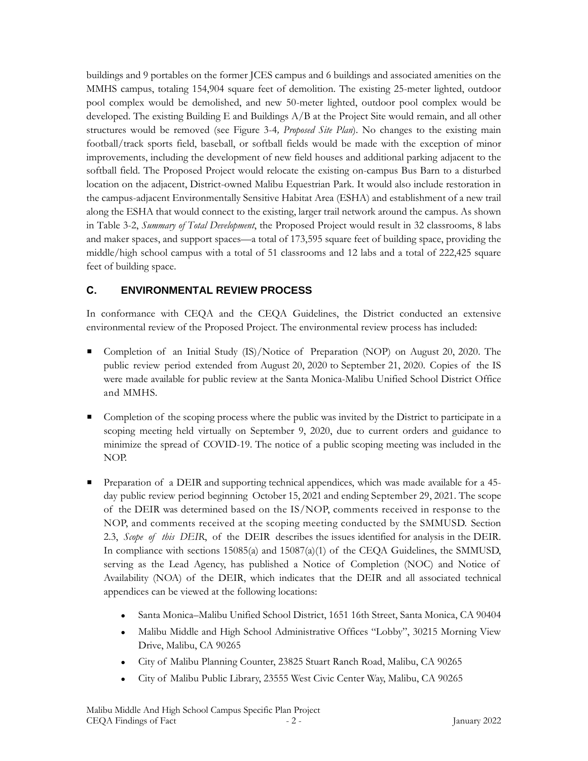buildings and 9 portables on the former JCES campus and 6 buildings and associated amenities on the MMHS campus, totaling 154,904 square feet of demolition. The existing 25-meter lighted, outdoor pool complex would be demolished, and new 50-meter lighted, outdoor pool complex would be developed. The existing Building E and Buildings A/B at the Project Site would remain, and all other structures would be removed (see Figure 3-4*, Proposed Site Plan*). No changes to the existing main football/track sports field, baseball, or softball fields would be made with the exception of minor improvements, including the development of new field houses and additional parking adjacent to the softball field. The Proposed Project would relocate the existing on-campus Bus Barn to a disturbed location on the adjacent, District-owned Malibu Equestrian Park. It would also include restoration in the campus-adjacent Environmentally Sensitive Habitat Area (ESHA) and establishment of a new trail along the ESHA that would connect to the existing, larger trail network around the campus. As shown in Table 3-2, *Summary of Total Development*, the Proposed Project would result in 32 classrooms, 8 labs and maker spaces, and support spaces—a total of 173,595 square feet of building space, providing the middle/high school campus with a total of 51 classrooms and 12 labs and a total of 222,425 square feet of building space.

## C. ENVIRONMENTAL REVIEW PROCESS

In conformance with CEQA and the CEQA Guidelines, the District conducted an extensive environmental review of the Proposed Project. The environmental review process has included:

- Completion of an Initial Study (IS)/Notice of Preparation (NOP) on August 20, 2020. The public review period extended from August 20, 2020 to September 21, 2020. Copies of the IS were made available for public review at the Santa Monica-Malibu Unified School District Office and MMHS.

- Completion of the scoping process where the public was invited by the District to participate in a scoping meeting held virtually on September 9, 2020, due to current orders and guidance to minimize the spread of COVID-19. The notice of a public scoping meeting was included in the NOP.

- Preparation of a DEIR and supporting technical appendices, which was made available for a 45-day public review period beginning October 15, 2021 and ending September 29, 2021. The scope of the DEIR was determined based on the IS/NOP, comments received in response to the NOP, and comments received at the scoping meeting conducted by the SMMUSD. Section 2.3, *Scope of this DEIR*, of the DEIR describes the issues identified for analysis in the DEIR. In compliance with sections 15085(a) and 15087(a)(1) of the CEQA Guidelines, the SMMUSD, serving as the Lead Agency, has published a Notice of Completion (NOC) and Notice of Availability (NOA) of the DEIR, which indicates that the DEIR and all associated technical appendices can be viewed at the following locations:
  - Santa Monica–Malibu Unified School District, 1651 16th Street, Santa Monica, CA 90404
  - Malibu Middle and High School Administrative Offices "Lobby", 30215 Morning View Drive, Malibu, CA 90265
  - City of Malibu Planning Counter, 23825 Stuart Ranch Road, Malibu, CA 90265
  - City of Malibu Public Library, 23555 West Civic Center Way, Malibu, CA 90265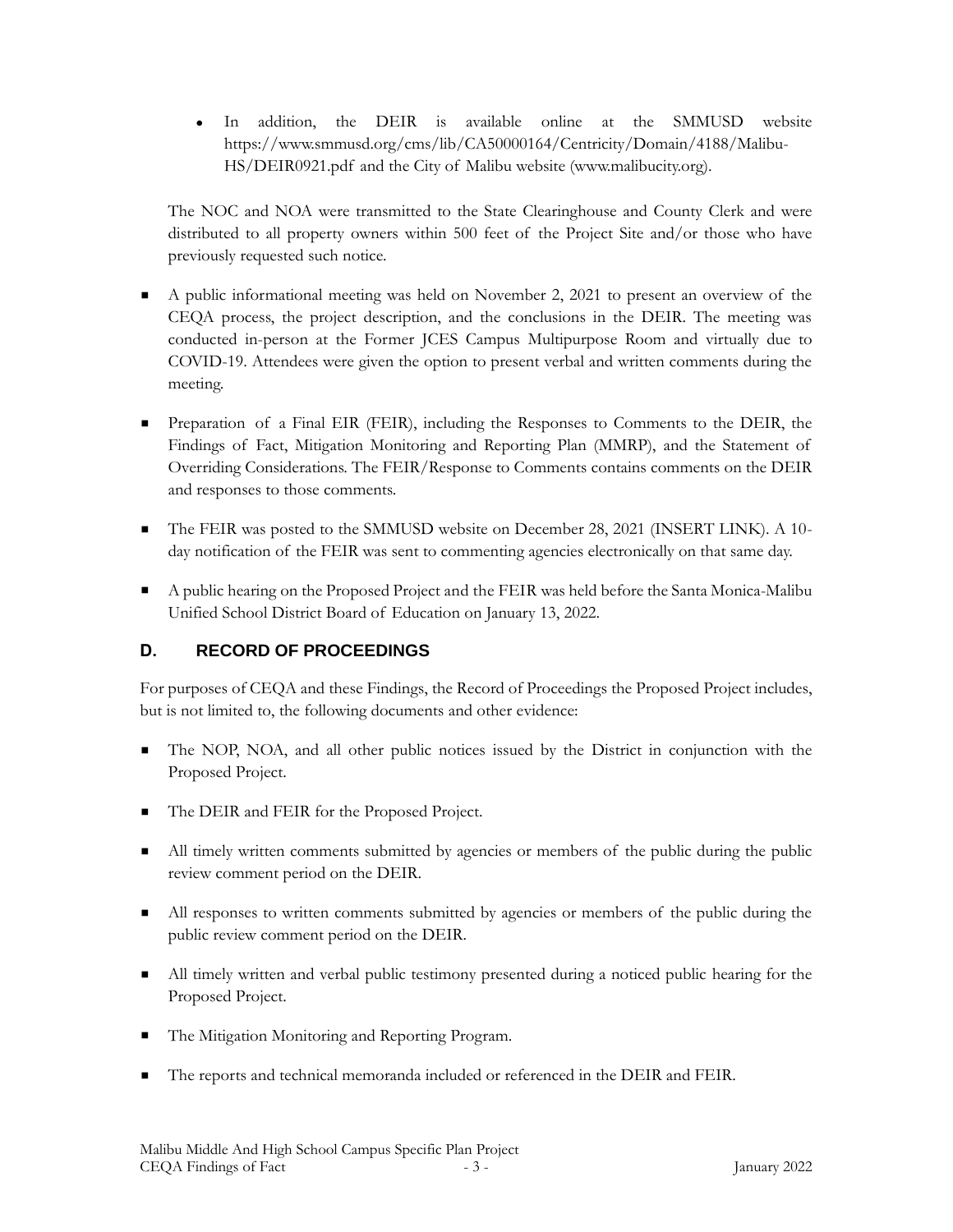- In addition, the DEIR is available online at the SMMUSD website https://www.smmusd.org/cms/lib/CA50000164/Centricity/Domain/4188/Malibu-HS/DEIR0921.pdf and the City of Malibu website (www.malibucity.org).

The NOC and NOA were transmitted to the State Clearinghouse and County Clerk and were distributed to all property owners within 500 feet of the Project Site and/or those who have previously requested such notice.

- A public informational meeting was held on November 2, 2021 to present an overview of the CEQA process, the project description, and the conclusions in the DEIR. The meeting was conducted in-person at the Former JCES Campus Multipurpose Room and virtually due to COVID-19. Attendees were given the option to present verbal and written comments during the meeting.
- Preparation of a Final EIR (FEIR), including the Responses to Comments to the DEIR, the Findings of Fact, Mitigation Monitoring and Reporting Plan (MMRP), and the Statement of Overriding Considerations. The FEIR/Response to Comments contains comments on the DEIR and responses to those comments.
- The FEIR was posted to the SMMUSD website on December 28, 2021 (INSERT LINK). A 10-day notification of the FEIR was sent to commenting agencies electronically on that same day.
- A public hearing on the Proposed Project and the FEIR was held before the Santa Monica-Malibu Unified School District Board of Education on January 13, 2022.

## D. RECORD OF PROCEEDINGS

For purposes of CEQA and these Findings, the Record of Proceedings the Proposed Project includes, but is not limited to, the following documents and other evidence:

- The NOP, NOA, and all other public notices issued by the District in conjunction with the Proposed Project.
- The DEIR and FEIR for the Proposed Project.
- All timely written comments submitted by agencies or members of the public during the public review comment period on the DEIR.
- All responses to written comments submitted by agencies or members of the public during the public review comment period on the DEIR.
- All timely written and verbal public testimony presented during a noticed public hearing for the Proposed Project.
- The Mitigation Monitoring and Reporting Program.
- The reports and technical memoranda included or referenced in the DEIR and FEIR.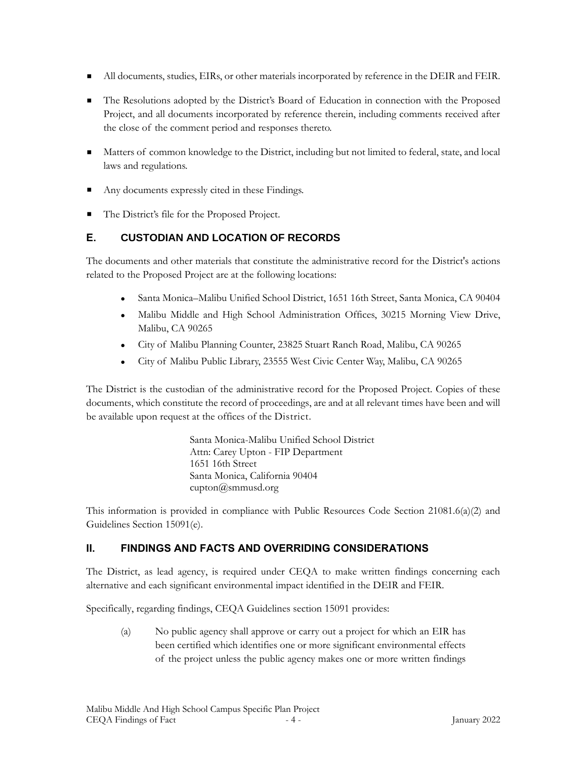- All documents, studies, EIRs, or other materials incorporated by reference in the DEIR and FEIR.
- The Resolutions adopted by the District's Board of Education in connection with the Proposed Project, and all documents incorporated by reference therein, including comments received after the close of the comment period and responses thereto.
- Matters of common knowledge to the District, including but not limited to federal, state, and local laws and regulations.
- Any documents expressly cited in these Findings.
- The District's file for the Proposed Project.

## E. CUSTODIAN AND LOCATION OF RECORDS

The documents and other materials that constitute the administrative record for the District's actions related to the Proposed Project are at the following locations:

- Santa Monica–Malibu Unified School District, 1651 16th Street, Santa Monica, CA 90404
- Malibu Middle and High School Administration Offices, 30215 Morning View Drive, Malibu, CA 90265
- City of Malibu Planning Counter, 23825 Stuart Ranch Road, Malibu, CA 90265
- City of Malibu Public Library, 23555 West Civic Center Way, Malibu, CA 90265

The District is the custodian of the administrative record for the Proposed Project. Copies of these documents, which constitute the record of proceedings, are and at all relevant times have been and will be available upon request at the offices of the District.

Santa Monica-Malibu Unified School District
Attn: Carey Upton - FIP Department
1651 16th Street
Santa Monica, California 90404
cupton@smmusd.org

This information is provided in compliance with Public Resources Code Section 21081.6(a)(2) and Guidelines Section 15091(e).

# II. FINDINGS AND FACTS AND OVERRIDING CONSIDERATIONS

The District, as lead agency, is required under CEQA to make written findings concerning each alternative and each significant environmental impact identified in the DEIR and FEIR.

Specifically, regarding findings, CEQA Guidelines section 15091 provides:

> (a) No public agency shall approve or carry out a project for which an EIR has been certified which identifies one or more significant environmental effects of the project unless the public agency makes one or more written findings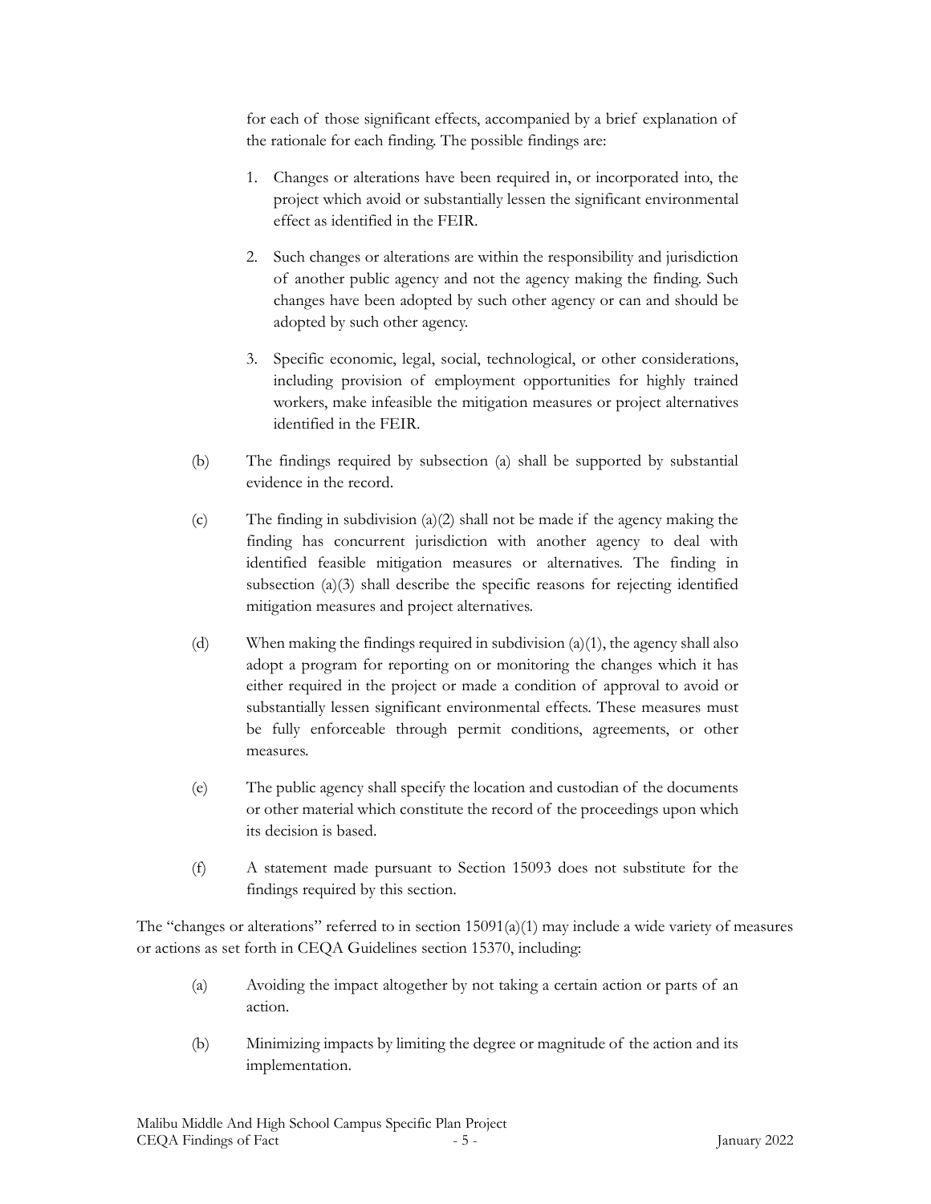for each of those significant effects, accompanied by a brief explanation of the rationale for each finding. The possible findings are:

1. Changes or alterations have been required in, or incorporated into, the project which avoid or substantially lessen the significant environmental effect as identified in the FEIR.

2. Such changes or alterations are within the responsibility and jurisdiction of another public agency and not the agency making the finding. Such changes have been adopted by such other agency or can and should be adopted by such other agency.

3. Specific economic, legal, social, technological, or other considerations, including provision of employment opportunities for highly trained workers, make infeasible the mitigation measures or project alternatives identified in the FEIR.

(b) The findings required by subsection (a) shall be supported by substantial evidence in the record.

(c) The finding in subdivision (a)(2) shall not be made if the agency making the finding has concurrent jurisdiction with another agency to deal with identified feasible mitigation measures or alternatives. The finding in subsection (a)(3) shall describe the specific reasons for rejecting identified mitigation measures and project alternatives.

(d) When making the findings required in subdivision (a)(1), the agency shall also adopt a program for reporting on or monitoring the changes which it has either required in the project or made a condition of approval to avoid or substantially lessen significant environmental effects. These measures must be fully enforceable through permit conditions, agreements, or other measures.

(e) The public agency shall specify the location and custodian of the documents or other material which constitute the record of the proceedings upon which its decision is based.

(f) A statement made pursuant to Section 15093 does not substitute for the findings required by this section.

The "changes or alterations" referred to in section 15091(a)(1) may include a wide variety of measures or actions as set forth in CEQA Guidelines section 15370, including:

(a) Avoiding the impact altogether by not taking a certain action or parts of an action.

(b) Minimizing impacts by limiting the degree or magnitude of the action and its implementation.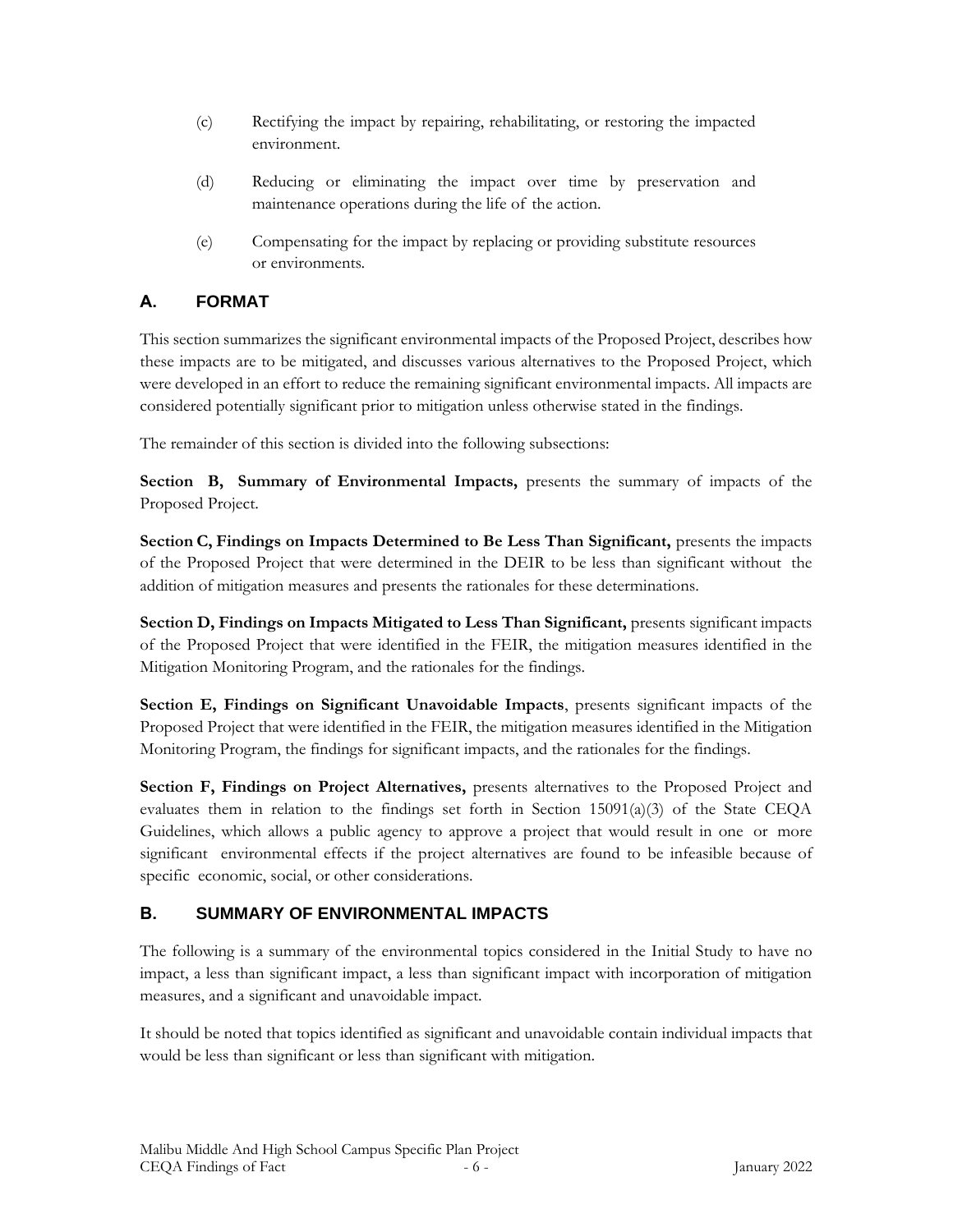(c) Rectifying the impact by repairing, rehabilitating, or restoring the impacted environment.

(d) Reducing or eliminating the impact over time by preservation and maintenance operations during the life of the action.

(e) Compensating for the impact by replacing or providing substitute resources or environments.

## A. FORMAT

This section summarizes the significant environmental impacts of the Proposed Project, describes how these impacts are to be mitigated, and discusses various alternatives to the Proposed Project, which were developed in an effort to reduce the remaining significant environmental impacts. All impacts are considered potentially significant prior to mitigation unless otherwise stated in the findings.

The remainder of this section is divided into the following subsections:

**Section B, Summary of Environmental Impacts,** presents the summary of impacts of the Proposed Project.

**Section C, Findings on Impacts Determined to Be Less Than Significant,** presents the impacts of the Proposed Project that were determined in the DEIR to be less than significant without the addition of mitigation measures and presents the rationales for these determinations.

**Section D, Findings on Impacts Mitigated to Less Than Significant,** presents significant impacts of the Proposed Project that were identified in the FEIR, the mitigation measures identified in the Mitigation Monitoring Program, and the rationales for the findings.

**Section E, Findings on Significant Unavoidable Impacts**, presents significant impacts of the Proposed Project that were identified in the FEIR, the mitigation measures identified in the Mitigation Monitoring Program, the findings for significant impacts, and the rationales for the findings.

**Section F, Findings on Project Alternatives,** presents alternatives to the Proposed Project and evaluates them in relation to the findings set forth in Section 15091(a)(3) of the State CEQA Guidelines, which allows a public agency to approve a project that would result in one or more significant environmental effects if the project alternatives are found to be infeasible because of specific economic, social, or other considerations.

## B. SUMMARY OF ENVIRONMENTAL IMPACTS

The following is a summary of the environmental topics considered in the Initial Study to have no impact, a less than significant impact, a less than significant impact with incorporation of mitigation measures, and a significant and unavoidable impact.

It should be noted that topics identified as significant and unavoidable contain individual impacts that would be less than significant or less than significant with mitigation.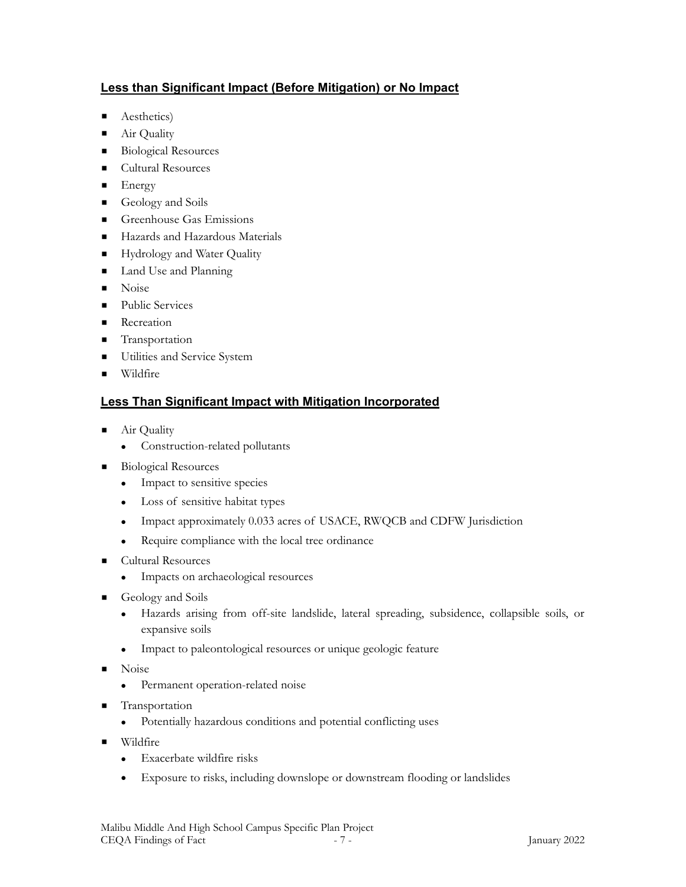## Less than Significant Impact (Before Mitigation) or No Impact

- Aesthetics)
- Air Quality
- Biological Resources
- Cultural Resources
- Energy
- Geology and Soils
- Greenhouse Gas Emissions
- Hazards and Hazardous Materials
- Hydrology and Water Quality
- Land Use and Planning
- Noise
- Public Services
- Recreation
- Transportation
- Utilities and Service System
- Wildfire

## Less Than Significant Impact with Mitigation Incorporated

- Air Quality
  - Construction-related pollutants
- Biological Resources
  - Impact to sensitive species
  - Loss of sensitive habitat types
  - Impact approximately 0.033 acres of USACE, RWQCB and CDFW Jurisdiction
  - Require compliance with the local tree ordinance
- Cultural Resources
  - Impacts on archaeological resources
- Geology and Soils
  - Hazards arising from off-site landslide, lateral spreading, subsidence, collapsible soils, or expansive soils
  - Impact to paleontological resources or unique geologic feature
- Noise
  - Permanent operation-related noise
- Transportation
  - Potentially hazardous conditions and potential conflicting uses
- Wildfire
  - Exacerbate wildfire risks
  - Exposure to risks, including downslope or downstream flooding or landslides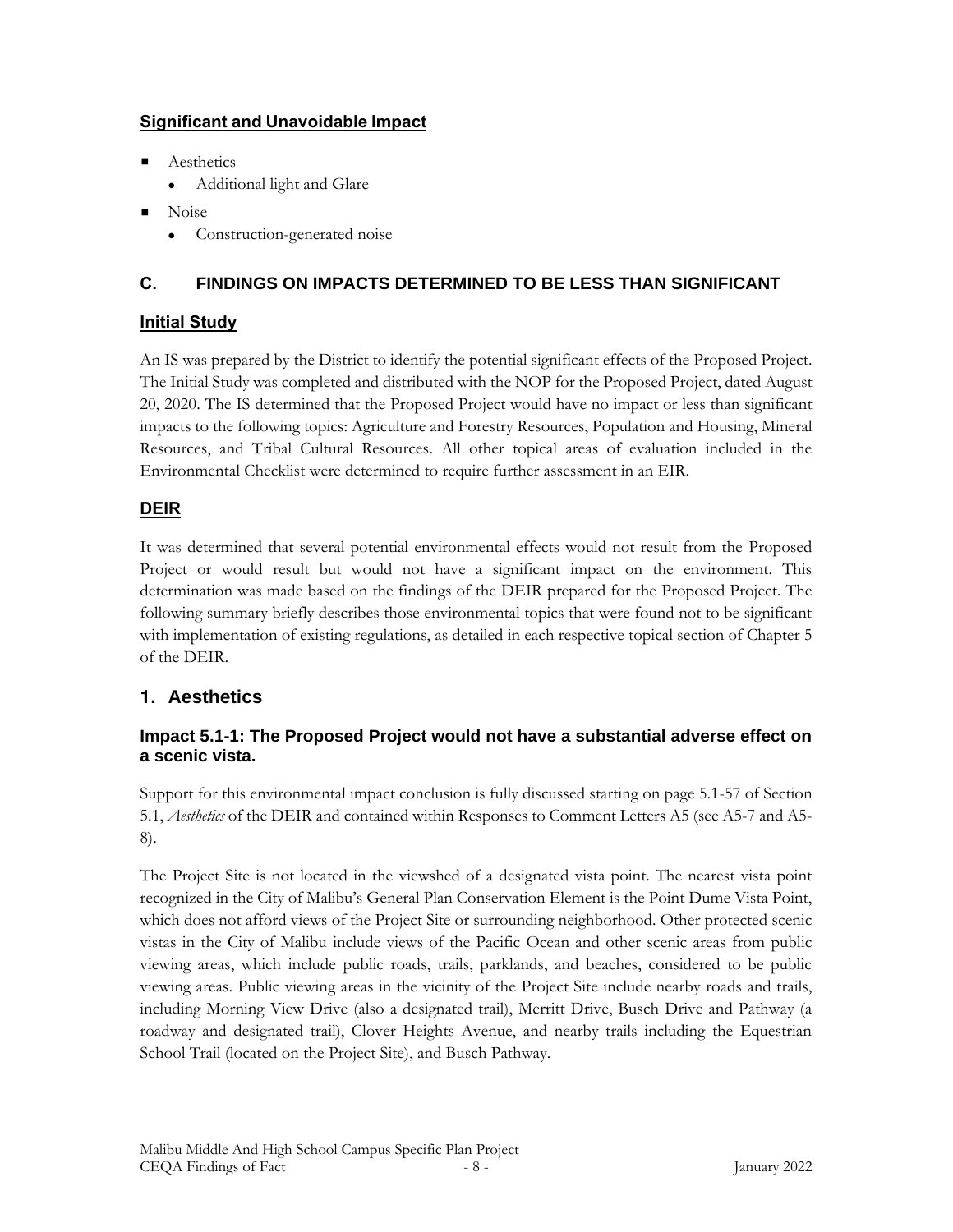## Significant and Unavoidable Impact

- Aesthetics
  - Additional light and Glare
- Noise
  - Construction-generated noise

## C. FINDINGS ON IMPACTS DETERMINED TO BE LESS THAN SIGNIFICANT

### Initial Study

An IS was prepared by the District to identify the potential significant effects of the Proposed Project. The Initial Study was completed and distributed with the NOP for the Proposed Project, dated August 20, 2020. The IS determined that the Proposed Project would have no impact or less than significant impacts to the following topics: Agriculture and Forestry Resources, Population and Housing, Mineral Resources, and Tribal Cultural Resources. All other topical areas of evaluation included in the Environmental Checklist were determined to require further assessment in an EIR.

### DEIR

It was determined that several potential environmental effects would not result from the Proposed Project or would result but would not have a significant impact on the environment. This determination was made based on the findings of the DEIR prepared for the Proposed Project. The following summary briefly describes those environmental topics that were found not to be significant with implementation of existing regulations, as detailed in each respective topical section of Chapter 5 of the DEIR.

## 1. Aesthetics

### Impact 5.1-1: The Proposed Project would not have a substantial adverse effect on a scenic vista.

Support for this environmental impact conclusion is fully discussed starting on page 5.1-57 of Section 5.1, *Aesthetics* of the DEIR and contained within Responses to Comment Letters A5 (see A5-7 and A5-8).

The Project Site is not located in the viewshed of a designated vista point. The nearest vista point recognized in the City of Malibu's General Plan Conservation Element is the Point Dume Vista Point, which does not afford views of the Project Site or surrounding neighborhood. Other protected scenic vistas in the City of Malibu include views of the Pacific Ocean and other scenic areas from public viewing areas, which include public roads, trails, parklands, and beaches, considered to be public viewing areas. Public viewing areas in the vicinity of the Project Site include nearby roads and trails, including Morning View Drive (also a designated trail), Merritt Drive, Busch Drive and Pathway (a roadway and designated trail), Clover Heights Avenue, and nearby trails including the Equestrian School Trail (located on the Project Site), and Busch Pathway.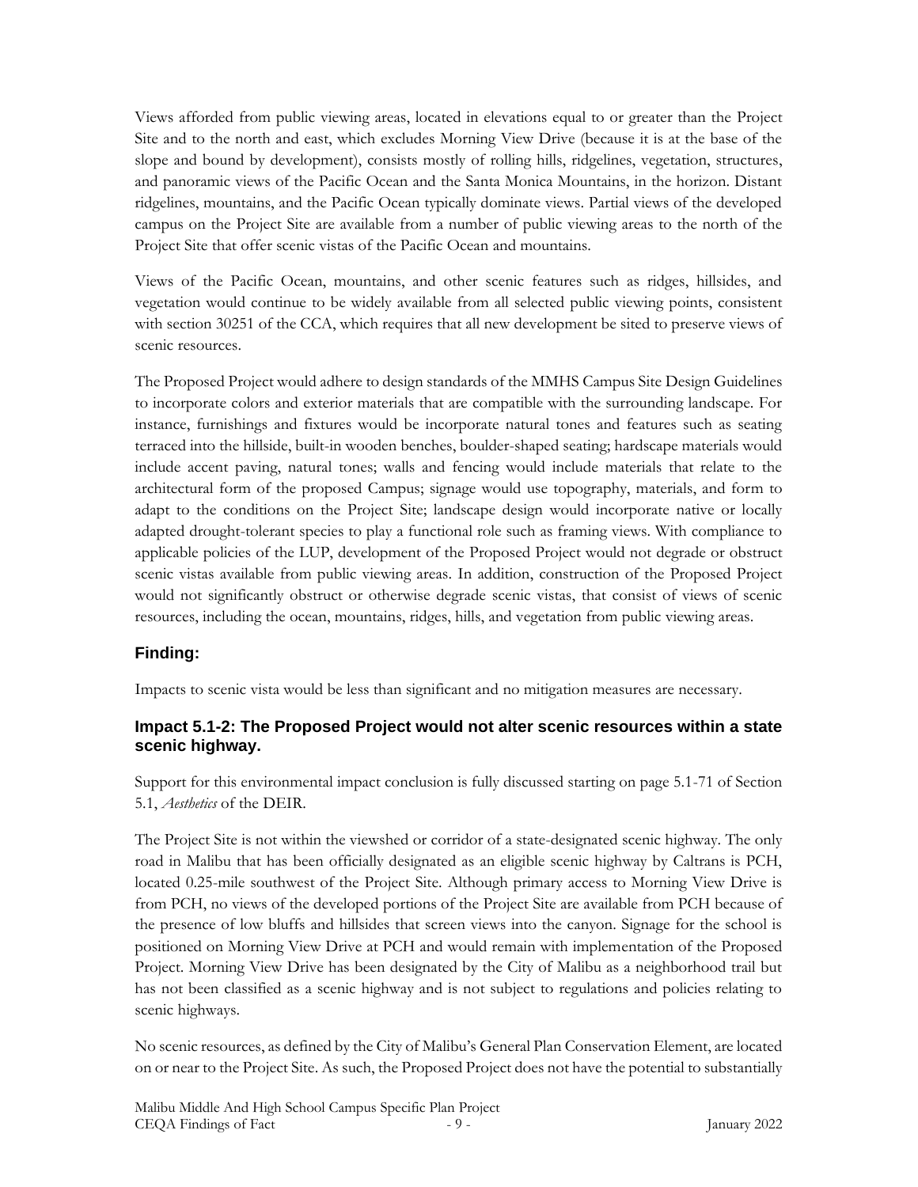Views afforded from public viewing areas, located in elevations equal to or greater than the Project Site and to the north and east, which excludes Morning View Drive (because it is at the base of the slope and bound by development), consists mostly of rolling hills, ridgelines, vegetation, structures, and panoramic views of the Pacific Ocean and the Santa Monica Mountains, in the horizon. Distant ridgelines, mountains, and the Pacific Ocean typically dominate views. Partial views of the developed campus on the Project Site are available from a number of public viewing areas to the north of the Project Site that offer scenic vistas of the Pacific Ocean and mountains.

Views of the Pacific Ocean, mountains, and other scenic features such as ridges, hillsides, and vegetation would continue to be widely available from all selected public viewing points, consistent with section 30251 of the CCA, which requires that all new development be sited to preserve views of scenic resources.

The Proposed Project would adhere to design standards of the MMHS Campus Site Design Guidelines to incorporate colors and exterior materials that are compatible with the surrounding landscape. For instance, furnishings and fixtures would be incorporate natural tones and features such as seating terraced into the hillside, built-in wooden benches, boulder-shaped seating; hardscape materials would include accent paving, natural tones; walls and fencing would include materials that relate to the architectural form of the proposed Campus; signage would use topography, materials, and form to adapt to the conditions on the Project Site; landscape design would incorporate native or locally adapted drought-tolerant species to play a functional role such as framing views. With compliance to applicable policies of the LUP, development of the Proposed Project would not degrade or obstruct scenic vistas available from public viewing areas. In addition, construction of the Proposed Project would not significantly obstruct or otherwise degrade scenic vistas, that consist of views of scenic resources, including the ocean, mountains, ridges, hills, and vegetation from public viewing areas.

### Finding:

Impacts to scenic vista would be less than significant and no mitigation measures are necessary.

#### Impact 5.1-2: The Proposed Project would not alter scenic resources within a state scenic highway.

Support for this environmental impact conclusion is fully discussed starting on page 5.1-71 of Section 5.1, *Aesthetics* of the DEIR.

The Project Site is not within the viewshed or corridor of a state-designated scenic highway. The only road in Malibu that has been officially designated as an eligible scenic highway by Caltrans is PCH, located 0.25-mile southwest of the Project Site. Although primary access to Morning View Drive is from PCH, no views of the developed portions of the Project Site are available from PCH because of the presence of low bluffs and hillsides that screen views into the canyon. Signage for the school is positioned on Morning View Drive at PCH and would remain with implementation of the Proposed Project. Morning View Drive has been designated by the City of Malibu as a neighborhood trail but has not been classified as a scenic highway and is not subject to regulations and policies relating to scenic highways.

No scenic resources, as defined by the City of Malibu's General Plan Conservation Element, are located on or near to the Project Site. As such, the Proposed Project does not have the potential to substantially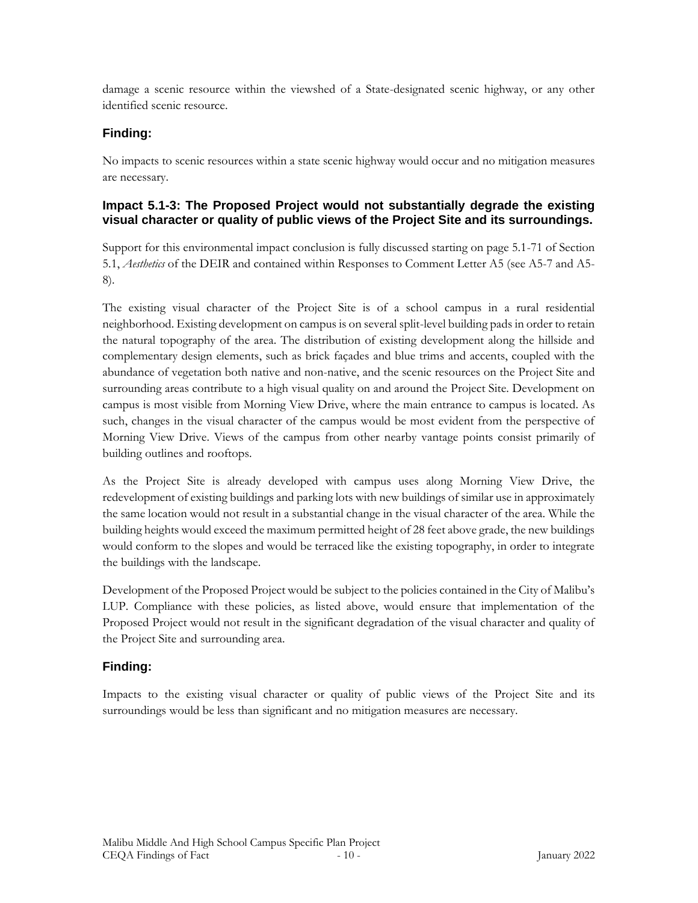damage a scenic resource within the viewshed of a State-designated scenic highway, or any other identified scenic resource.

### Finding:

No impacts to scenic resources within a state scenic highway would occur and no mitigation measures are necessary.

### Impact 5.1-3: The Proposed Project would not substantially degrade the existing visual character or quality of public views of the Project Site and its surroundings.

Support for this environmental impact conclusion is fully discussed starting on page 5.1-71 of Section 5.1, *Aesthetics* of the DEIR and contained within Responses to Comment Letter A5 (see A5-7 and A5-8).

The existing visual character of the Project Site is of a school campus in a rural residential neighborhood. Existing development on campus is on several split-level building pads in order to retain the natural topography of the area. The distribution of existing development along the hillside and complementary design elements, such as brick façades and blue trims and accents, coupled with the abundance of vegetation both native and non-native, and the scenic resources on the Project Site and surrounding areas contribute to a high visual quality on and around the Project Site. Development on campus is most visible from Morning View Drive, where the main entrance to campus is located. As such, changes in the visual character of the campus would be most evident from the perspective of Morning View Drive. Views of the campus from other nearby vantage points consist primarily of building outlines and rooftops.

As the Project Site is already developed with campus uses along Morning View Drive, the redevelopment of existing buildings and parking lots with new buildings of similar use in approximately the same location would not result in a substantial change in the visual character of the area. While the building heights would exceed the maximum permitted height of 28 feet above grade, the new buildings would conform to the slopes and would be terraced like the existing topography, in order to integrate the buildings with the landscape.

Development of the Proposed Project would be subject to the policies contained in the City of Malibu's LUP. Compliance with these policies, as listed above, would ensure that implementation of the Proposed Project would not result in the significant degradation of the visual character and quality of the Project Site and surrounding area.

### Finding:

Impacts to the existing visual character or quality of public views of the Project Site and its surroundings would be less than significant and no mitigation measures are necessary.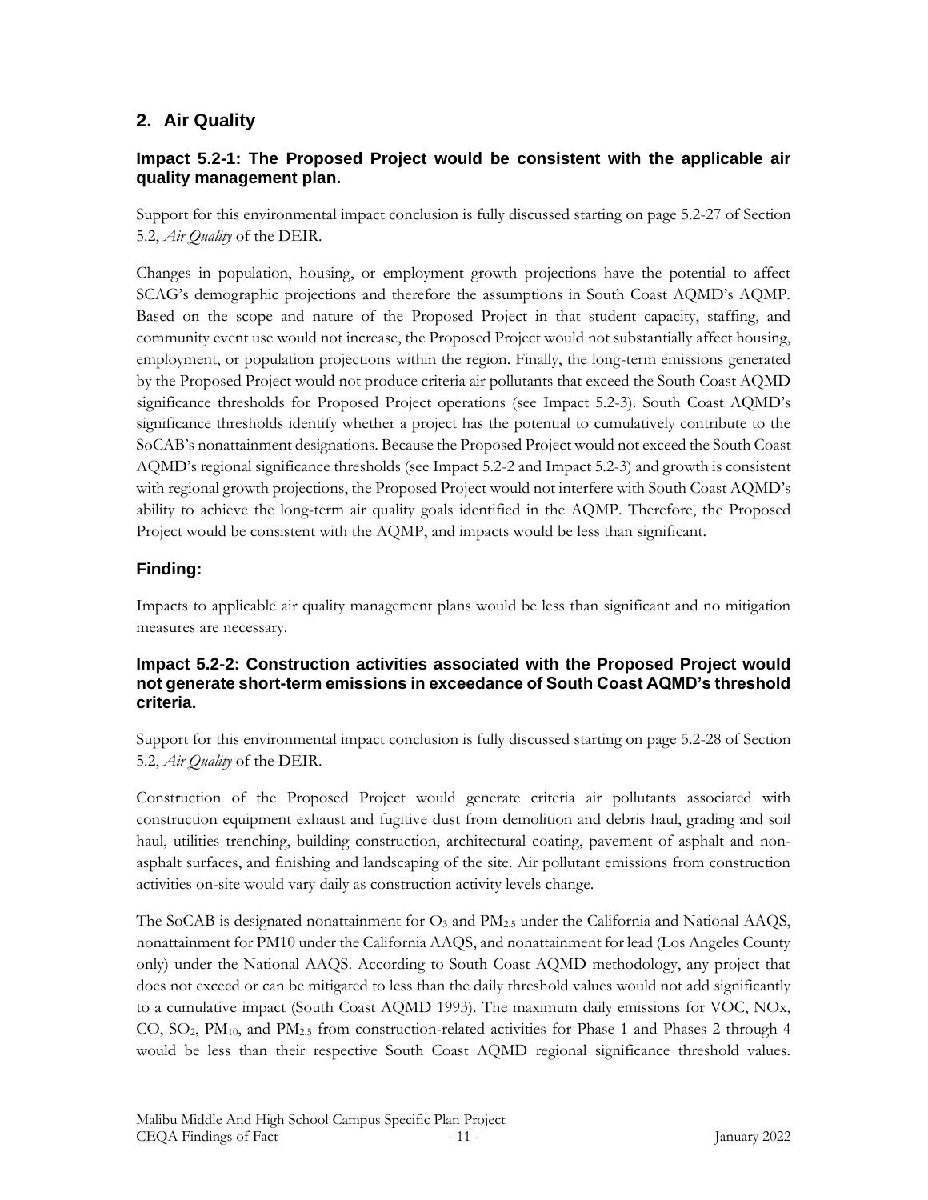## 2. Air Quality

### Impact 5.2-1: The Proposed Project would be consistent with the applicable air quality management plan.

Support for this environmental impact conclusion is fully discussed starting on page 5.2-27 of Section 5.2, *Air Quality* of the DEIR.

Changes in population, housing, or employment growth projections have the potential to affect SCAG's demographic projections and therefore the assumptions in South Coast AQMD's AQMP. Based on the scope and nature of the Proposed Project in that student capacity, staffing, and community event use would not increase, the Proposed Project would not substantially affect housing, employment, or population projections within the region. Finally, the long-term emissions generated by the Proposed Project would not produce criteria air pollutants that exceed the South Coast AQMD significance thresholds for Proposed Project operations (see Impact 5.2-3). South Coast AQMD's significance thresholds identify whether a project has the potential to cumulatively contribute to the SoCAB's nonattainment designations. Because the Proposed Project would not exceed the South Coast AQMD's regional significance thresholds (see Impact 5.2-2 and Impact 5.2-3) and growth is consistent with regional growth projections, the Proposed Project would not interfere with South Coast AQMD's ability to achieve the long-term air quality goals identified in the AQMP. Therefore, the Proposed Project would be consistent with the AQMP, and impacts would be less than significant.

### Finding:

Impacts to applicable air quality management plans would be less than significant and no mitigation measures are necessary.

#### Impact 5.2-2: Construction activities associated with the Proposed Project would not generate short-term emissions in exceedance of South Coast AQMD's threshold criteria.

Support for this environmental impact conclusion is fully discussed starting on page 5.2-28 of Section 5.2, *Air Quality* of the DEIR.

Construction of the Proposed Project would generate criteria air pollutants associated with construction equipment exhaust and fugitive dust from demolition and debris haul, grading and soil haul, utilities trenching, building construction, architectural coating, pavement of asphalt and non-asphalt surfaces, and finishing and landscaping of the site. Air pollutant emissions from construction activities on-site would vary daily as construction activity levels change.

The SoCAB is designated nonattainment for $O_3$ and $PM_{2.5}$ under the California and National AAQS, nonattainment for PM10 under the California AAQS, and nonattainment for lead (Los Angeles County only) under the National AAQS. According to South Coast AQMD methodology, any project that does not exceed or can be mitigated to less than the daily threshold values would not add significantly to a cumulative impact (South Coast AQMD 1993). The maximum daily emissions for VOC, NOx, CO, $SO_2$, $PM_{10}$, and $PM_{2.5}$ from construction-related activities for Phase 1 and Phases 2 through 4 would be less than their respective South Coast AQMD regional significance threshold values.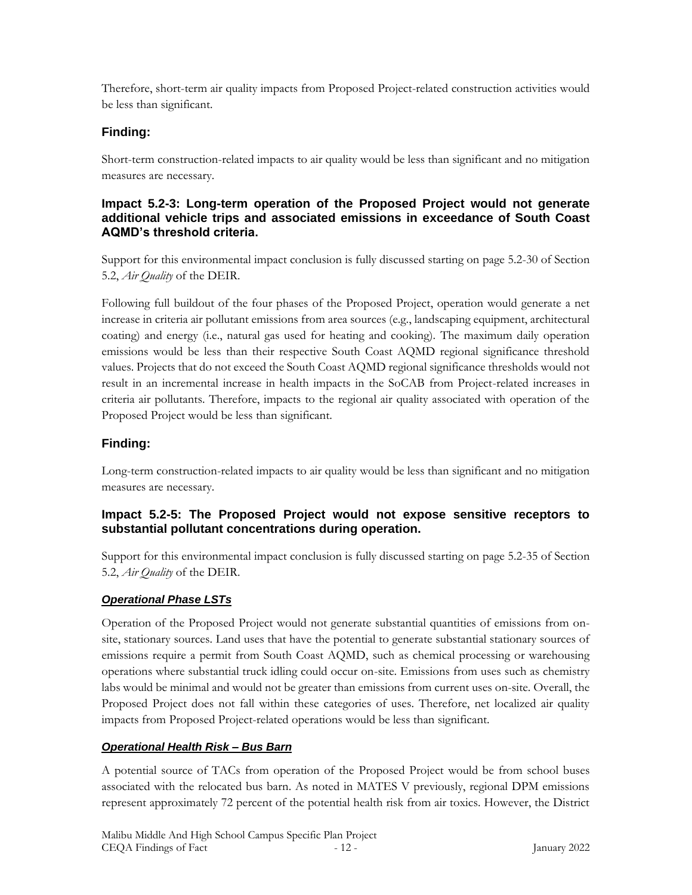Therefore, short-term air quality impacts from Proposed Project-related construction activities would be less than significant.

### Finding:

Short-term construction-related impacts to air quality would be less than significant and no mitigation measures are necessary.

### Impact 5.2-3: Long-term operation of the Proposed Project would not generate additional vehicle trips and associated emissions in exceedance of South Coast AQMD's threshold criteria.

Support for this environmental impact conclusion is fully discussed starting on page 5.2-30 of Section 5.2, *Air Quality* of the DEIR.

Following full buildout of the four phases of the Proposed Project, operation would generate a net increase in criteria air pollutant emissions from area sources (e.g., landscaping equipment, architectural coating) and energy (i.e., natural gas used for heating and cooking). The maximum daily operation emissions would be less than their respective South Coast AQMD regional significance threshold values. Projects that do not exceed the South Coast AQMD regional significance thresholds would not result in an incremental increase in health impacts in the SoCAB from Project-related increases in criteria air pollutants. Therefore, impacts to the regional air quality associated with operation of the Proposed Project would be less than significant.

### Finding:

Long-term construction-related impacts to air quality would be less than significant and no mitigation measures are necessary.

### Impact 5.2-5: The Proposed Project would not expose sensitive receptors to substantial pollutant concentrations during operation.

Support for this environmental impact conclusion is fully discussed starting on page 5.2-35 of Section 5.2, *Air Quality* of the DEIR.

#### *Operational Phase LSTs*

Operation of the Proposed Project would not generate substantial quantities of emissions from on-site, stationary sources. Land uses that have the potential to generate substantial stationary sources of emissions require a permit from South Coast AQMD, such as chemical processing or warehousing operations where substantial truck idling could occur on-site. Emissions from uses such as chemistry labs would be minimal and would not be greater than emissions from current uses on-site. Overall, the Proposed Project does not fall within these categories of uses. Therefore, net localized air quality impacts from Proposed Project-related operations would be less than significant.

#### *Operational Health Risk – Bus Barn*

A potential source of TACs from operation of the Proposed Project would be from school buses associated with the relocated bus barn. As noted in MATES V previously, regional DPM emissions represent approximately 72 percent of the potential health risk from air toxics. However, the District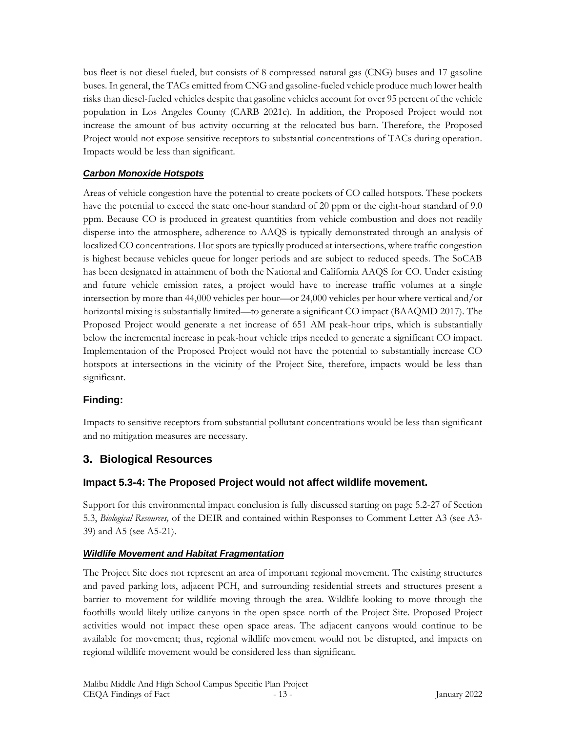bus fleet is not diesel fueled, but consists of 8 compressed natural gas (CNG) buses and 17 gasoline buses. In general, the TACs emitted from CNG and gasoline-fueled vehicle produce much lower health risks than diesel-fueled vehicles despite that gasoline vehicles account for over 95 percent of the vehicle population in Los Angeles County (CARB 2021c). In addition, the Proposed Project would not increase the amount of bus activity occurring at the relocated bus barn. Therefore, the Proposed Project would not expose sensitive receptors to substantial concentrations of TACs during operation. Impacts would be less than significant.

***Carbon Monoxide Hotspots***

Areas of vehicle congestion have the potential to create pockets of CO called hotspots. These pockets have the potential to exceed the state one-hour standard of 20 ppm or the eight-hour standard of 9.0 ppm. Because CO is produced in greatest quantities from vehicle combustion and does not readily disperse into the atmosphere, adherence to AAQS is typically demonstrated through an analysis of localized CO concentrations. Hot spots are typically produced at intersections, where traffic congestion is highest because vehicles queue for longer periods and are subject to reduced speeds. The SoCAB has been designated in attainment of both the National and California AAQS for CO. Under existing and future vehicle emission rates, a project would have to increase traffic volumes at a single intersection by more than 44,000 vehicles per hour—or 24,000 vehicles per hour where vertical and/or horizontal mixing is substantially limited—to generate a significant CO impact (BAAQMD 2017). The Proposed Project would generate a net increase of 651 AM peak-hour trips, which is substantially below the incremental increase in peak-hour vehicle trips needed to generate a significant CO impact. Implementation of the Proposed Project would not have the potential to substantially increase CO hotspots at intersections in the vicinity of the Project Site, therefore, impacts would be less than significant.

### Finding:

Impacts to sensitive receptors from substantial pollutant concentrations would be less than significant and no mitigation measures are necessary.

## 3. Biological Resources

### Impact 5.3-4: The Proposed Project would not affect wildlife movement.

Support for this environmental impact conclusion is fully discussed starting on page 5.2-27 of Section 5.3, *Biological Resources,* of the DEIR and contained within Responses to Comment Letter A3 (see A3-39) and A5 (see A5-21).

***Wildlife Movement and Habitat Fragmentation***

The Project Site does not represent an area of important regional movement. The existing structures and paved parking lots, adjacent PCH, and surrounding residential streets and structures present a barrier to movement for wildlife moving through the area. Wildlife looking to move through the foothills would likely utilize canyons in the open space north of the Project Site. Proposed Project activities would not impact these open space areas. The adjacent canyons would continue to be available for movement; thus, regional wildlife movement would not be disrupted, and impacts on regional wildlife movement would be considered less than significant.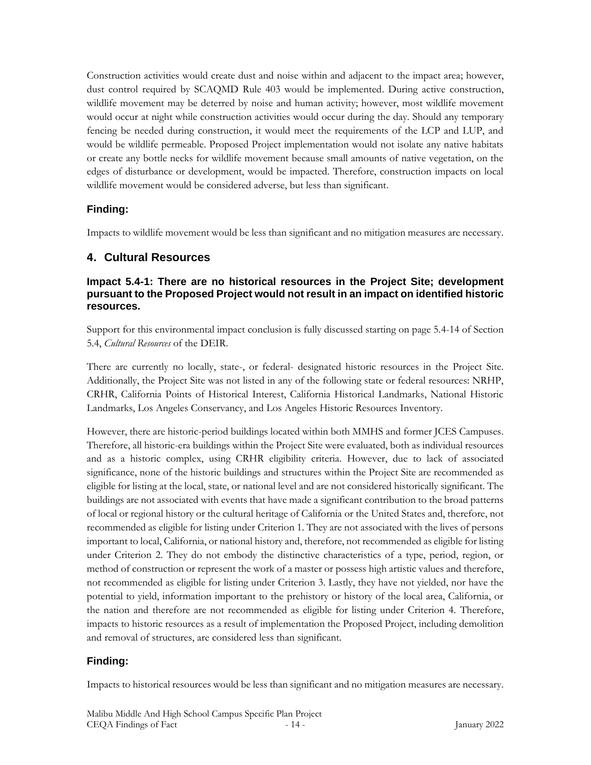Construction activities would create dust and noise within and adjacent to the impact area; however, dust control required by SCAQMD Rule 403 would be implemented. During active construction, wildlife movement may be deterred by noise and human activity; however, most wildlife movement would occur at night while construction activities would occur during the day. Should any temporary fencing be needed during construction, it would meet the requirements of the LCP and LUP, and would be wildlife permeable. Proposed Project implementation would not isolate any native habitats or create any bottle necks for wildlife movement because small amounts of native vegetation, on the edges of disturbance or development, would be impacted. Therefore, construction impacts on local wildlife movement would be considered adverse, but less than significant.

### Finding:

Impacts to wildlife movement would be less than significant and no mitigation measures are necessary.

## 4. Cultural Resources

### Impact 5.4-1: There are no historical resources in the Project Site; development pursuant to the Proposed Project would not result in an impact on identified historic resources.

Support for this environmental impact conclusion is fully discussed starting on page 5.4-14 of Section 5.4, *Cultural Resources* of the DEIR.

There are currently no locally, state-, or federal- designated historic resources in the Project Site. Additionally, the Project Site was not listed in any of the following state or federal resources: NRHP, CRHR, California Points of Historical Interest, California Historical Landmarks, National Historic Landmarks, Los Angeles Conservancy, and Los Angeles Historic Resources Inventory.

However, there are historic-period buildings located within both MMHS and former JCES Campuses. Therefore, all historic-era buildings within the Project Site were evaluated, both as individual resources and as a historic complex, using CRHR eligibility criteria. However, due to lack of associated significance, none of the historic buildings and structures within the Project Site are recommended as eligible for listing at the local, state, or national level and are not considered historically significant. The buildings are not associated with events that have made a significant contribution to the broad patterns of local or regional history or the cultural heritage of California or the United States and, therefore, not recommended as eligible for listing under Criterion 1. They are not associated with the lives of persons important to local, California, or national history and, therefore, not recommended as eligible for listing under Criterion 2. They do not embody the distinctive characteristics of a type, period, region, or method of construction or represent the work of a master or possess high artistic values and therefore, not recommended as eligible for listing under Criterion 3. Lastly, they have not yielded, nor have the potential to yield, information important to the prehistory or history of the local area, California, or the nation and therefore are not recommended as eligible for listing under Criterion 4. Therefore, impacts to historic resources as a result of implementation the Proposed Project, including demolition and removal of structures, are considered less than significant.

### Finding:

Impacts to historical resources would be less than significant and no mitigation measures are necessary.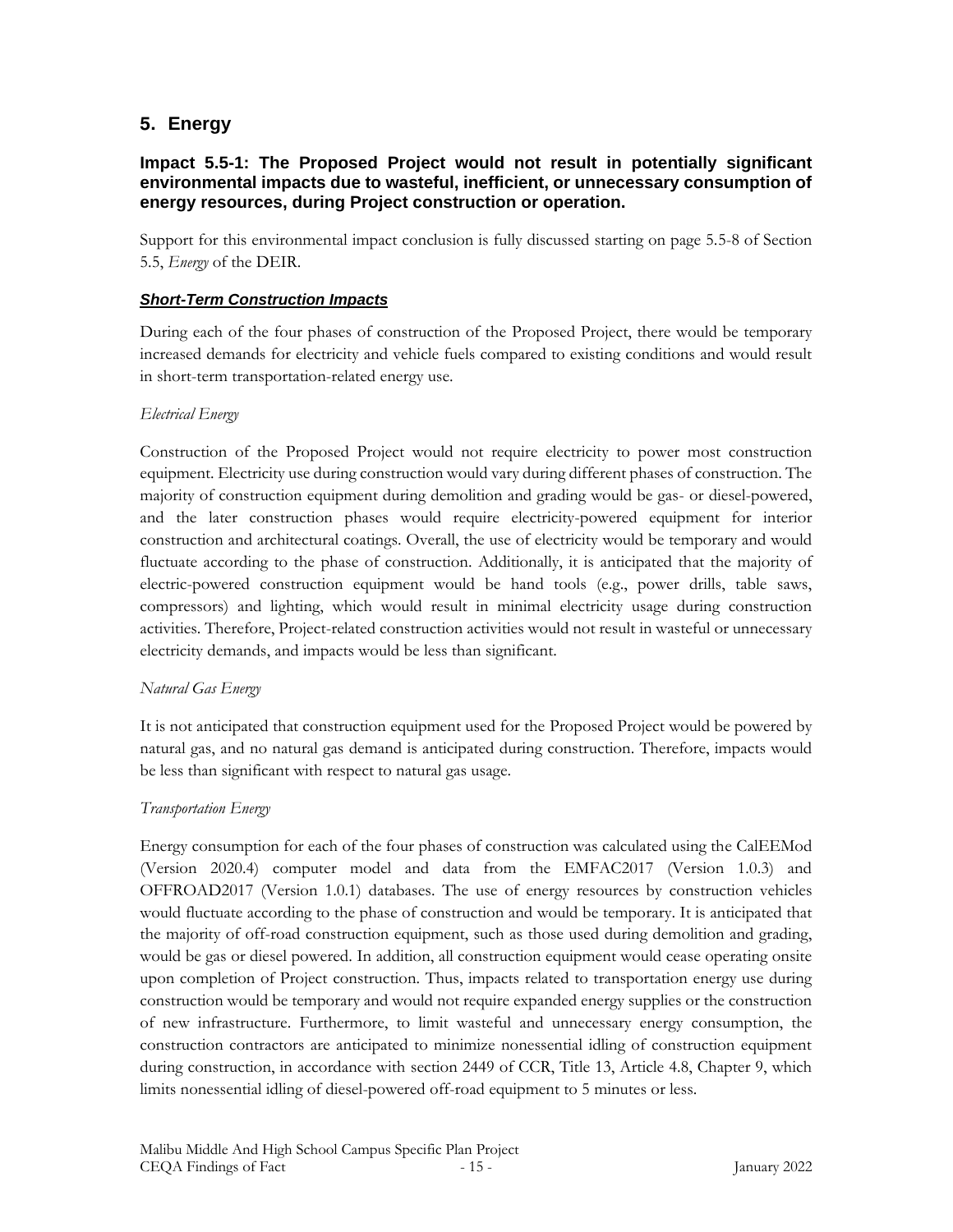## 5. Energy

### Impact 5.5-1: The Proposed Project would not result in potentially significant environmental impacts due to wasteful, inefficient, or unnecessary consumption of energy resources, during Project construction or operation.

Support for this environmental impact conclusion is fully discussed starting on page 5.5-8 of Section 5.5, *Energy* of the DEIR.

***Short-Term Construction Impacts***

During each of the four phases of construction of the Proposed Project, there would be temporary increased demands for electricity and vehicle fuels compared to existing conditions and would result in short-term transportation-related energy use.

*Electrical Energy*

Construction of the Proposed Project would not require electricity to power most construction equipment. Electricity use during construction would vary during different phases of construction. The majority of construction equipment during demolition and grading would be gas- or diesel-powered, and the later construction phases would require electricity-powered equipment for interior construction and architectural coatings. Overall, the use of electricity would be temporary and would fluctuate according to the phase of construction. Additionally, it is anticipated that the majority of electric-powered construction equipment would be hand tools (e.g., power drills, table saws, compressors) and lighting, which would result in minimal electricity usage during construction activities. Therefore, Project-related construction activities would not result in wasteful or unnecessary electricity demands, and impacts would be less than significant.

*Natural Gas Energy*

It is not anticipated that construction equipment used for the Proposed Project would be powered by natural gas, and no natural gas demand is anticipated during construction. Therefore, impacts would be less than significant with respect to natural gas usage.

*Transportation Energy*

Energy consumption for each of the four phases of construction was calculated using the CalEEMod (Version 2020.4) computer model and data from the EMFAC2017 (Version 1.0.3) and OFFROAD2017 (Version 1.0.1) databases. The use of energy resources by construction vehicles would fluctuate according to the phase of construction and would be temporary. It is anticipated that the majority of off-road construction equipment, such as those used during demolition and grading, would be gas or diesel powered. In addition, all construction equipment would cease operating onsite upon completion of Project construction. Thus, impacts related to transportation energy use during construction would be temporary and would not require expanded energy supplies or the construction of new infrastructure. Furthermore, to limit wasteful and unnecessary energy consumption, the construction contractors are anticipated to minimize nonessential idling of construction equipment during construction, in accordance with section 2449 of CCR, Title 13, Article 4.8, Chapter 9, which limits nonessential idling of diesel-powered off-road equipment to 5 minutes or less.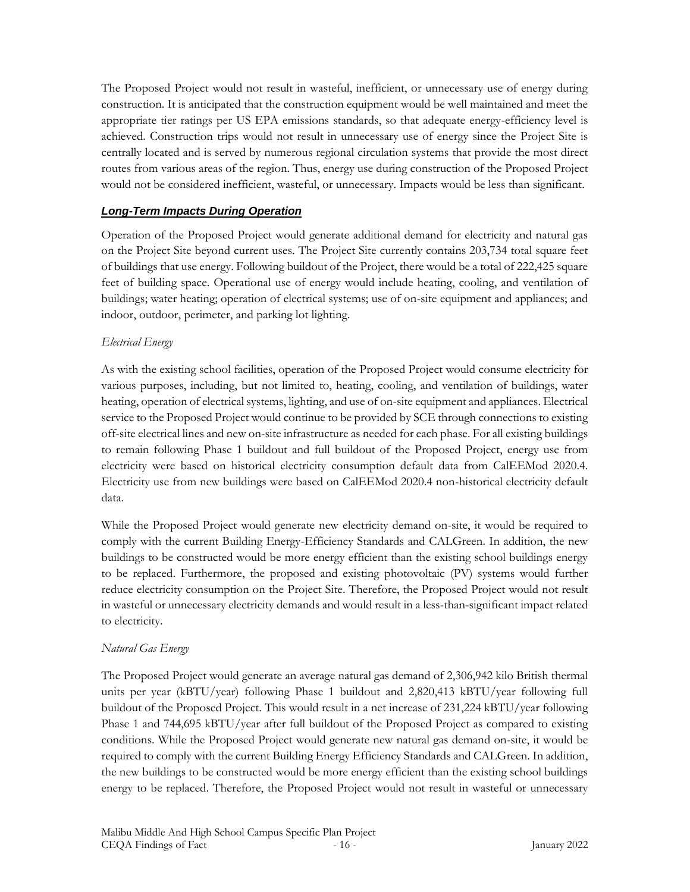The Proposed Project would not result in wasteful, inefficient, or unnecessary use of energy during construction. It is anticipated that the construction equipment would be well maintained and meet the appropriate tier ratings per US EPA emissions standards, so that adequate energy-efficiency level is achieved. Construction trips would not result in unnecessary use of energy since the Project Site is centrally located and is served by numerous regional circulation systems that provide the most direct routes from various areas of the region. Thus, energy use during construction of the Proposed Project would not be considered inefficient, wasteful, or unnecessary. Impacts would be less than significant.

***Long-Term Impacts During Operation***

Operation of the Proposed Project would generate additional demand for electricity and natural gas on the Project Site beyond current uses. The Project Site currently contains 203,734 total square feet of buildings that use energy. Following buildout of the Project, there would be a total of 222,425 square feet of building space. Operational use of energy would include heating, cooling, and ventilation of buildings; water heating; operation of electrical systems; use of on-site equipment and appliances; and indoor, outdoor, perimeter, and parking lot lighting.

*Electrical Energy*

As with the existing school facilities, operation of the Proposed Project would consume electricity for various purposes, including, but not limited to, heating, cooling, and ventilation of buildings, water heating, operation of electrical systems, lighting, and use of on-site equipment and appliances. Electrical service to the Proposed Project would continue to be provided by SCE through connections to existing off-site electrical lines and new on-site infrastructure as needed for each phase. For all existing buildings to remain following Phase 1 buildout and full buildout of the Proposed Project, energy use from electricity were based on historical electricity consumption default data from CalEEMod 2020.4. Electricity use from new buildings were based on CalEEMod 2020.4 non-historical electricity default data.

While the Proposed Project would generate new electricity demand on-site, it would be required to comply with the current Building Energy-Efficiency Standards and CALGreen. In addition, the new buildings to be constructed would be more energy efficient than the existing school buildings energy to be replaced. Furthermore, the proposed and existing photovoltaic (PV) systems would further reduce electricity consumption on the Project Site. Therefore, the Proposed Project would not result in wasteful or unnecessary electricity demands and would result in a less-than-significant impact related to electricity.

*Natural Gas Energy*

The Proposed Project would generate an average natural gas demand of 2,306,942 kilo British thermal units per year (kBTU/year) following Phase 1 buildout and 2,820,413 kBTU/year following full buildout of the Proposed Project. This would result in a net increase of 231,224 kBTU/year following Phase 1 and 744,695 kBTU/year after full buildout of the Proposed Project as compared to existing conditions. While the Proposed Project would generate new natural gas demand on-site, it would be required to comply with the current Building Energy Efficiency Standards and CALGreen. In addition, the new buildings to be constructed would be more energy efficient than the existing school buildings energy to be replaced. Therefore, the Proposed Project would not result in wasteful or unnecessary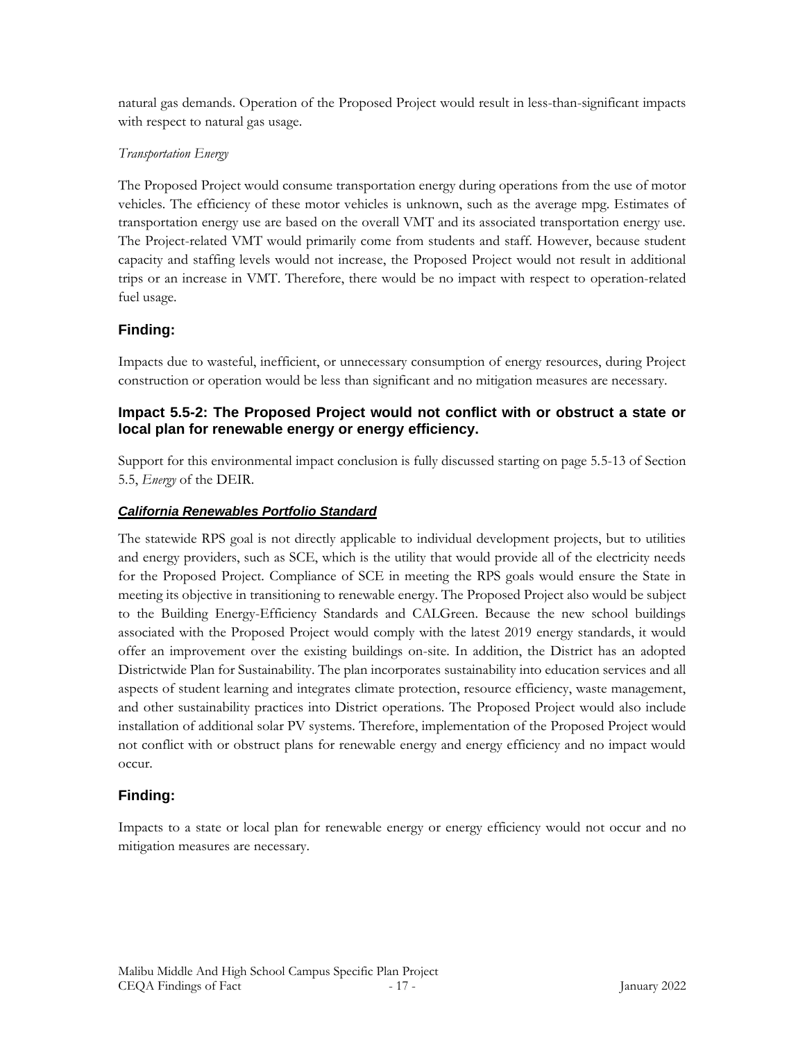natural gas demands. Operation of the Proposed Project would result in less-than-significant impacts with respect to natural gas usage.

*Transportation Energy*

The Proposed Project would consume transportation energy during operations from the use of motor vehicles. The efficiency of these motor vehicles is unknown, such as the average mpg. Estimates of transportation energy use are based on the overall VMT and its associated transportation energy use. The Project-related VMT would primarily come from students and staff. However, because student capacity and staffing levels would not increase, the Proposed Project would not result in additional trips or an increase in VMT. Therefore, there would be no impact with respect to operation-related fuel usage.

### Finding:

Impacts due to wasteful, inefficient, or unnecessary consumption of energy resources, during Project construction or operation would be less than significant and no mitigation measures are necessary.

### Impact 5.5-2: The Proposed Project would not conflict with or obstruct a state or local plan for renewable energy or energy efficiency.

Support for this environmental impact conclusion is fully discussed starting on page 5.5-13 of Section 5.5, *Energy* of the DEIR.

#### ***California Renewables Portfolio Standard***

The statewide RPS goal is not directly applicable to individual development projects, but to utilities and energy providers, such as SCE, which is the utility that would provide all of the electricity needs for the Proposed Project. Compliance of SCE in meeting the RPS goals would ensure the State in meeting its objective in transitioning to renewable energy. The Proposed Project also would be subject to the Building Energy-Efficiency Standards and CALGreen. Because the new school buildings associated with the Proposed Project would comply with the latest 2019 energy standards, it would offer an improvement over the existing buildings on-site. In addition, the District has an adopted Districtwide Plan for Sustainability. The plan incorporates sustainability into education services and all aspects of student learning and integrates climate protection, resource efficiency, waste management, and other sustainability practices into District operations. The Proposed Project would also include installation of additional solar PV systems. Therefore, implementation of the Proposed Project would not conflict with or obstruct plans for renewable energy and energy efficiency and no impact would occur.

### Finding:

Impacts to a state or local plan for renewable energy or energy efficiency would not occur and no mitigation measures are necessary.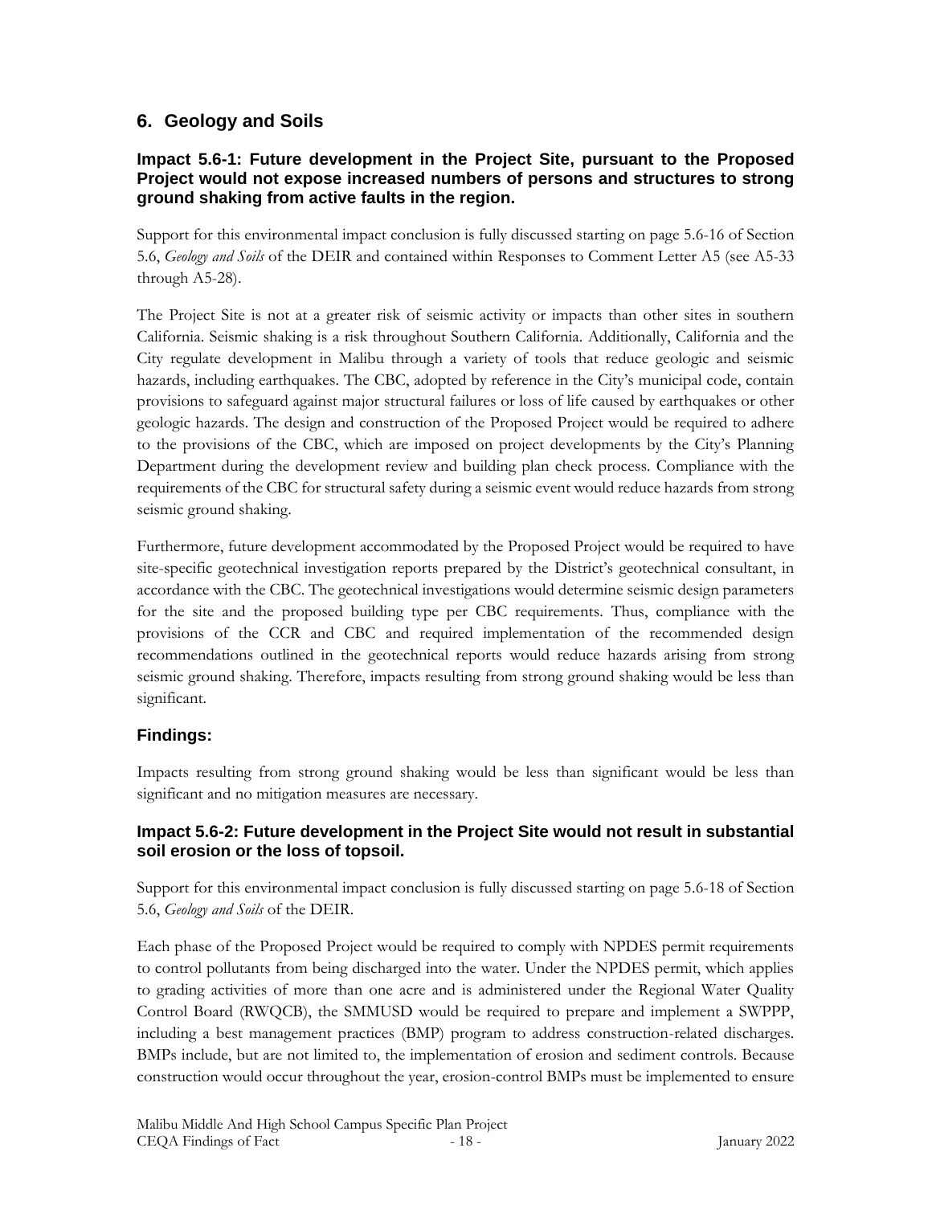## 6. Geology and Soils

### Impact 5.6-1: Future development in the Project Site, pursuant to the Proposed Project would not expose increased numbers of persons and structures to strong ground shaking from active faults in the region.

Support for this environmental impact conclusion is fully discussed starting on page 5.6-16 of Section 5.6, *Geology and Soils* of the DEIR and contained within Responses to Comment Letter A5 (see A5-33 through A5-28).

The Project Site is not at a greater risk of seismic activity or impacts than other sites in southern California. Seismic shaking is a risk throughout Southern California. Additionally, California and the City regulate development in Malibu through a variety of tools that reduce geologic and seismic hazards, including earthquakes. The CBC, adopted by reference in the City's municipal code, contain provisions to safeguard against major structural failures or loss of life caused by earthquakes or other geologic hazards. The design and construction of the Proposed Project would be required to adhere to the provisions of the CBC, which are imposed on project developments by the City's Planning Department during the development review and building plan check process. Compliance with the requirements of the CBC for structural safety during a seismic event would reduce hazards from strong seismic ground shaking.

Furthermore, future development accommodated by the Proposed Project would be required to have site-specific geotechnical investigation reports prepared by the District's geotechnical consultant, in accordance with the CBC. The geotechnical investigations would determine seismic design parameters for the site and the proposed building type per CBC requirements. Thus, compliance with the provisions of the CCR and CBC and required implementation of the recommended design recommendations outlined in the geotechnical reports would reduce hazards arising from strong seismic ground shaking. Therefore, impacts resulting from strong ground shaking would be less than significant.

### Findings:

Impacts resulting from strong ground shaking would be less than significant would be less than significant and no mitigation measures are necessary.

### Impact 5.6-2: Future development in the Project Site would not result in substantial soil erosion or the loss of topsoil.

Support for this environmental impact conclusion is fully discussed starting on page 5.6-18 of Section 5.6, *Geology and Soils* of the DEIR.

Each phase of the Proposed Project would be required to comply with NPDES permit requirements to control pollutants from being discharged into the water. Under the NPDES permit, which applies to grading activities of more than one acre and is administered under the Regional Water Quality Control Board (RWQCB), the SMMUSD would be required to prepare and implement a SWPPP, including a best management practices (BMP) program to address construction-related discharges. BMPs include, but are not limited to, the implementation of erosion and sediment controls. Because construction would occur throughout the year, erosion-control BMPs must be implemented to ensure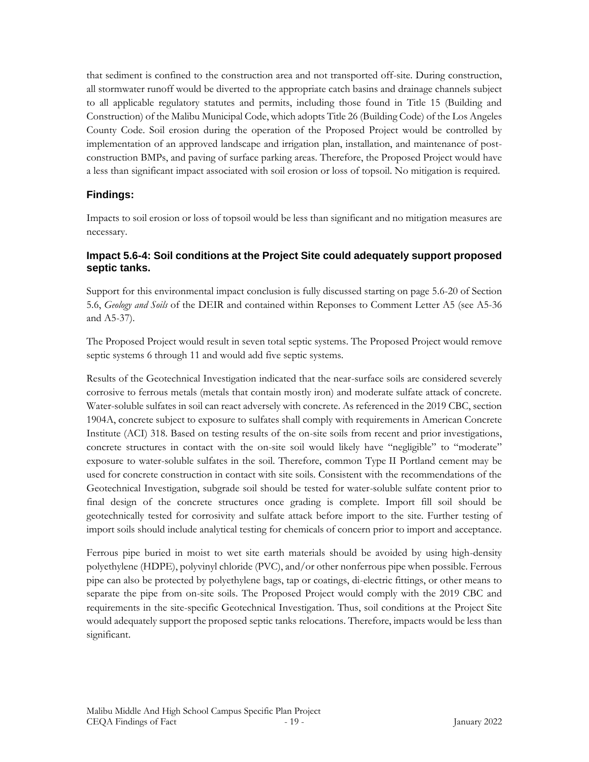that sediment is confined to the construction area and not transported off-site. During construction, all stormwater runoff would be diverted to the appropriate catch basins and drainage channels subject to all applicable regulatory statutes and permits, including those found in Title 15 (Building and Construction) of the Malibu Municipal Code, which adopts Title 26 (Building Code) of the Los Angeles County Code. Soil erosion during the operation of the Proposed Project would be controlled by implementation of an approved landscape and irrigation plan, installation, and maintenance of post-construction BMPs, and paving of surface parking areas. Therefore, the Proposed Project would have a less than significant impact associated with soil erosion or loss of topsoil. No mitigation is required.

## Findings:

Impacts to soil erosion or loss of topsoil would be less than significant and no mitigation measures are necessary.

### Impact 5.6-4: Soil conditions at the Project Site could adequately support proposed septic tanks.

Support for this environmental impact conclusion is fully discussed starting on page 5.6-20 of Section 5.6, *Geology and Soils* of the DEIR and contained within Reponses to Comment Letter A5 (see A5-36 and A5-37).

The Proposed Project would result in seven total septic systems. The Proposed Project would remove septic systems 6 through 11 and would add five septic systems.

Results of the Geotechnical Investigation indicated that the near-surface soils are considered severely corrosive to ferrous metals (metals that contain mostly iron) and moderate sulfate attack of concrete. Water-soluble sulfates in soil can react adversely with concrete. As referenced in the 2019 CBC, section 1904A, concrete subject to exposure to sulfates shall comply with requirements in American Concrete Institute (ACI) 318. Based on testing results of the on-site soils from recent and prior investigations, concrete structures in contact with the on-site soil would likely have "negligible" to "moderate" exposure to water-soluble sulfates in the soil. Therefore, common Type II Portland cement may be used for concrete construction in contact with site soils. Consistent with the recommendations of the Geotechnical Investigation, subgrade soil should be tested for water-soluble sulfate content prior to final design of the concrete structures once grading is complete. Import fill soil should be geotechnically tested for corrosivity and sulfate attack before import to the site. Further testing of import soils should include analytical testing for chemicals of concern prior to import and acceptance.

Ferrous pipe buried in moist to wet site earth materials should be avoided by using high-density polyethylene (HDPE), polyvinyl chloride (PVC), and/or other nonferrous pipe when possible. Ferrous pipe can also be protected by polyethylene bags, tap or coatings, di-electric fittings, or other means to separate the pipe from on-site soils. The Proposed Project would comply with the 2019 CBC and requirements in the site-specific Geotechnical Investigation. Thus, soil conditions at the Project Site would adequately support the proposed septic tanks relocations. Therefore, impacts would be less than significant.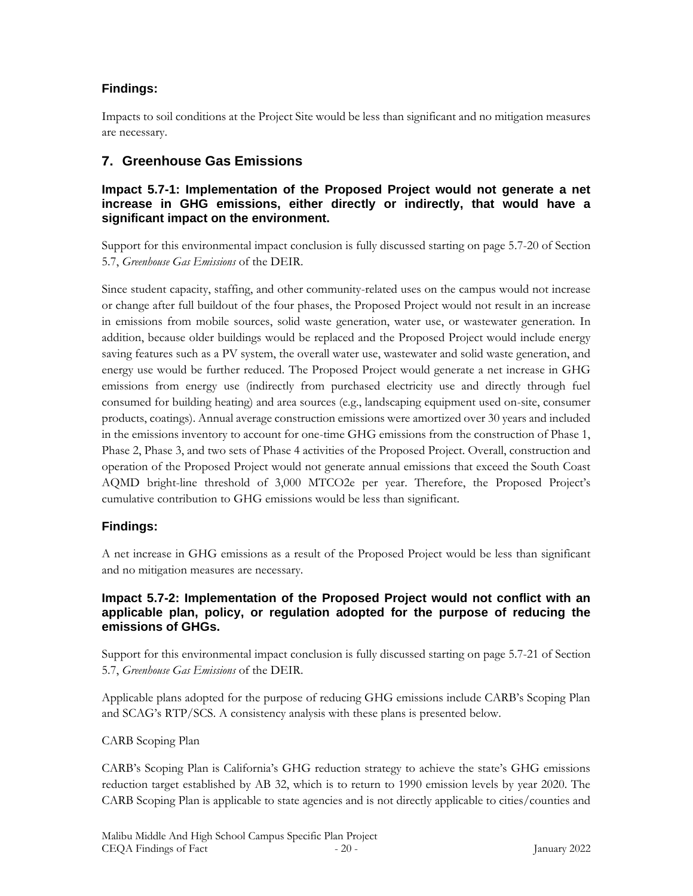### Findings:

Impacts to soil conditions at the Project Site would be less than significant and no mitigation measures are necessary.

## 7. Greenhouse Gas Emissions

### Impact 5.7-1: Implementation of the Proposed Project would not generate a net increase in GHG emissions, either directly or indirectly, that would have a significant impact on the environment.

Support for this environmental impact conclusion is fully discussed starting on page 5.7-20 of Section 5.7, *Greenhouse Gas Emissions* of the DEIR.

Since student capacity, staffing, and other community-related uses on the campus would not increase or change after full buildout of the four phases, the Proposed Project would not result in an increase in emissions from mobile sources, solid waste generation, water use, or wastewater generation. In addition, because older buildings would be replaced and the Proposed Project would include energy saving features such as a PV system, the overall water use, wastewater and solid waste generation, and energy use would be further reduced. The Proposed Project would generate a net increase in GHG emissions from energy use (indirectly from purchased electricity use and directly through fuel consumed for building heating) and area sources (e.g., landscaping equipment used on-site, consumer products, coatings). Annual average construction emissions were amortized over 30 years and included in the emissions inventory to account for one-time GHG emissions from the construction of Phase 1, Phase 2, Phase 3, and two sets of Phase 4 activities of the Proposed Project. Overall, construction and operation of the Proposed Project would not generate annual emissions that exceed the South Coast AQMD bright-line threshold of 3,000 MTCO2e per year. Therefore, the Proposed Project's cumulative contribution to GHG emissions would be less than significant.

### Findings:

A net increase in GHG emissions as a result of the Proposed Project would be less than significant and no mitigation measures are necessary.

### Impact 5.7-2: Implementation of the Proposed Project would not conflict with an applicable plan, policy, or regulation adopted for the purpose of reducing the emissions of GHGs.

Support for this environmental impact conclusion is fully discussed starting on page 5.7-21 of Section 5.7, *Greenhouse Gas Emissions* of the DEIR.

Applicable plans adopted for the purpose of reducing GHG emissions include CARB's Scoping Plan and SCAG's RTP/SCS. A consistency analysis with these plans is presented below.

CARB Scoping Plan

CARB's Scoping Plan is California's GHG reduction strategy to achieve the state's GHG emissions reduction target established by AB 32, which is to return to 1990 emission levels by year 2020. The CARB Scoping Plan is applicable to state agencies and is not directly applicable to cities/counties and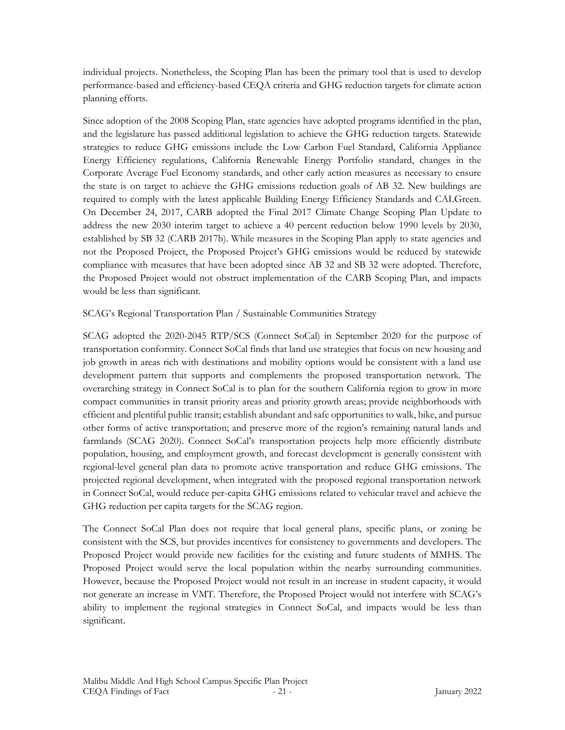individual projects. Nonetheless, the Scoping Plan has been the primary tool that is used to develop performance-based and efficiency-based CEQA criteria and GHG reduction targets for climate action planning efforts.

Since adoption of the 2008 Scoping Plan, state agencies have adopted programs identified in the plan, and the legislature has passed additional legislation to achieve the GHG reduction targets. Statewide strategies to reduce GHG emissions include the Low Carbon Fuel Standard, California Appliance Energy Efficiency regulations, California Renewable Energy Portfolio standard, changes in the Corporate Average Fuel Economy standards, and other early action measures as necessary to ensure the state is on target to achieve the GHG emissions reduction goals of AB 32. New buildings are required to comply with the latest applicable Building Energy Efficiency Standards and CALGreen. On December 24, 2017, CARB adopted the Final 2017 Climate Change Scoping Plan Update to address the new 2030 interim target to achieve a 40 percent reduction below 1990 levels by 2030, established by SB 32 (CARB 2017b). While measures in the Scoping Plan apply to state agencies and not the Proposed Project, the Proposed Project's GHG emissions would be reduced by statewide compliance with measures that have been adopted since AB 32 and SB 32 were adopted. Therefore, the Proposed Project would not obstruct implementation of the CARB Scoping Plan, and impacts would be less than significant.

SCAG's Regional Transportation Plan / Sustainable Communities Strategy

SCAG adopted the 2020-2045 RTP/SCS (Connect SoCal) in September 2020 for the purpose of transportation conformity. Connect SoCal finds that land use strategies that focus on new housing and job growth in areas rich with destinations and mobility options would be consistent with a land use development pattern that supports and complements the proposed transportation network. The overarching strategy in Connect SoCal is to plan for the southern California region to grow in more compact communities in transit priority areas and priority growth areas; provide neighborhoods with efficient and plentiful public transit; establish abundant and safe opportunities to walk, bike, and pursue other forms of active transportation; and preserve more of the region's remaining natural lands and farmlands (SCAG 2020). Connect SoCal's transportation projects help more efficiently distribute population, housing, and employment growth, and forecast development is generally consistent with regional-level general plan data to promote active transportation and reduce GHG emissions. The projected regional development, when integrated with the proposed regional transportation network in Connect SoCal, would reduce per-capita GHG emissions related to vehicular travel and achieve the GHG reduction per capita targets for the SCAG region.

The Connect SoCal Plan does not require that local general plans, specific plans, or zoning be consistent with the SCS, but provides incentives for consistency to governments and developers. The Proposed Project would provide new facilities for the existing and future students of MMHS. The Proposed Project would serve the local population within the nearby surrounding communities. However, because the Proposed Project would not result in an increase in student capacity, it would not generate an increase in VMT. Therefore, the Proposed Project would not interfere with SCAG's ability to implement the regional strategies in Connect SoCal, and impacts would be less than significant.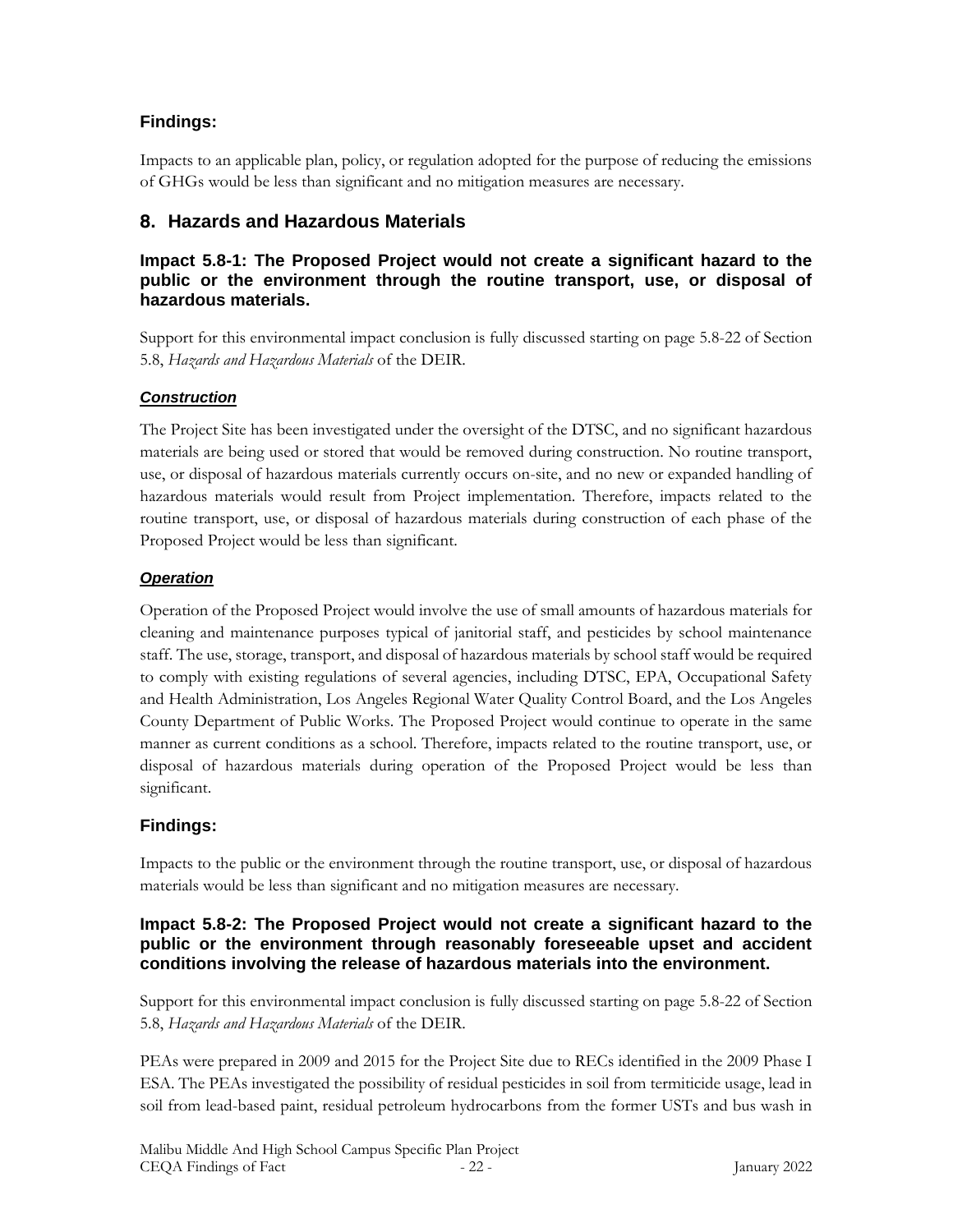### Findings:

Impacts to an applicable plan, policy, or regulation adopted for the purpose of reducing the emissions of GHGs would be less than significant and no mitigation measures are necessary.

## 8. Hazards and Hazardous Materials

### Impact 5.8-1: The Proposed Project would not create a significant hazard to the public or the environment through the routine transport, use, or disposal of hazardous materials.

Support for this environmental impact conclusion is fully discussed starting on page 5.8-22 of Section 5.8, *Hazards and Hazardous Materials* of the DEIR.

#### ***Construction***

The Project Site has been investigated under the oversight of the DTSC, and no significant hazardous materials are being used or stored that would be removed during construction. No routine transport, use, or disposal of hazardous materials currently occurs on-site, and no new or expanded handling of hazardous materials would result from Project implementation. Therefore, impacts related to the routine transport, use, or disposal of hazardous materials during construction of each phase of the Proposed Project would be less than significant.

#### ***Operation***

Operation of the Proposed Project would involve the use of small amounts of hazardous materials for cleaning and maintenance purposes typical of janitorial staff, and pesticides by school maintenance staff. The use, storage, transport, and disposal of hazardous materials by school staff would be required to comply with existing regulations of several agencies, including DTSC, EPA, Occupational Safety and Health Administration, Los Angeles Regional Water Quality Control Board, and the Los Angeles County Department of Public Works. The Proposed Project would continue to operate in the same manner as current conditions as a school. Therefore, impacts related to the routine transport, use, or disposal of hazardous materials during operation of the Proposed Project would be less than significant.

### Findings:

Impacts to the public or the environment through the routine transport, use, or disposal of hazardous materials would be less than significant and no mitigation measures are necessary.

### Impact 5.8-2: The Proposed Project would not create a significant hazard to the public or the environment through reasonably foreseeable upset and accident conditions involving the release of hazardous materials into the environment.

Support for this environmental impact conclusion is fully discussed starting on page 5.8-22 of Section 5.8, *Hazards and Hazardous Materials* of the DEIR.

PEAs were prepared in 2009 and 2015 for the Project Site due to RECs identified in the 2009 Phase I ESA. The PEAs investigated the possibility of residual pesticides in soil from termiticide usage, lead in soil from lead-based paint, residual petroleum hydrocarbons from the former USTs and bus wash in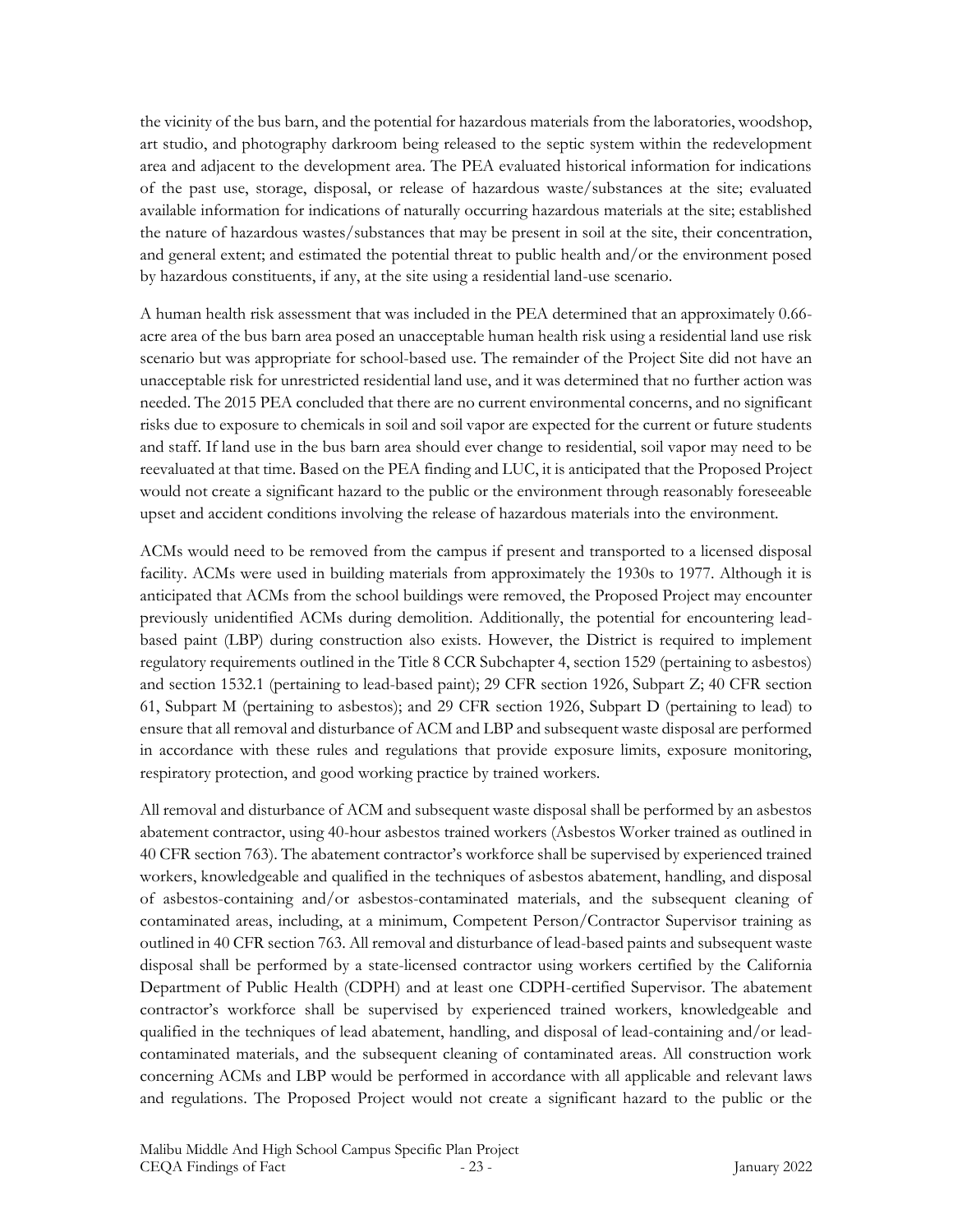the vicinity of the bus barn, and the potential for hazardous materials from the laboratories, woodshop, art studio, and photography darkroom being released to the septic system within the redevelopment area and adjacent to the development area. The PEA evaluated historical information for indications of the past use, storage, disposal, or release of hazardous waste/substances at the site; evaluated available information for indications of naturally occurring hazardous materials at the site; established the nature of hazardous wastes/substances that may be present in soil at the site, their concentration, and general extent; and estimated the potential threat to public health and/or the environment posed by hazardous constituents, if any, at the site using a residential land-use scenario.

A human health risk assessment that was included in the PEA determined that an approximately 0.66-acre area of the bus barn area posed an unacceptable human health risk using a residential land use risk scenario but was appropriate for school-based use. The remainder of the Project Site did not have an unacceptable risk for unrestricted residential land use, and it was determined that no further action was needed. The 2015 PEA concluded that there are no current environmental concerns, and no significant risks due to exposure to chemicals in soil and soil vapor are expected for the current or future students and staff. If land use in the bus barn area should ever change to residential, soil vapor may need to be reevaluated at that time. Based on the PEA finding and LUC, it is anticipated that the Proposed Project would not create a significant hazard to the public or the environment through reasonably foreseeable upset and accident conditions involving the release of hazardous materials into the environment.

ACMs would need to be removed from the campus if present and transported to a licensed disposal facility. ACMs were used in building materials from approximately the 1930s to 1977. Although it is anticipated that ACMs from the school buildings were removed, the Proposed Project may encounter previously unidentified ACMs during demolition. Additionally, the potential for encountering lead-based paint (LBP) during construction also exists. However, the District is required to implement regulatory requirements outlined in the Title 8 CCR Subchapter 4, section 1529 (pertaining to asbestos) and section 1532.1 (pertaining to lead-based paint); 29 CFR section 1926, Subpart Z; 40 CFR section 61, Subpart M (pertaining to asbestos); and 29 CFR section 1926, Subpart D (pertaining to lead) to ensure that all removal and disturbance of ACM and LBP and subsequent waste disposal are performed in accordance with these rules and regulations that provide exposure limits, exposure monitoring, respiratory protection, and good working practice by trained workers.

All removal and disturbance of ACM and subsequent waste disposal shall be performed by an asbestos abatement contractor, using 40-hour asbestos trained workers (Asbestos Worker trained as outlined in 40 CFR section 763). The abatement contractor's workforce shall be supervised by experienced trained workers, knowledgeable and qualified in the techniques of asbestos abatement, handling, and disposal of asbestos-containing and/or asbestos-contaminated materials, and the subsequent cleaning of contaminated areas, including, at a minimum, Competent Person/Contractor Supervisor training as outlined in 40 CFR section 763. All removal and disturbance of lead-based paints and subsequent waste disposal shall be performed by a state-licensed contractor using workers certified by the California Department of Public Health (CDPH) and at least one CDPH-certified Supervisor. The abatement contractor's workforce shall be supervised by experienced trained workers, knowledgeable and qualified in the techniques of lead abatement, handling, and disposal of lead-containing and/or lead-contaminated materials, and the subsequent cleaning of contaminated areas. All construction work concerning ACMs and LBP would be performed in accordance with all applicable and relevant laws and regulations. The Proposed Project would not create a significant hazard to the public or the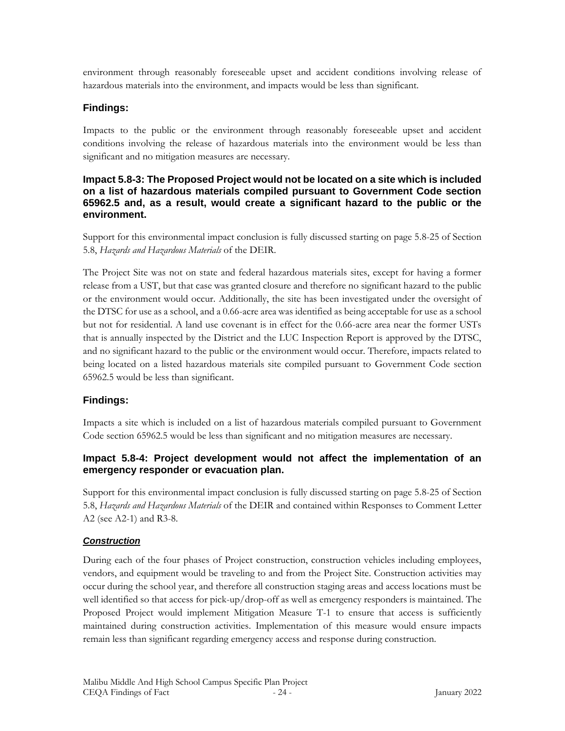environment through reasonably foreseeable upset and accident conditions involving release of hazardous materials into the environment, and impacts would be less than significant.

### Findings:

Impacts to the public or the environment through reasonably foreseeable upset and accident conditions involving the release of hazardous materials into the environment would be less than significant and no mitigation measures are necessary.

#### Impact 5.8-3: The Proposed Project would not be located on a site which is included on a list of hazardous materials compiled pursuant to Government Code section 65962.5 and, as a result, would create a significant hazard to the public or the environment.

Support for this environmental impact conclusion is fully discussed starting on page 5.8-25 of Section 5.8, *Hazards and Hazardous Materials* of the DEIR.

The Project Site was not on state and federal hazardous materials sites, except for having a former release from a UST, but that case was granted closure and therefore no significant hazard to the public or the environment would occur. Additionally, the site has been investigated under the oversight of the DTSC for use as a school, and a 0.66-acre area was identified as being acceptable for use as a school but not for residential. A land use covenant is in effect for the 0.66-acre area near the former USTs that is annually inspected by the District and the LUC Inspection Report is approved by the DTSC, and no significant hazard to the public or the environment would occur. Therefore, impacts related to being located on a listed hazardous materials site compiled pursuant to Government Code section 65962.5 would be less than significant.

### Findings:

Impacts a site which is included on a list of hazardous materials compiled pursuant to Government Code section 65962.5 would be less than significant and no mitigation measures are necessary.

#### Impact 5.8-4: Project development would not affect the implementation of an emergency responder or evacuation plan.

Support for this environmental impact conclusion is fully discussed starting on page 5.8-25 of Section 5.8, *Hazards and Hazardous Materials* of the DEIR and contained within Responses to Comment Letter A2 (see A2-1) and R3-8.

***<u>Construction</u>***

During each of the four phases of Project construction, construction vehicles including employees, vendors, and equipment would be traveling to and from the Project Site. Construction activities may occur during the school year, and therefore all construction staging areas and access locations must be well identified so that access for pick-up/drop-off as well as emergency responders is maintained. The Proposed Project would implement Mitigation Measure T-1 to ensure that access is sufficiently maintained during construction activities. Implementation of this measure would ensure impacts remain less than significant regarding emergency access and response during construction.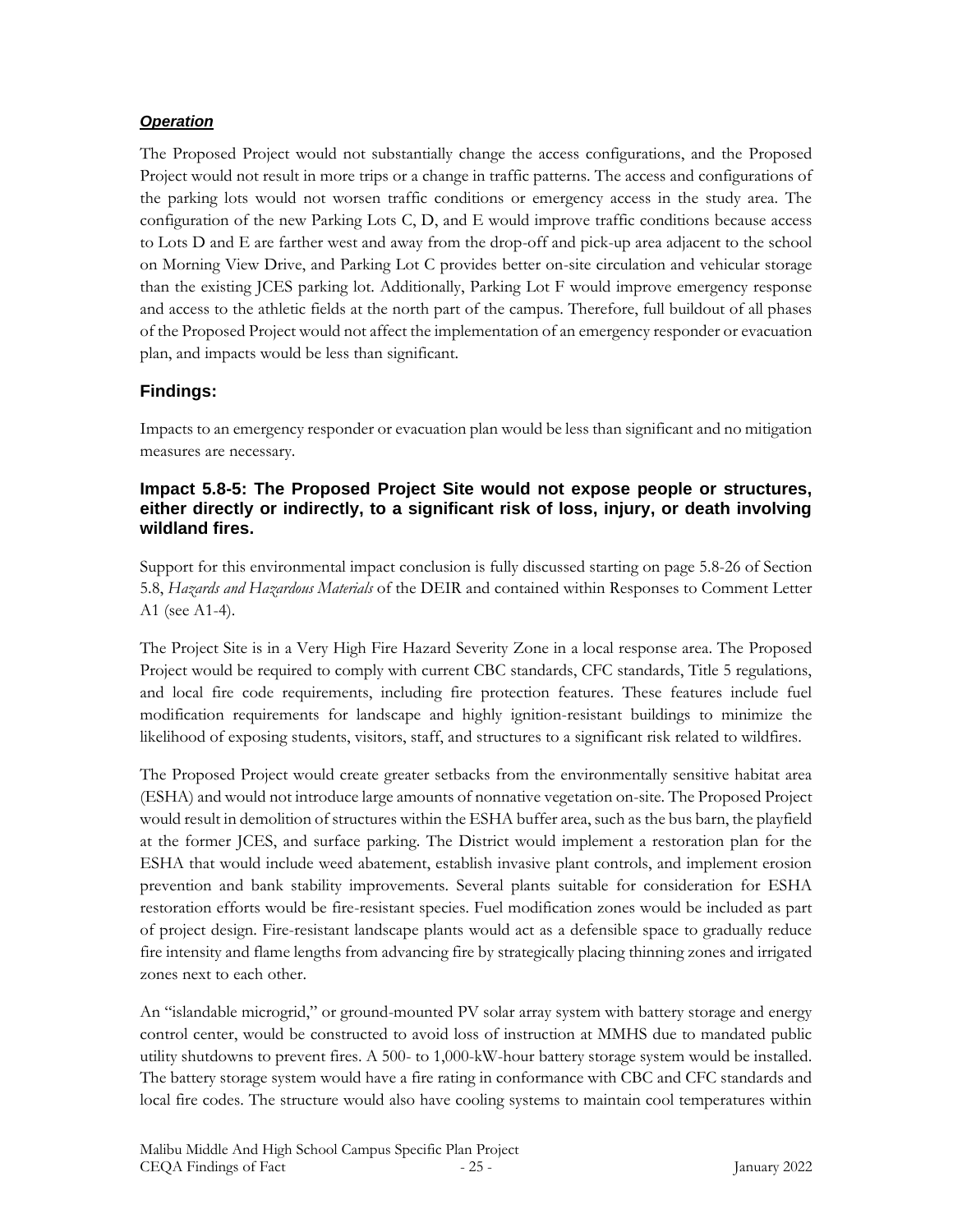***Operation***

The Proposed Project would not substantially change the access configurations, and the Proposed Project would not result in more trips or a change in traffic patterns. The access and configurations of the parking lots would not worsen traffic conditions or emergency access in the study area. The configuration of the new Parking Lots C, D, and E would improve traffic conditions because access to Lots D and E are farther west and away from the drop-off and pick-up area adjacent to the school on Morning View Drive, and Parking Lot C provides better on-site circulation and vehicular storage than the existing JCES parking lot. Additionally, Parking Lot F would improve emergency response and access to the athletic fields at the north part of the campus. Therefore, full buildout of all phases of the Proposed Project would not affect the implementation of an emergency responder or evacuation plan, and impacts would be less than significant.

## Findings:

Impacts to an emergency responder or evacuation plan would be less than significant and no mitigation measures are necessary.

### Impact 5.8-5: The Proposed Project Site would not expose people or structures, either directly or indirectly, to a significant risk of loss, injury, or death involving wildland fires.

Support for this environmental impact conclusion is fully discussed starting on page 5.8-26 of Section 5.8, *Hazards and Hazardous Materials* of the DEIR and contained within Responses to Comment Letter A1 (see A1-4).

The Project Site is in a Very High Fire Hazard Severity Zone in a local response area. The Proposed Project would be required to comply with current CBC standards, CFC standards, Title 5 regulations, and local fire code requirements, including fire protection features. These features include fuel modification requirements for landscape and highly ignition-resistant buildings to minimize the likelihood of exposing students, visitors, staff, and structures to a significant risk related to wildfires.

The Proposed Project would create greater setbacks from the environmentally sensitive habitat area (ESHA) and would not introduce large amounts of nonnative vegetation on-site. The Proposed Project would result in demolition of structures within the ESHA buffer area, such as the bus barn, the playfield at the former JCES, and surface parking. The District would implement a restoration plan for the ESHA that would include weed abatement, establish invasive plant controls, and implement erosion prevention and bank stability improvements. Several plants suitable for consideration for ESHA restoration efforts would be fire-resistant species. Fuel modification zones would be included as part of project design. Fire-resistant landscape plants would act as a defensible space to gradually reduce fire intensity and flame lengths from advancing fire by strategically placing thinning zones and irrigated zones next to each other.

An "islandable microgrid," or ground-mounted PV solar array system with battery storage and energy control center, would be constructed to avoid loss of instruction at MMHS due to mandated public utility shutdowns to prevent fires. A 500- to 1,000-kW-hour battery storage system would be installed. The battery storage system would have a fire rating in conformance with CBC and CFC standards and local fire codes. The structure would also have cooling systems to maintain cool temperatures within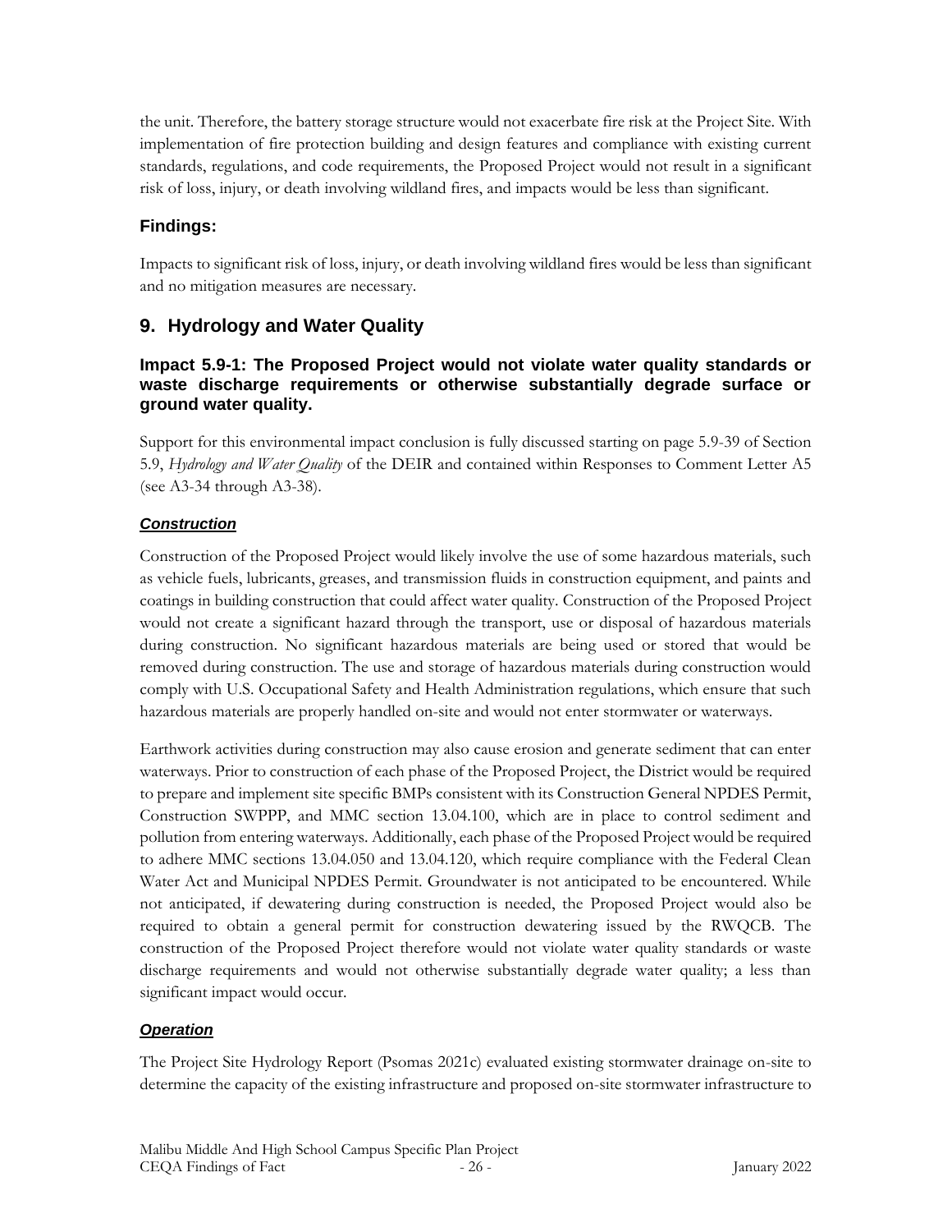the unit. Therefore, the battery storage structure would not exacerbate fire risk at the Project Site. With implementation of fire protection building and design features and compliance with existing current standards, regulations, and code requirements, the Proposed Project would not result in a significant risk of loss, injury, or death involving wildland fires, and impacts would be less than significant.

### Findings:

Impacts to significant risk of loss, injury, or death involving wildland fires would be less than significant and no mitigation measures are necessary.

## 9. Hydrology and Water Quality

### Impact 5.9-1: The Proposed Project would not violate water quality standards or waste discharge requirements or otherwise substantially degrade surface or ground water quality.

Support for this environmental impact conclusion is fully discussed starting on page 5.9-39 of Section 5.9, *Hydrology and Water Quality* of the DEIR and contained within Responses to Comment Letter A5 (see A3-34 through A3-38).

#### ***Construction***

Construction of the Proposed Project would likely involve the use of some hazardous materials, such as vehicle fuels, lubricants, greases, and transmission fluids in construction equipment, and paints and coatings in building construction that could affect water quality. Construction of the Proposed Project would not create a significant hazard through the transport, use or disposal of hazardous materials during construction. No significant hazardous materials are being used or stored that would be removed during construction. The use and storage of hazardous materials during construction would comply with U.S. Occupational Safety and Health Administration regulations, which ensure that such hazardous materials are properly handled on-site and would not enter stormwater or waterways.

Earthwork activities during construction may also cause erosion and generate sediment that can enter waterways. Prior to construction of each phase of the Proposed Project, the District would be required to prepare and implement site specific BMPs consistent with its Construction General NPDES Permit, Construction SWPPP, and MMC section 13.04.100, which are in place to control sediment and pollution from entering waterways. Additionally, each phase of the Proposed Project would be required to adhere MMC sections 13.04.050 and 13.04.120, which require compliance with the Federal Clean Water Act and Municipal NPDES Permit. Groundwater is not anticipated to be encountered. While not anticipated, if dewatering during construction is needed, the Proposed Project would also be required to obtain a general permit for construction dewatering issued by the RWQCB. The construction of the Proposed Project therefore would not violate water quality standards or waste discharge requirements and would not otherwise substantially degrade water quality; a less than significant impact would occur.

#### ***Operation***

The Project Site Hydrology Report (Psomas 2021c) evaluated existing stormwater drainage on-site to determine the capacity of the existing infrastructure and proposed on-site stormwater infrastructure to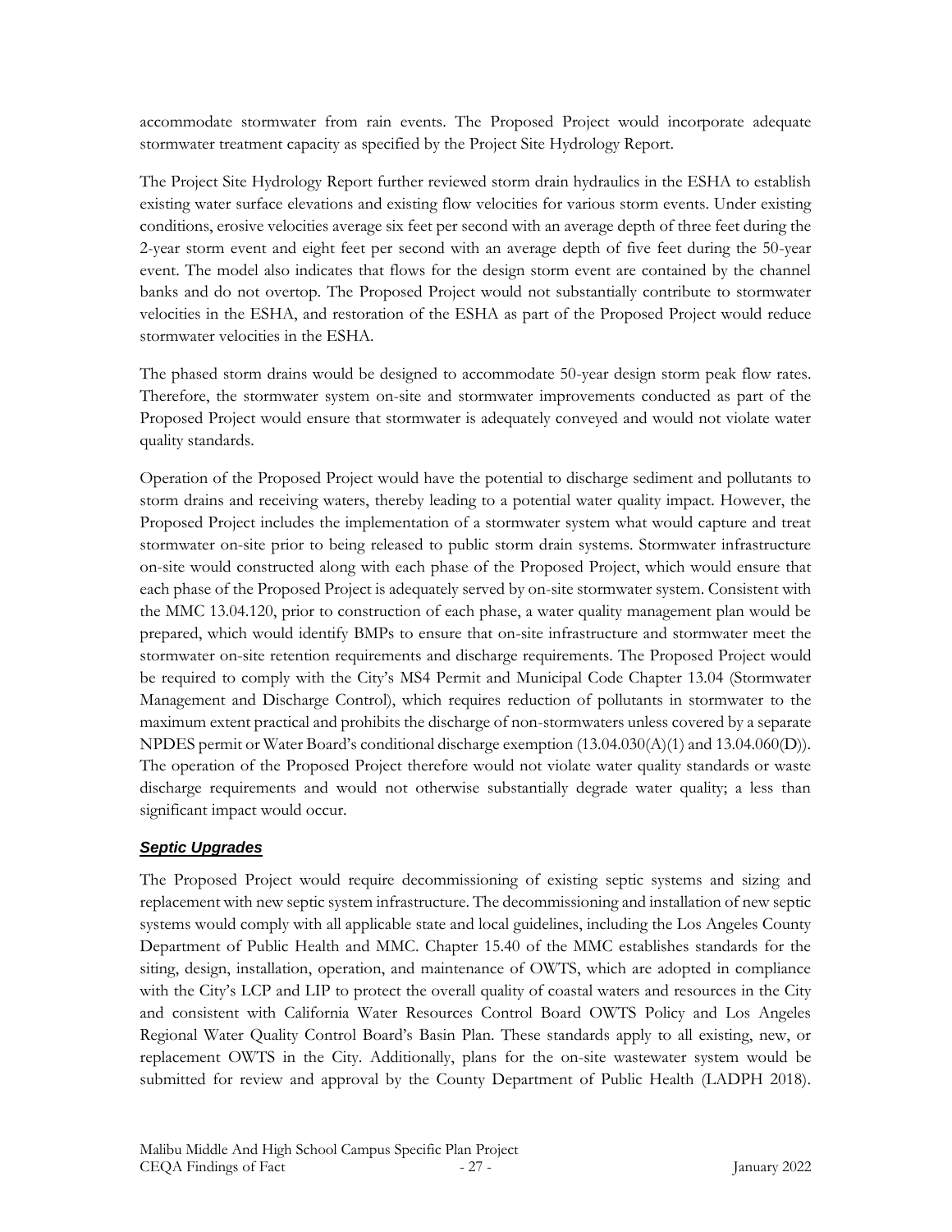accommodate stormwater from rain events. The Proposed Project would incorporate adequate stormwater treatment capacity as specified by the Project Site Hydrology Report.

The Project Site Hydrology Report further reviewed storm drain hydraulics in the ESHA to establish existing water surface elevations and existing flow velocities for various storm events. Under existing conditions, erosive velocities average six feet per second with an average depth of three feet during the 2-year storm event and eight feet per second with an average depth of five feet during the 50-year event. The model also indicates that flows for the design storm event are contained by the channel banks and do not overtop. The Proposed Project would not substantially contribute to stormwater velocities in the ESHA, and restoration of the ESHA as part of the Proposed Project would reduce stormwater velocities in the ESHA.

The phased storm drains would be designed to accommodate 50-year design storm peak flow rates. Therefore, the stormwater system on-site and stormwater improvements conducted as part of the Proposed Project would ensure that stormwater is adequately conveyed and would not violate water quality standards.

Operation of the Proposed Project would have the potential to discharge sediment and pollutants to storm drains and receiving waters, thereby leading to a potential water quality impact. However, the Proposed Project includes the implementation of a stormwater system what would capture and treat stormwater on-site prior to being released to public storm drain systems. Stormwater infrastructure on-site would constructed along with each phase of the Proposed Project, which would ensure that each phase of the Proposed Project is adequately served by on-site stormwater system. Consistent with the MMC 13.04.120, prior to construction of each phase, a water quality management plan would be prepared, which would identify BMPs to ensure that on-site infrastructure and stormwater meet the stormwater on-site retention requirements and discharge requirements. The Proposed Project would be required to comply with the City's MS4 Permit and Municipal Code Chapter 13.04 (Stormwater Management and Discharge Control), which requires reduction of pollutants in stormwater to the maximum extent practical and prohibits the discharge of non-stormwaters unless covered by a separate NPDES permit or Water Board's conditional discharge exemption (13.04.030(A)(1) and 13.04.060(D)). The operation of the Proposed Project therefore would not violate water quality standards or waste discharge requirements and would not otherwise substantially degrade water quality; a less than significant impact would occur.

***Septic Upgrades***

The Proposed Project would require decommissioning of existing septic systems and sizing and replacement with new septic system infrastructure. The decommissioning and installation of new septic systems would comply with all applicable state and local guidelines, including the Los Angeles County Department of Public Health and MMC. Chapter 15.40 of the MMC establishes standards for the siting, design, installation, operation, and maintenance of OWTS, which are adopted in compliance with the City's LCP and LIP to protect the overall quality of coastal waters and resources in the City and consistent with California Water Resources Control Board OWTS Policy and Los Angeles Regional Water Quality Control Board's Basin Plan. These standards apply to all existing, new, or replacement OWTS in the City. Additionally, plans for the on-site wastewater system would be submitted for review and approval by the County Department of Public Health (LADPH 2018).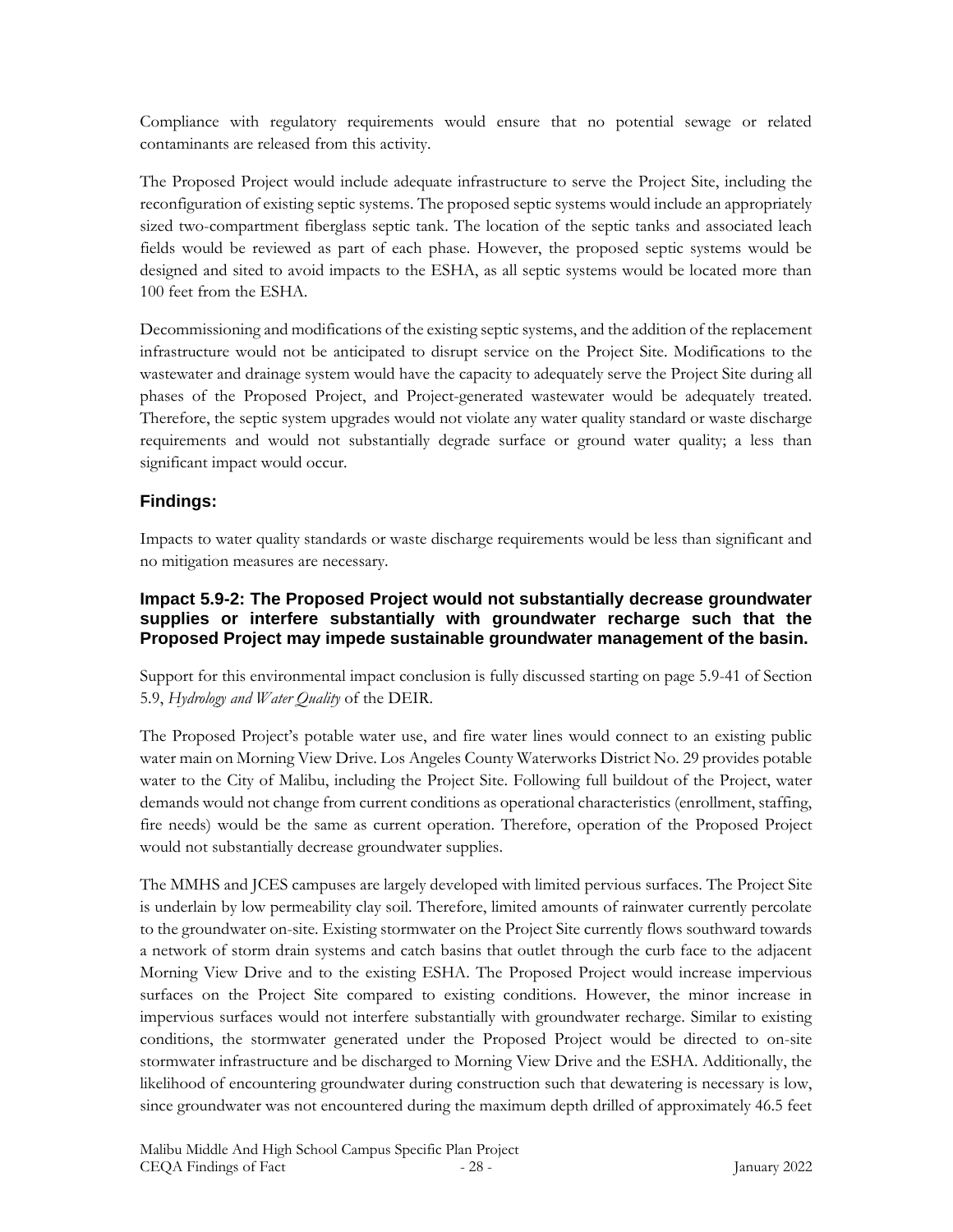Compliance with regulatory requirements would ensure that no potential sewage or related contaminants are released from this activity.

The Proposed Project would include adequate infrastructure to serve the Project Site, including the reconfiguration of existing septic systems. The proposed septic systems would include an appropriately sized two-compartment fiberglass septic tank. The location of the septic tanks and associated leach fields would be reviewed as part of each phase. However, the proposed septic systems would be designed and sited to avoid impacts to the ESHA, as all septic systems would be located more than 100 feet from the ESHA.

Decommissioning and modifications of the existing septic systems, and the addition of the replacement infrastructure would not be anticipated to disrupt service on the Project Site. Modifications to the wastewater and drainage system would have the capacity to adequately serve the Project Site during all phases of the Proposed Project, and Project-generated wastewater would be adequately treated. Therefore, the septic system upgrades would not violate any water quality standard or waste discharge requirements and would not substantially degrade surface or ground water quality; a less than significant impact would occur.

### Findings:

Impacts to water quality standards or waste discharge requirements would be less than significant and no mitigation measures are necessary.

### Impact 5.9-2: The Proposed Project would not substantially decrease groundwater supplies or interfere substantially with groundwater recharge such that the Proposed Project may impede sustainable groundwater management of the basin.

Support for this environmental impact conclusion is fully discussed starting on page 5.9-41 of Section 5.9, *Hydrology and Water Quality* of the DEIR.

The Proposed Project's potable water use, and fire water lines would connect to an existing public water main on Morning View Drive. Los Angeles County Waterworks District No. 29 provides potable water to the City of Malibu, including the Project Site. Following full buildout of the Project, water demands would not change from current conditions as operational characteristics (enrollment, staffing, fire needs) would be the same as current operation. Therefore, operation of the Proposed Project would not substantially decrease groundwater supplies.

The MMHS and JCES campuses are largely developed with limited pervious surfaces. The Project Site is underlain by low permeability clay soil. Therefore, limited amounts of rainwater currently percolate to the groundwater on-site. Existing stormwater on the Project Site currently flows southward towards a network of storm drain systems and catch basins that outlet through the curb face to the adjacent Morning View Drive and to the existing ESHA. The Proposed Project would increase impervious surfaces on the Project Site compared to existing conditions. However, the minor increase in impervious surfaces would not interfere substantially with groundwater recharge. Similar to existing conditions, the stormwater generated under the Proposed Project would be directed to on-site stormwater infrastructure and be discharged to Morning View Drive and the ESHA. Additionally, the likelihood of encountering groundwater during construction such that dewatering is necessary is low, since groundwater was not encountered during the maximum depth drilled of approximately 46.5 feet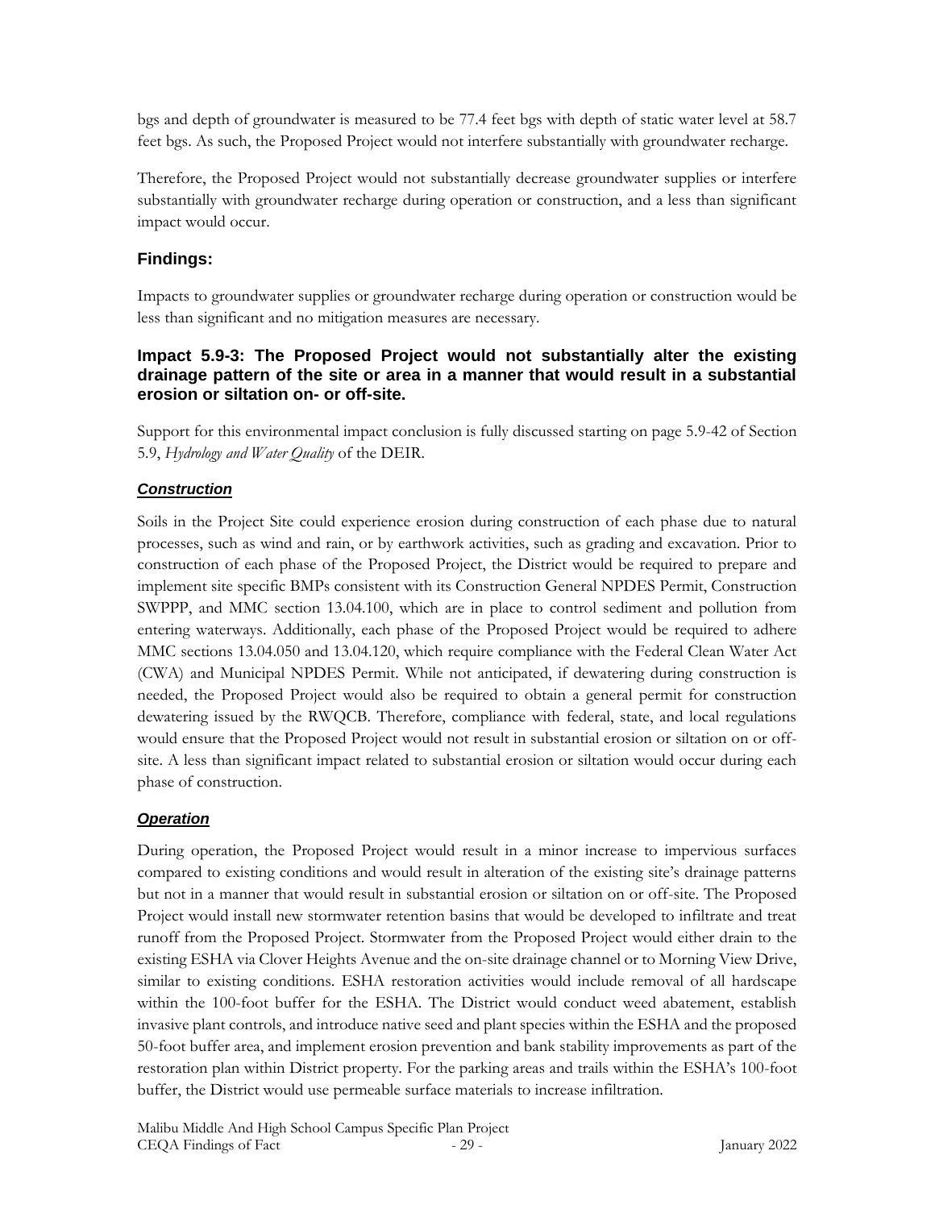bgs and depth of groundwater is measured to be 77.4 feet bgs with depth of static water level at 58.7 feet bgs. As such, the Proposed Project would not interfere substantially with groundwater recharge.

Therefore, the Proposed Project would not substantially decrease groundwater supplies or interfere substantially with groundwater recharge during operation or construction, and a less than significant impact would occur.

### Findings:

Impacts to groundwater supplies or groundwater recharge during operation or construction would be less than significant and no mitigation measures are necessary.

### Impact 5.9-3: The Proposed Project would not substantially alter the existing drainage pattern of the site or area in a manner that would result in a substantial erosion or siltation on- or off-site.

Support for this environmental impact conclusion is fully discussed starting on page 5.9-42 of Section 5.9, *Hydrology and Water Quality* of the DEIR.

#### *Construction*

Soils in the Project Site could experience erosion during construction of each phase due to natural processes, such as wind and rain, or by earthwork activities, such as grading and excavation. Prior to construction of each phase of the Proposed Project, the District would be required to prepare and implement site specific BMPs consistent with its Construction General NPDES Permit, Construction SWPPP, and MMC section 13.04.100, which are in place to control sediment and pollution from entering waterways. Additionally, each phase of the Proposed Project would be required to adhere MMC sections 13.04.050 and 13.04.120, which require compliance with the Federal Clean Water Act (CWA) and Municipal NPDES Permit. While not anticipated, if dewatering during construction is needed, the Proposed Project would also be required to obtain a general permit for construction dewatering issued by the RWQCB. Therefore, compliance with federal, state, and local regulations would ensure that the Proposed Project would not result in substantial erosion or siltation on or off-site. A less than significant impact related to substantial erosion or siltation would occur during each phase of construction.

#### *Operation*

During operation, the Proposed Project would result in a minor increase to impervious surfaces compared to existing conditions and would result in alteration of the existing site's drainage patterns but not in a manner that would result in substantial erosion or siltation on or off-site. The Proposed Project would install new stormwater retention basins that would be developed to infiltrate and treat runoff from the Proposed Project. Stormwater from the Proposed Project would either drain to the existing ESHA via Clover Heights Avenue and the on-site drainage channel or to Morning View Drive, similar to existing conditions. ESHA restoration activities would include removal of all hardscape within the 100-foot buffer for the ESHA. The District would conduct weed abatement, establish invasive plant controls, and introduce native seed and plant species within the ESHA and the proposed 50-foot buffer area, and implement erosion prevention and bank stability improvements as part of the restoration plan within District property. For the parking areas and trails within the ESHA's 100-foot buffer, the District would use permeable surface materials to increase infiltration.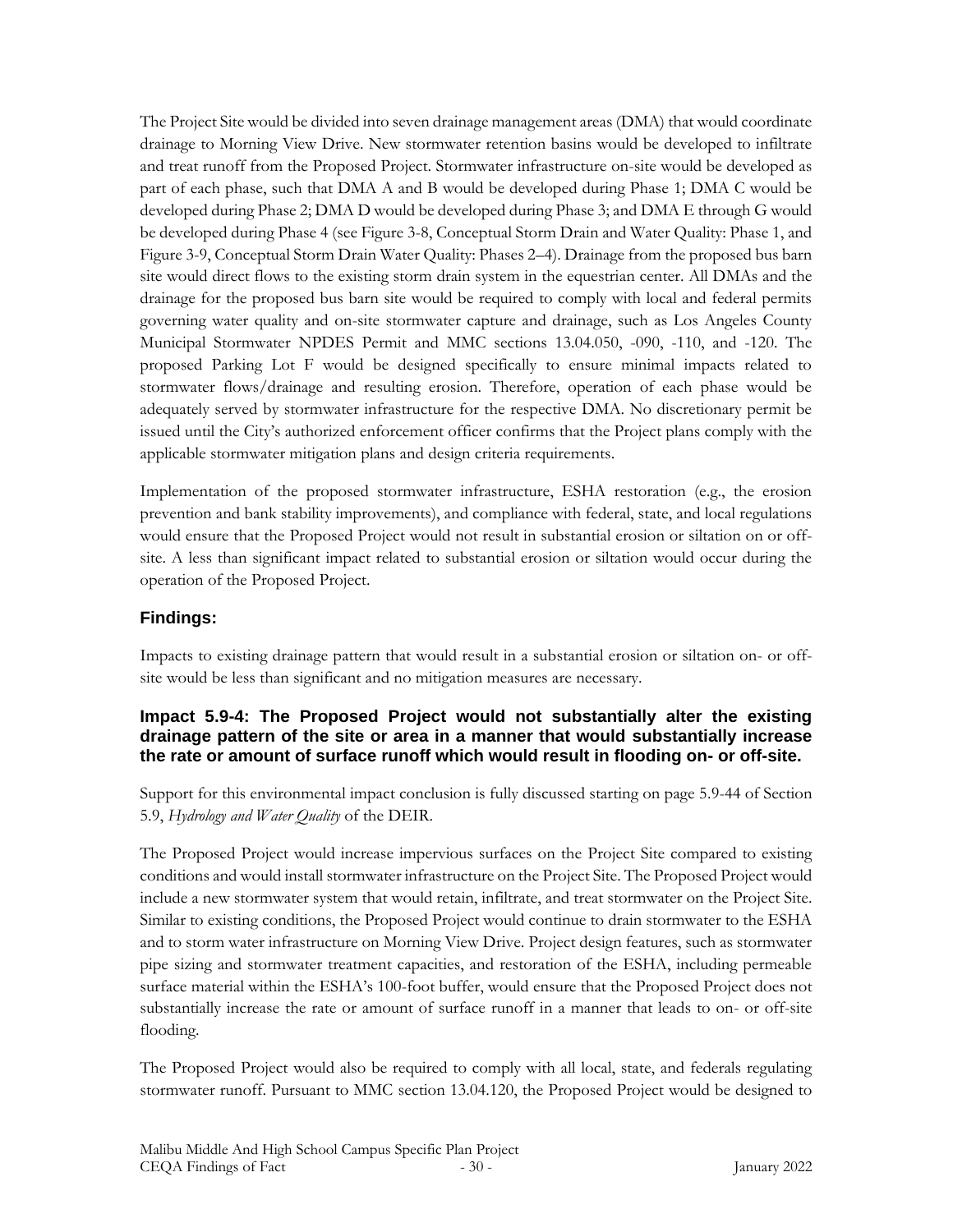The Project Site would be divided into seven drainage management areas (DMA) that would coordinate drainage to Morning View Drive. New stormwater retention basins would be developed to infiltrate and treat runoff from the Proposed Project. Stormwater infrastructure on-site would be developed as part of each phase, such that DMA A and B would be developed during Phase 1; DMA C would be developed during Phase 2; DMA D would be developed during Phase 3; and DMA E through G would be developed during Phase 4 (see Figure 3-8, Conceptual Storm Drain and Water Quality: Phase 1, and Figure 3-9, Conceptual Storm Drain Water Quality: Phases 2–4). Drainage from the proposed bus barn site would direct flows to the existing storm drain system in the equestrian center. All DMAs and the drainage for the proposed bus barn site would be required to comply with local and federal permits governing water quality and on-site stormwater capture and drainage, such as Los Angeles County Municipal Stormwater NPDES Permit and MMC sections 13.04.050, -090, -110, and -120. The proposed Parking Lot F would be designed specifically to ensure minimal impacts related to stormwater flows/drainage and resulting erosion. Therefore, operation of each phase would be adequately served by stormwater infrastructure for the respective DMA. No discretionary permit be issued until the City's authorized enforcement officer confirms that the Project plans comply with the applicable stormwater mitigation plans and design criteria requirements.

Implementation of the proposed stormwater infrastructure, ESHA restoration (e.g., the erosion prevention and bank stability improvements), and compliance with federal, state, and local regulations would ensure that the Proposed Project would not result in substantial erosion or siltation on or off-site. A less than significant impact related to substantial erosion or siltation would occur during the operation of the Proposed Project.

### Findings:

Impacts to existing drainage pattern that would result in a substantial erosion or siltation on- or off-site would be less than significant and no mitigation measures are necessary.

### Impact 5.9-4: The Proposed Project would not substantially alter the existing drainage pattern of the site or area in a manner that would substantially increase the rate or amount of surface runoff which would result in flooding on- or off-site.

Support for this environmental impact conclusion is fully discussed starting on page 5.9-44 of Section 5.9, *Hydrology and Water Quality* of the DEIR.

The Proposed Project would increase impervious surfaces on the Project Site compared to existing conditions and would install stormwater infrastructure on the Project Site. The Proposed Project would include a new stormwater system that would retain, infiltrate, and treat stormwater on the Project Site. Similar to existing conditions, the Proposed Project would continue to drain stormwater to the ESHA and to storm water infrastructure on Morning View Drive. Project design features, such as stormwater pipe sizing and stormwater treatment capacities, and restoration of the ESHA, including permeable surface material within the ESHA's 100-foot buffer, would ensure that the Proposed Project does not substantially increase the rate or amount of surface runoff in a manner that leads to on- or off-site flooding.

The Proposed Project would also be required to comply with all local, state, and federals regulating stormwater runoff. Pursuant to MMC section 13.04.120, the Proposed Project would be designed to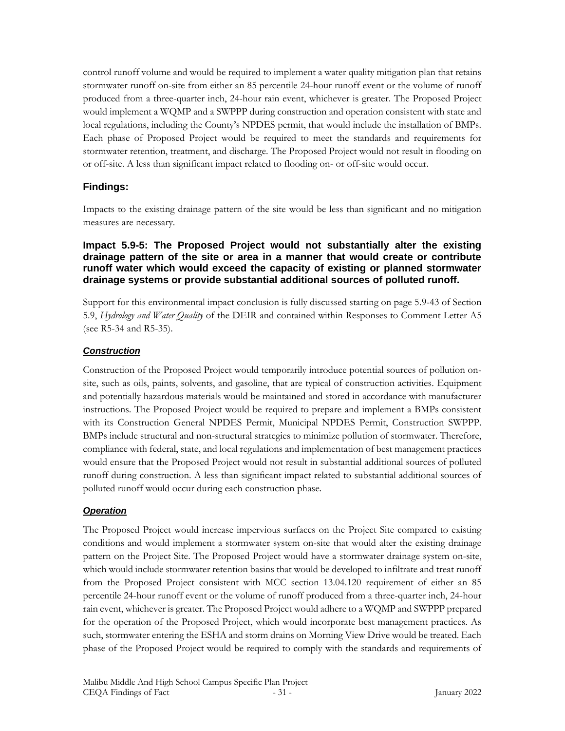control runoff volume and would be required to implement a water quality mitigation plan that retains stormwater runoff on-site from either an 85 percentile 24-hour runoff event or the volume of runoff produced from a three-quarter inch, 24-hour rain event, whichever is greater. The Proposed Project would implement a WQMP and a SWPPP during construction and operation consistent with state and local regulations, including the County's NPDES permit, that would include the installation of BMPs. Each phase of Proposed Project would be required to meet the standards and requirements for stormwater retention, treatment, and discharge. The Proposed Project would not result in flooding on or off-site. A less than significant impact related to flooding on- or off-site would occur.

### Findings:

Impacts to the existing drainage pattern of the site would be less than significant and no mitigation measures are necessary.

### Impact 5.9-5: The Proposed Project would not substantially alter the existing drainage pattern of the site or area in a manner that would create or contribute runoff water which would exceed the capacity of existing or planned stormwater drainage systems or provide substantial additional sources of polluted runoff.

Support for this environmental impact conclusion is fully discussed starting on page 5.9-43 of Section 5.9, *Hydrology and Water Quality* of the DEIR and contained within Responses to Comment Letter A5 (see R5-34 and R5-35).

#### ***Construction***

Construction of the Proposed Project would temporarily introduce potential sources of pollution on-site, such as oils, paints, solvents, and gasoline, that are typical of construction activities. Equipment and potentially hazardous materials would be maintained and stored in accordance with manufacturer instructions. The Proposed Project would be required to prepare and implement a BMPs consistent with its Construction General NPDES Permit, Municipal NPDES Permit, Construction SWPPP. BMPs include structural and non-structural strategies to minimize pollution of stormwater. Therefore, compliance with federal, state, and local regulations and implementation of best management practices would ensure that the Proposed Project would not result in substantial additional sources of polluted runoff during construction. A less than significant impact related to substantial additional sources of polluted runoff would occur during each construction phase.

#### ***Operation***

The Proposed Project would increase impervious surfaces on the Project Site compared to existing conditions and would implement a stormwater system on-site that would alter the existing drainage pattern on the Project Site. The Proposed Project would have a stormwater drainage system on-site, which would include stormwater retention basins that would be developed to infiltrate and treat runoff from the Proposed Project consistent with MCC section 13.04.120 requirement of either an 85 percentile 24-hour runoff event or the volume of runoff produced from a three-quarter inch, 24-hour rain event, whichever is greater. The Proposed Project would adhere to a WQMP and SWPPP prepared for the operation of the Proposed Project, which would incorporate best management practices. As such, stormwater entering the ESHA and storm drains on Morning View Drive would be treated. Each phase of the Proposed Project would be required to comply with the standards and requirements of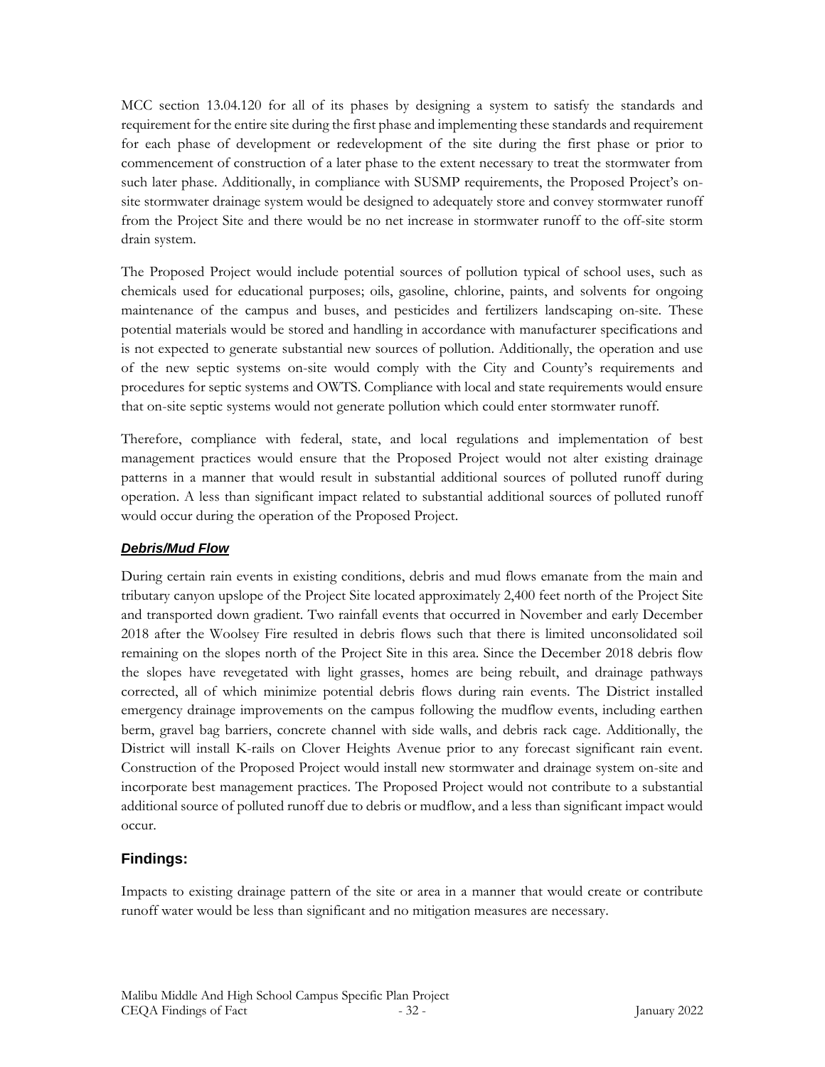MCC section 13.04.120 for all of its phases by designing a system to satisfy the standards and requirement for the entire site during the first phase and implementing these standards and requirement for each phase of development or redevelopment of the site during the first phase or prior to commencement of construction of a later phase to the extent necessary to treat the stormwater from such later phase. Additionally, in compliance with SUSMP requirements, the Proposed Project's on-site stormwater drainage system would be designed to adequately store and convey stormwater runoff from the Project Site and there would be no net increase in stormwater runoff to the off-site storm drain system.

The Proposed Project would include potential sources of pollution typical of school uses, such as chemicals used for educational purposes; oils, gasoline, chlorine, paints, and solvents for ongoing maintenance of the campus and buses, and pesticides and fertilizers landscaping on-site. These potential materials would be stored and handling in accordance with manufacturer specifications and is not expected to generate substantial new sources of pollution. Additionally, the operation and use of the new septic systems on-site would comply with the City and County's requirements and procedures for septic systems and OWTS. Compliance with local and state requirements would ensure that on-site septic systems would not generate pollution which could enter stormwater runoff.

Therefore, compliance with federal, state, and local regulations and implementation of best management practices would ensure that the Proposed Project would not alter existing drainage patterns in a manner that would result in substantial additional sources of polluted runoff during operation. A less than significant impact related to substantial additional sources of polluted runoff would occur during the operation of the Proposed Project.

***Debris/Mud Flow***

During certain rain events in existing conditions, debris and mud flows emanate from the main and tributary canyon upslope of the Project Site located approximately 2,400 feet north of the Project Site and transported down gradient. Two rainfall events that occurred in November and early December 2018 after the Woolsey Fire resulted in debris flows such that there is limited unconsolidated soil remaining on the slopes north of the Project Site in this area. Since the December 2018 debris flow the slopes have revegetated with light grasses, homes are being rebuilt, and drainage pathways corrected, all of which minimize potential debris flows during rain events. The District installed emergency drainage improvements on the campus following the mudflow events, including earthen berm, gravel bag barriers, concrete channel with side walls, and debris rack cage. Additionally, the District will install K-rails on Clover Heights Avenue prior to any forecast significant rain event. Construction of the Proposed Project would install new stormwater and drainage system on-site and incorporate best management practices. The Proposed Project would not contribute to a substantial additional source of polluted runoff due to debris or mudflow, and a less than significant impact would occur.

### Findings:

Impacts to existing drainage pattern of the site or area in a manner that would create or contribute runoff water would be less than significant and no mitigation measures are necessary.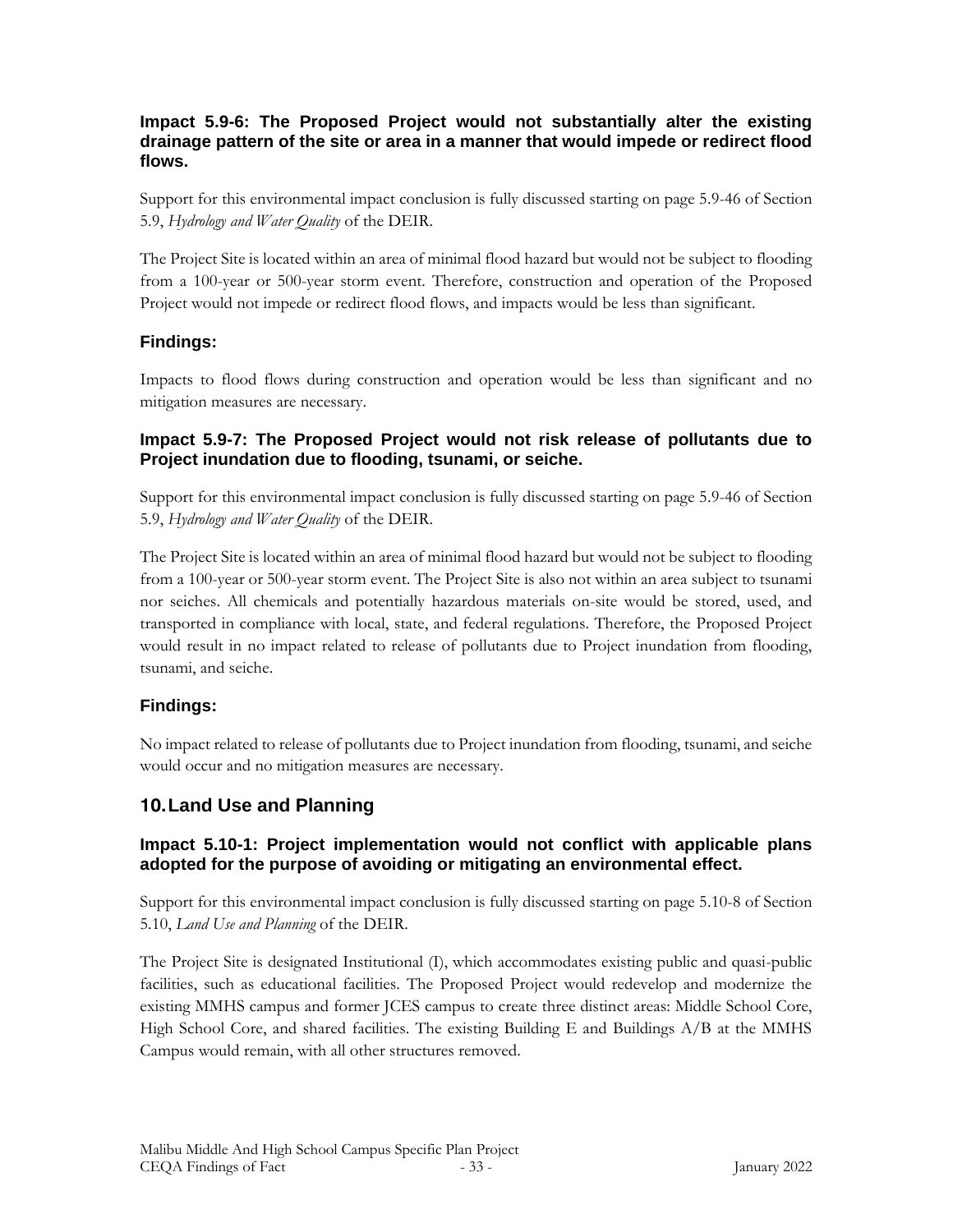### Impact 5.9-6: The Proposed Project would not substantially alter the existing drainage pattern of the site or area in a manner that would impede or redirect flood flows.

Support for this environmental impact conclusion is fully discussed starting on page 5.9-46 of Section 5.9, *Hydrology and Water Quality* of the DEIR.

The Project Site is located within an area of minimal flood hazard but would not be subject to flooding from a 100-year or 500-year storm event. Therefore, construction and operation of the Proposed Project would not impede or redirect flood flows, and impacts would be less than significant.

### Findings:

Impacts to flood flows during construction and operation would be less than significant and no mitigation measures are necessary.

### Impact 5.9-7: The Proposed Project would not risk release of pollutants due to Project inundation due to flooding, tsunami, or seiche.

Support for this environmental impact conclusion is fully discussed starting on page 5.9-46 of Section 5.9, *Hydrology and Water Quality* of the DEIR.

The Project Site is located within an area of minimal flood hazard but would not be subject to flooding from a 100-year or 500-year storm event. The Project Site is also not within an area subject to tsunami nor seiches. All chemicals and potentially hazardous materials on-site would be stored, used, and transported in compliance with local, state, and federal regulations. Therefore, the Proposed Project would result in no impact related to release of pollutants due to Project inundation from flooding, tsunami, and seiche.

### Findings:

No impact related to release of pollutants due to Project inundation from flooding, tsunami, and seiche would occur and no mitigation measures are necessary.

## 10. Land Use and Planning

### Impact 5.10-1: Project implementation would not conflict with applicable plans adopted for the purpose of avoiding or mitigating an environmental effect.

Support for this environmental impact conclusion is fully discussed starting on page 5.10-8 of Section 5.10, *Land Use and Planning* of the DEIR.

The Project Site is designated Institutional (I), which accommodates existing public and quasi-public facilities, such as educational facilities. The Proposed Project would redevelop and modernize the existing MMHS campus and former JCES campus to create three distinct areas: Middle School Core, High School Core, and shared facilities. The existing Building E and Buildings A/B at the MMHS Campus would remain, with all other structures removed.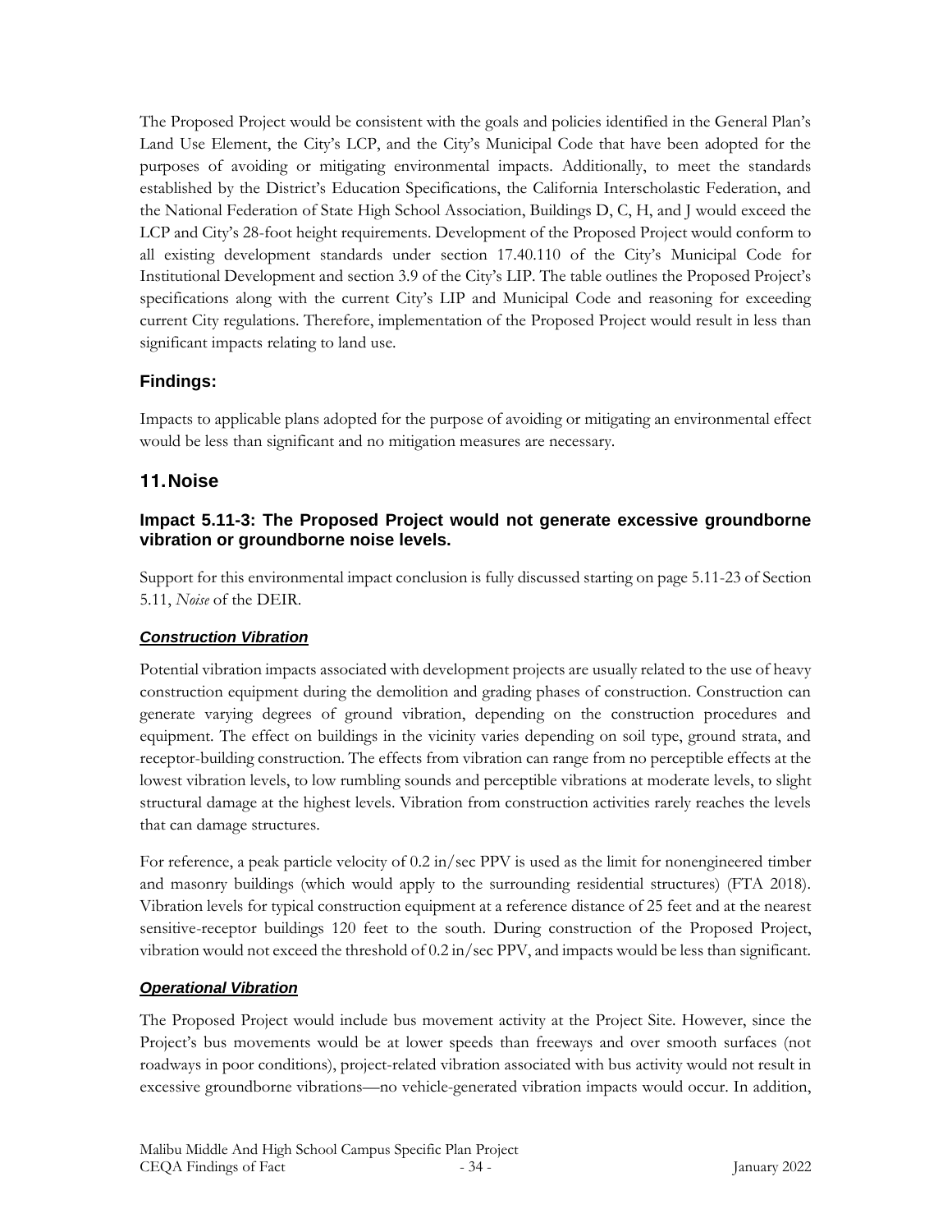The Proposed Project would be consistent with the goals and policies identified in the General Plan's Land Use Element, the City's LCP, and the City's Municipal Code that have been adopted for the purposes of avoiding or mitigating environmental impacts. Additionally, to meet the standards established by the District's Education Specifications, the California Interscholastic Federation, and the National Federation of State High School Association, Buildings D, C, H, and J would exceed the LCP and City's 28-foot height requirements. Development of the Proposed Project would conform to all existing development standards under section 17.40.110 of the City's Municipal Code for Institutional Development and section 3.9 of the City's LIP. The table outlines the Proposed Project's specifications along with the current City's LIP and Municipal Code and reasoning for exceeding current City regulations. Therefore, implementation of the Proposed Project would result in less than significant impacts relating to land use.

### Findings:

Impacts to applicable plans adopted for the purpose of avoiding or mitigating an environmental effect would be less than significant and no mitigation measures are necessary.

## 11. Noise

### Impact 5.11-3: The Proposed Project would not generate excessive groundborne vibration or groundborne noise levels.

Support for this environmental impact conclusion is fully discussed starting on page 5.11-23 of Section 5.11, *Noise* of the DEIR.

#### ***Construction Vibration***

Potential vibration impacts associated with development projects are usually related to the use of heavy construction equipment during the demolition and grading phases of construction. Construction can generate varying degrees of ground vibration, depending on the construction procedures and equipment. The effect on buildings in the vicinity varies depending on soil type, ground strata, and receptor-building construction. The effects from vibration can range from no perceptible effects at the lowest vibration levels, to low rumbling sounds and perceptible vibrations at moderate levels, to slight structural damage at the highest levels. Vibration from construction activities rarely reaches the levels that can damage structures.

For reference, a peak particle velocity of 0.2 in/sec PPV is used as the limit for nonengineered timber and masonry buildings (which would apply to the surrounding residential structures) (FTA 2018). Vibration levels for typical construction equipment at a reference distance of 25 feet and at the nearest sensitive-receptor buildings 120 feet to the south. During construction of the Proposed Project, vibration would not exceed the threshold of 0.2 in/sec PPV, and impacts would be less than significant.

#### ***Operational Vibration***

The Proposed Project would include bus movement activity at the Project Site. However, since the Project's bus movements would be at lower speeds than freeways and over smooth surfaces (not roadways in poor conditions), project-related vibration associated with bus activity would not result in excessive groundborne vibrations—no vehicle-generated vibration impacts would occur. In addition,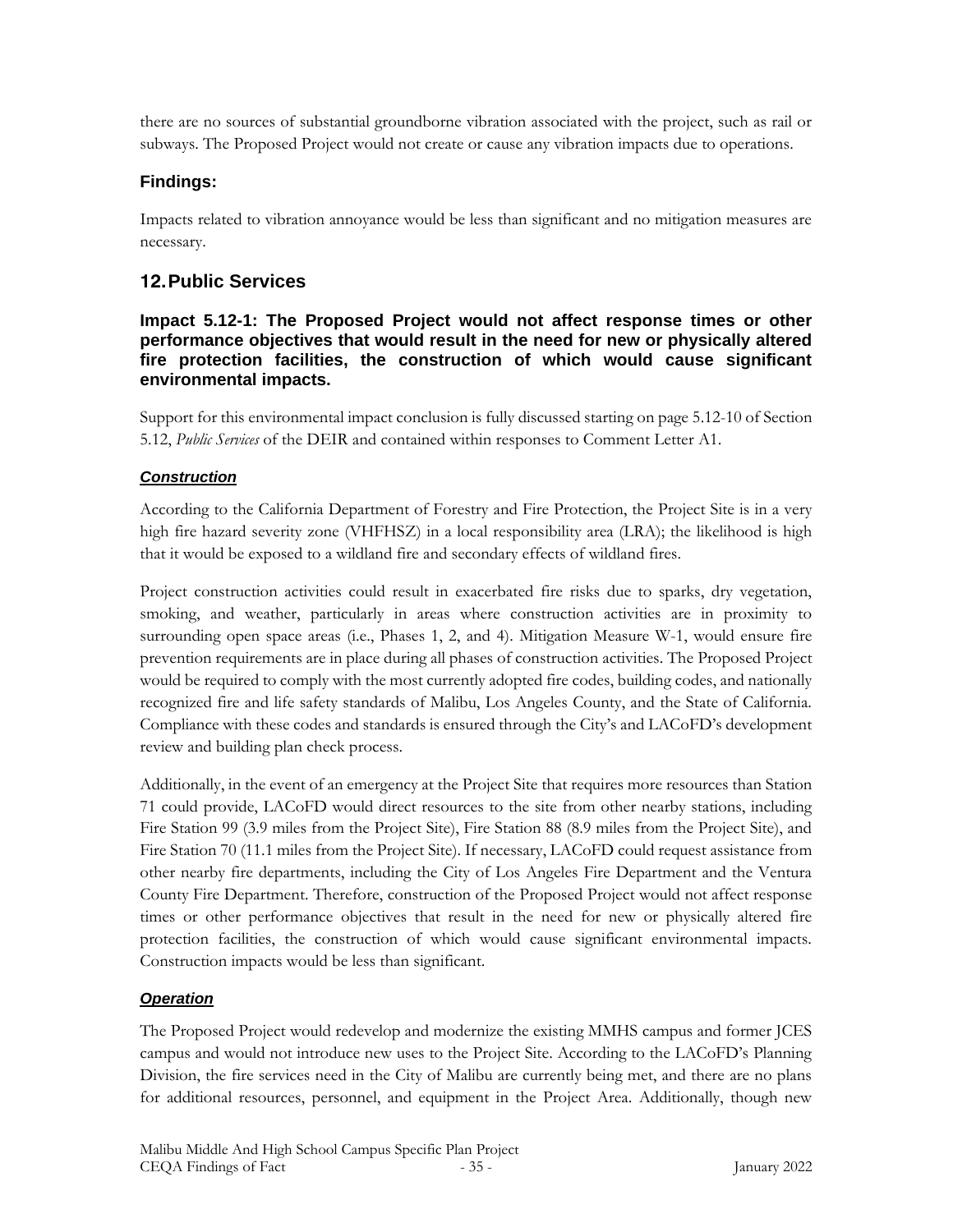there are no sources of substantial groundborne vibration associated with the project, such as rail or subways. The Proposed Project would not create or cause any vibration impacts due to operations.

### Findings:

Impacts related to vibration annoyance would be less than significant and no mitigation measures are necessary.

## 12. Public Services

### Impact 5.12-1: The Proposed Project would not affect response times or other performance objectives that would result in the need for new or physically altered fire protection facilities, the construction of which would cause significant environmental impacts.

Support for this environmental impact conclusion is fully discussed starting on page 5.12-10 of Section 5.12, *Public Services* of the DEIR and contained within responses to Comment Letter A1.

#### ***Construction***

According to the California Department of Forestry and Fire Protection, the Project Site is in a very high fire hazard severity zone (VHFHSZ) in a local responsibility area (LRA); the likelihood is high that it would be exposed to a wildland fire and secondary effects of wildland fires.

Project construction activities could result in exacerbated fire risks due to sparks, dry vegetation, smoking, and weather, particularly in areas where construction activities are in proximity to surrounding open space areas (i.e., Phases 1, 2, and 4). Mitigation Measure W-1, would ensure fire prevention requirements are in place during all phases of construction activities. The Proposed Project would be required to comply with the most currently adopted fire codes, building codes, and nationally recognized fire and life safety standards of Malibu, Los Angeles County, and the State of California. Compliance with these codes and standards is ensured through the City's and LACoFD's development review and building plan check process.

Additionally, in the event of an emergency at the Project Site that requires more resources than Station 71 could provide, LACoFD would direct resources to the site from other nearby stations, including Fire Station 99 (3.9 miles from the Project Site), Fire Station 88 (8.9 miles from the Project Site), and Fire Station 70 (11.1 miles from the Project Site). If necessary, LACoFD could request assistance from other nearby fire departments, including the City of Los Angeles Fire Department and the Ventura County Fire Department. Therefore, construction of the Proposed Project would not affect response times or other performance objectives that result in the need for new or physically altered fire protection facilities, the construction of which would cause significant environmental impacts. Construction impacts would be less than significant.

#### ***Operation***

The Proposed Project would redevelop and modernize the existing MMHS campus and former JCES campus and would not introduce new uses to the Project Site. According to the LACoFD's Planning Division, the fire services need in the City of Malibu are currently being met, and there are no plans for additional resources, personnel, and equipment in the Project Area. Additionally, though new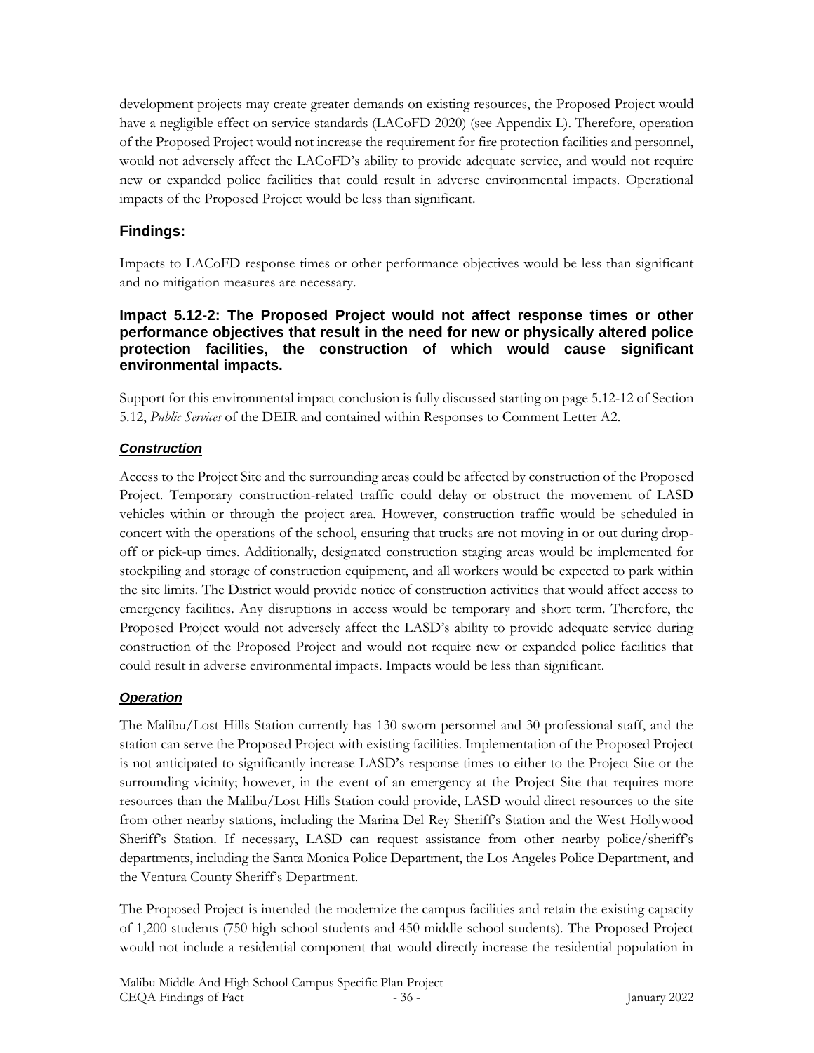development projects may create greater demands on existing resources, the Proposed Project would have a negligible effect on service standards (LACoFD 2020) (see Appendix L). Therefore, operation of the Proposed Project would not increase the requirement for fire protection facilities and personnel, would not adversely affect the LACoFD's ability to provide adequate service, and would not require new or expanded police facilities that could result in adverse environmental impacts. Operational impacts of the Proposed Project would be less than significant.

### Findings:

Impacts to LACoFD response times or other performance objectives would be less than significant and no mitigation measures are necessary.

### Impact 5.12-2: The Proposed Project would not affect response times or other performance objectives that result in the need for new or physically altered police protection facilities, the construction of which would cause significant environmental impacts.

Support for this environmental impact conclusion is fully discussed starting on page 5.12-12 of Section 5.12, *Public Services* of the DEIR and contained within Responses to Comment Letter A2.

#### ***Construction***

Access to the Project Site and the surrounding areas could be affected by construction of the Proposed Project. Temporary construction-related traffic could delay or obstruct the movement of LASD vehicles within or through the project area. However, construction traffic would be scheduled in concert with the operations of the school, ensuring that trucks are not moving in or out during drop-off or pick-up times. Additionally, designated construction staging areas would be implemented for stockpiling and storage of construction equipment, and all workers would be expected to park within the site limits. The District would provide notice of construction activities that would affect access to emergency facilities. Any disruptions in access would be temporary and short term. Therefore, the Proposed Project would not adversely affect the LASD's ability to provide adequate service during construction of the Proposed Project and would not require new or expanded police facilities that could result in adverse environmental impacts. Impacts would be less than significant.

#### ***Operation***

The Malibu/Lost Hills Station currently has 130 sworn personnel and 30 professional staff, and the station can serve the Proposed Project with existing facilities. Implementation of the Proposed Project is not anticipated to significantly increase LASD's response times to either to the Project Site or the surrounding vicinity; however, in the event of an emergency at the Project Site that requires more resources than the Malibu/Lost Hills Station could provide, LASD would direct resources to the site from other nearby stations, including the Marina Del Rey Sheriff's Station and the West Hollywood Sheriff's Station. If necessary, LASD can request assistance from other nearby police/sheriff's departments, including the Santa Monica Police Department, the Los Angeles Police Department, and the Ventura County Sheriff's Department.

The Proposed Project is intended the modernize the campus facilities and retain the existing capacity of 1,200 students (750 high school students and 450 middle school students). The Proposed Project would not include a residential component that would directly increase the residential population in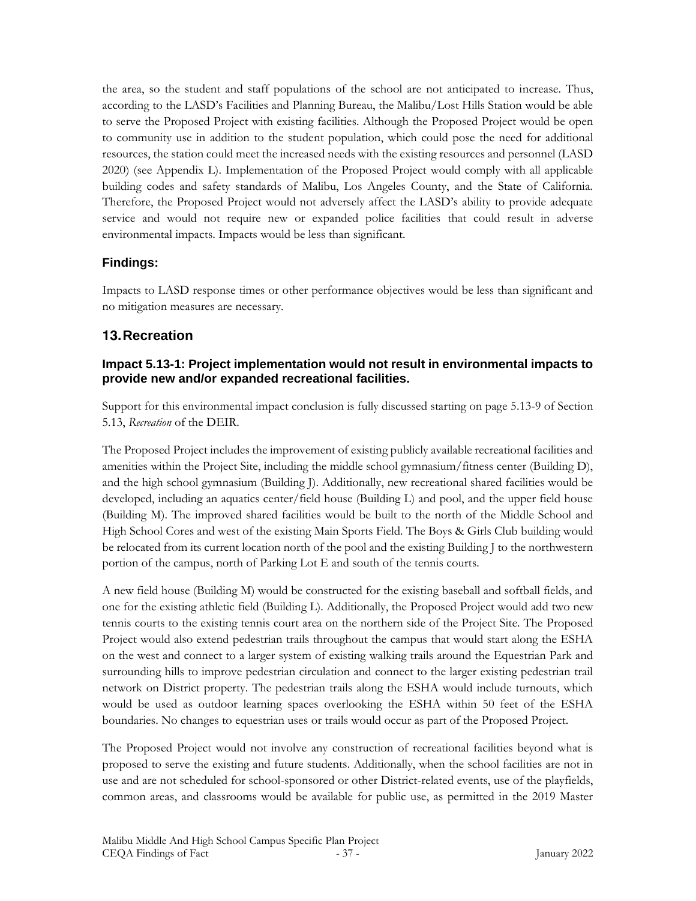the area, so the student and staff populations of the school are not anticipated to increase. Thus, according to the LASD's Facilities and Planning Bureau, the Malibu/Lost Hills Station would be able to serve the Proposed Project with existing facilities. Although the Proposed Project would be open to community use in addition to the student population, which could pose the need for additional resources, the station could meet the increased needs with the existing resources and personnel (LASD 2020) (see Appendix L). Implementation of the Proposed Project would comply with all applicable building codes and safety standards of Malibu, Los Angeles County, and the State of California. Therefore, the Proposed Project would not adversely affect the LASD's ability to provide adequate service and would not require new or expanded police facilities that could result in adverse environmental impacts. Impacts would be less than significant.

### Findings:

Impacts to LASD response times or other performance objectives would be less than significant and no mitigation measures are necessary.

## 13. Recreation

### Impact 5.13-1: Project implementation would not result in environmental impacts to provide new and/or expanded recreational facilities.

Support for this environmental impact conclusion is fully discussed starting on page 5.13-9 of Section 5.13, *Recreation* of the DEIR.

The Proposed Project includes the improvement of existing publicly available recreational facilities and amenities within the Project Site, including the middle school gymnasium/fitness center (Building D), and the high school gymnasium (Building J). Additionally, new recreational shared facilities would be developed, including an aquatics center/field house (Building L) and pool, and the upper field house (Building M). The improved shared facilities would be built to the north of the Middle School and High School Cores and west of the existing Main Sports Field. The Boys & Girls Club building would be relocated from its current location north of the pool and the existing Building J to the northwestern portion of the campus, north of Parking Lot E and south of the tennis courts.

A new field house (Building M) would be constructed for the existing baseball and softball fields, and one for the existing athletic field (Building L). Additionally, the Proposed Project would add two new tennis courts to the existing tennis court area on the northern side of the Project Site. The Proposed Project would also extend pedestrian trails throughout the campus that would start along the ESHA on the west and connect to a larger system of existing walking trails around the Equestrian Park and surrounding hills to improve pedestrian circulation and connect to the larger existing pedestrian trail network on District property. The pedestrian trails along the ESHA would include turnouts, which would be used as outdoor learning spaces overlooking the ESHA within 50 feet of the ESHA boundaries. No changes to equestrian uses or trails would occur as part of the Proposed Project.

The Proposed Project would not involve any construction of recreational facilities beyond what is proposed to serve the existing and future students. Additionally, when the school facilities are not in use and are not scheduled for school-sponsored or other District-related events, use of the playfields, common areas, and classrooms would be available for public use, as permitted in the 2019 Master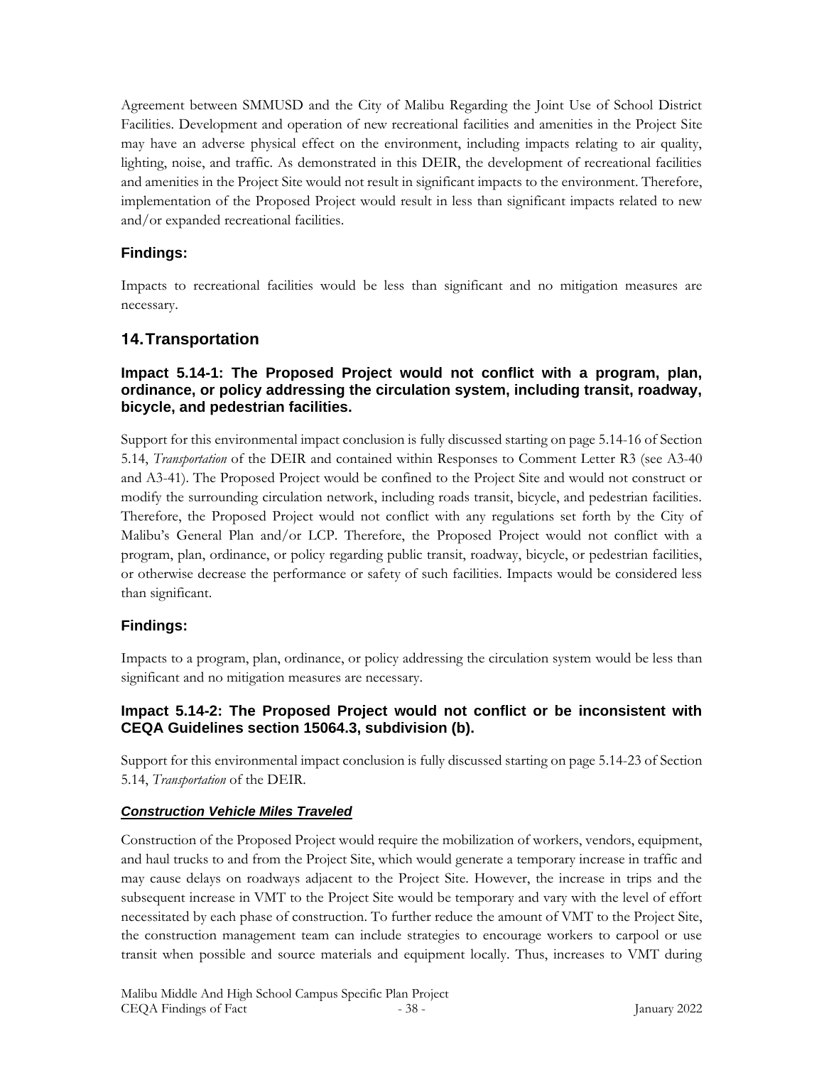Agreement between SMMUSD and the City of Malibu Regarding the Joint Use of School District Facilities. Development and operation of new recreational facilities and amenities in the Project Site may have an adverse physical effect on the environment, including impacts relating to air quality, lighting, noise, and traffic. As demonstrated in this DEIR, the development of recreational facilities and amenities in the Project Site would not result in significant impacts to the environment. Therefore, implementation of the Proposed Project would result in less than significant impacts related to new and/or expanded recreational facilities.

### Findings:

Impacts to recreational facilities would be less than significant and no mitigation measures are necessary.

## 14. Transportation

### Impact 5.14-1: The Proposed Project would not conflict with a program, plan, ordinance, or policy addressing the circulation system, including transit, roadway, bicycle, and pedestrian facilities.

Support for this environmental impact conclusion is fully discussed starting on page 5.14-16 of Section 5.14, *Transportation* of the DEIR and contained within Responses to Comment Letter R3 (see A3-40 and A3-41). The Proposed Project would be confined to the Project Site and would not construct or modify the surrounding circulation network, including roads transit, bicycle, and pedestrian facilities. Therefore, the Proposed Project would not conflict with any regulations set forth by the City of Malibu's General Plan and/or LCP. Therefore, the Proposed Project would not conflict with a program, plan, ordinance, or policy regarding public transit, roadway, bicycle, or pedestrian facilities, or otherwise decrease the performance or safety of such facilities. Impacts would be considered less than significant.

### Findings:

Impacts to a program, plan, ordinance, or policy addressing the circulation system would be less than significant and no mitigation measures are necessary.

### Impact 5.14-2: The Proposed Project would not conflict or be inconsistent with CEQA Guidelines section 15064.3, subdivision (b).

Support for this environmental impact conclusion is fully discussed starting on page 5.14-23 of Section 5.14, *Transportation* of the DEIR.

***Construction Vehicle Miles Traveled***

Construction of the Proposed Project would require the mobilization of workers, vendors, equipment, and haul trucks to and from the Project Site, which would generate a temporary increase in traffic and may cause delays on roadways adjacent to the Project Site. However, the increase in trips and the subsequent increase in VMT to the Project Site would be temporary and vary with the level of effort necessitated by each phase of construction. To further reduce the amount of VMT to the Project Site, the construction management team can include strategies to encourage workers to carpool or use transit when possible and source materials and equipment locally. Thus, increases to VMT during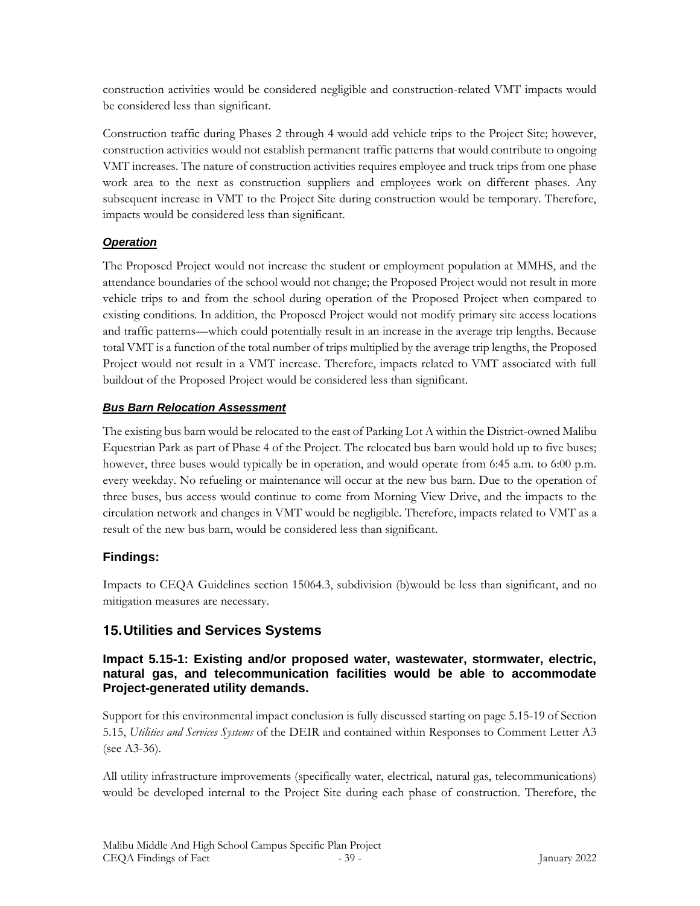construction activities would be considered negligible and construction-related VMT impacts would be considered less than significant.

Construction traffic during Phases 2 through 4 would add vehicle trips to the Project Site; however, construction activities would not establish permanent traffic patterns that would contribute to ongoing VMT increases. The nature of construction activities requires employee and truck trips from one phase work area to the next as construction suppliers and employees work on different phases. Any subsequent increase in VMT to the Project Site during construction would be temporary. Therefore, impacts would be considered less than significant.

***Operation***

The Proposed Project would not increase the student or employment population at MMHS, and the attendance boundaries of the school would not change; the Proposed Project would not result in more vehicle trips to and from the school during operation of the Proposed Project when compared to existing conditions. In addition, the Proposed Project would not modify primary site access locations and traffic patterns—which could potentially result in an increase in the average trip lengths. Because total VMT is a function of the total number of trips multiplied by the average trip lengths, the Proposed Project would not result in a VMT increase. Therefore, impacts related to VMT associated with full buildout of the Proposed Project would be considered less than significant.

***Bus Barn Relocation Assessment***

The existing bus barn would be relocated to the east of Parking Lot A within the District-owned Malibu Equestrian Park as part of Phase 4 of the Project. The relocated bus barn would hold up to five buses; however, three buses would typically be in operation, and would operate from 6:45 a.m. to 6:00 p.m. every weekday. No refueling or maintenance will occur at the new bus barn. Due to the operation of three buses, bus access would continue to come from Morning View Drive, and the impacts to the circulation network and changes in VMT would be negligible. Therefore, impacts related to VMT as a result of the new bus barn, would be considered less than significant.

### Findings:

Impacts to CEQA Guidelines section 15064.3, subdivision (b)would be less than significant, and no mitigation measures are necessary.

## 15. Utilities and Services Systems

### Impact 5.15-1: Existing and/or proposed water, wastewater, stormwater, electric, natural gas, and telecommunication facilities would be able to accommodate Project-generated utility demands.

Support for this environmental impact conclusion is fully discussed starting on page 5.15-19 of Section 5.15, *Utilities and Services Systems* of the DEIR and contained within Responses to Comment Letter A3 (see A3-36).

All utility infrastructure improvements (specifically water, electrical, natural gas, telecommunications) would be developed internal to the Project Site during each phase of construction. Therefore, the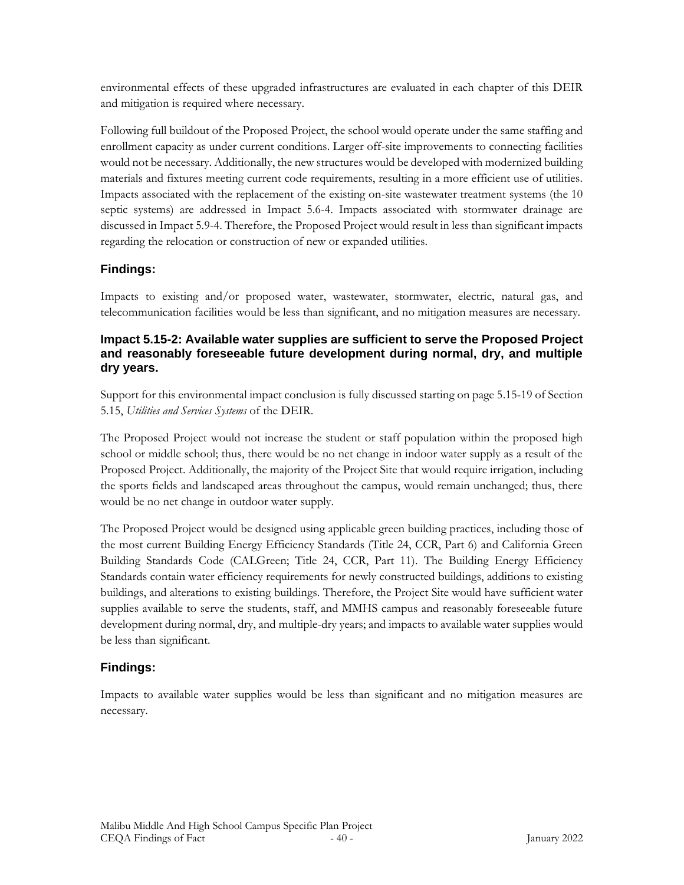environmental effects of these upgraded infrastructures are evaluated in each chapter of this DEIR and mitigation is required where necessary.

Following full buildout of the Proposed Project, the school would operate under the same staffing and enrollment capacity as under current conditions. Larger off-site improvements to connecting facilities would not be necessary. Additionally, the new structures would be developed with modernized building materials and fixtures meeting current code requirements, resulting in a more efficient use of utilities. Impacts associated with the replacement of the existing on-site wastewater treatment systems (the 10 septic systems) are addressed in Impact 5.6-4. Impacts associated with stormwater drainage are discussed in Impact 5.9-4. Therefore, the Proposed Project would result in less than significant impacts regarding the relocation or construction of new or expanded utilities.

### Findings:

Impacts to existing and/or proposed water, wastewater, stormwater, electric, natural gas, and telecommunication facilities would be less than significant, and no mitigation measures are necessary.

#### Impact 5.15-2: Available water supplies are sufficient to serve the Proposed Project and reasonably foreseeable future development during normal, dry, and multiple dry years.

Support for this environmental impact conclusion is fully discussed starting on page 5.15-19 of Section 5.15, *Utilities and Services Systems* of the DEIR.

The Proposed Project would not increase the student or staff population within the proposed high school or middle school; thus, there would be no net change in indoor water supply as a result of the Proposed Project. Additionally, the majority of the Project Site that would require irrigation, including the sports fields and landscaped areas throughout the campus, would remain unchanged; thus, there would be no net change in outdoor water supply.

The Proposed Project would be designed using applicable green building practices, including those of the most current Building Energy Efficiency Standards (Title 24, CCR, Part 6) and California Green Building Standards Code (CALGreen; Title 24, CCR, Part 11). The Building Energy Efficiency Standards contain water efficiency requirements for newly constructed buildings, additions to existing buildings, and alterations to existing buildings. Therefore, the Project Site would have sufficient water supplies available to serve the students, staff, and MMHS campus and reasonably foreseeable future development during normal, dry, and multiple-dry years; and impacts to available water supplies would be less than significant.

### Findings:

Impacts to available water supplies would be less than significant and no mitigation measures are necessary.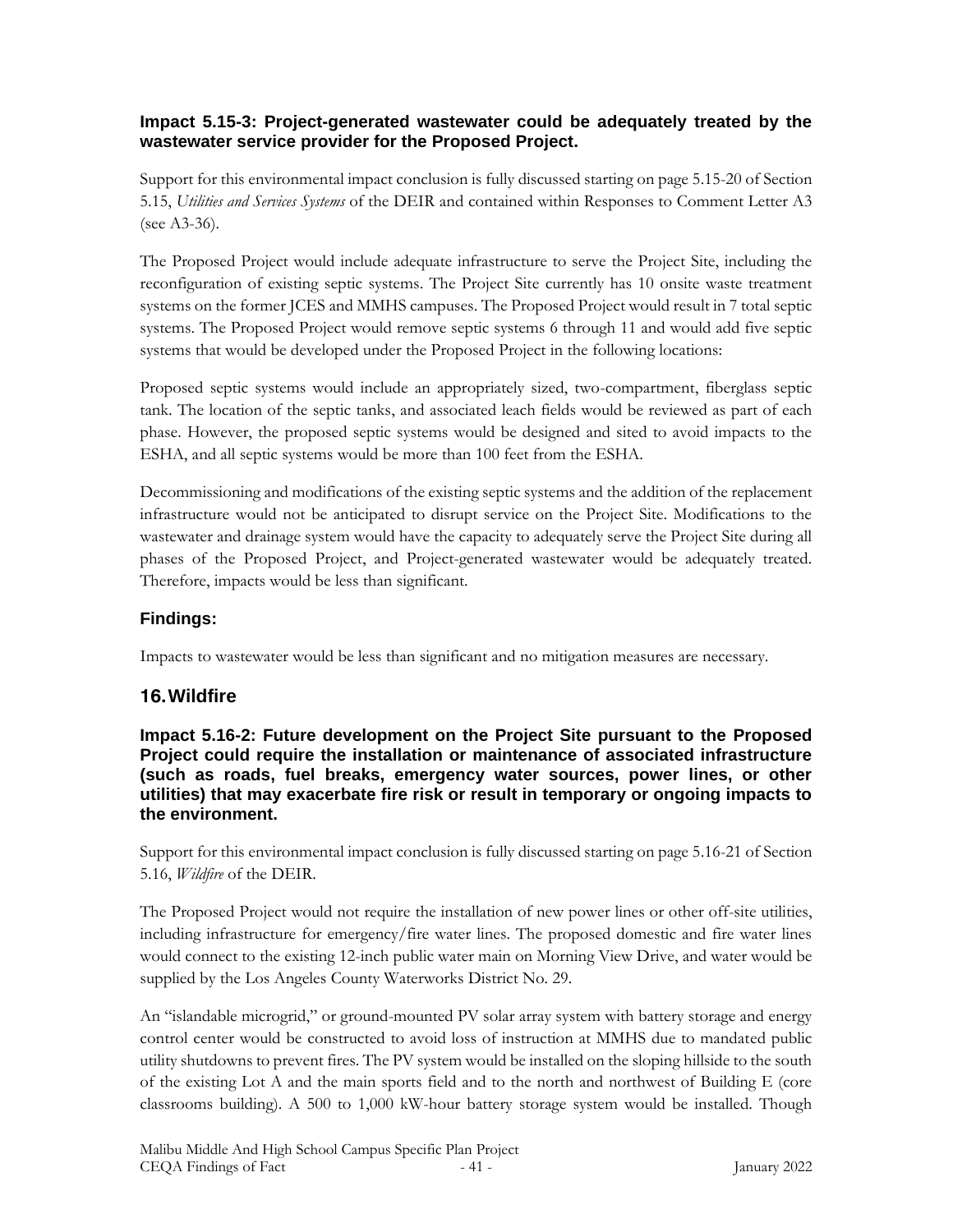### Impact 5.15-3: Project-generated wastewater could be adequately treated by the wastewater service provider for the Proposed Project.

Support for this environmental impact conclusion is fully discussed starting on page 5.15-20 of Section 5.15, *Utilities and Services Systems* of the DEIR and contained within Responses to Comment Letter A3 (see A3-36).

The Proposed Project would include adequate infrastructure to serve the Project Site, including the reconfiguration of existing septic systems. The Project Site currently has 10 onsite waste treatment systems on the former JCES and MMHS campuses. The Proposed Project would result in 7 total septic systems. The Proposed Project would remove septic systems 6 through 11 and would add five septic systems that would be developed under the Proposed Project in the following locations:

Proposed septic systems would include an appropriately sized, two-compartment, fiberglass septic tank. The location of the septic tanks, and associated leach fields would be reviewed as part of each phase. However, the proposed septic systems would be designed and sited to avoid impacts to the ESHA, and all septic systems would be more than 100 feet from the ESHA.

Decommissioning and modifications of the existing septic systems and the addition of the replacement infrastructure would not be anticipated to disrupt service on the Project Site. Modifications to the wastewater and drainage system would have the capacity to adequately serve the Project Site during all phases of the Proposed Project, and Project-generated wastewater would be adequately treated. Therefore, impacts would be less than significant.

### Findings:

Impacts to wastewater would be less than significant and no mitigation measures are necessary.

## 16. Wildfire

### Impact 5.16-2: Future development on the Project Site pursuant to the Proposed Project could require the installation or maintenance of associated infrastructure (such as roads, fuel breaks, emergency water sources, power lines, or other utilities) that may exacerbate fire risk or result in temporary or ongoing impacts to the environment.

Support for this environmental impact conclusion is fully discussed starting on page 5.16-21 of Section 5.16, *Wildfire* of the DEIR.

The Proposed Project would not require the installation of new power lines or other off-site utilities, including infrastructure for emergency/fire water lines. The proposed domestic and fire water lines would connect to the existing 12-inch public water main on Morning View Drive, and water would be supplied by the Los Angeles County Waterworks District No. 29.

An "islandable microgrid," or ground-mounted PV solar array system with battery storage and energy control center would be constructed to avoid loss of instruction at MMHS due to mandated public utility shutdowns to prevent fires. The PV system would be installed on the sloping hillside to the south of the existing Lot A and the main sports field and to the north and northwest of Building E (core classrooms building). A 500 to 1,000 kW-hour battery storage system would be installed. Though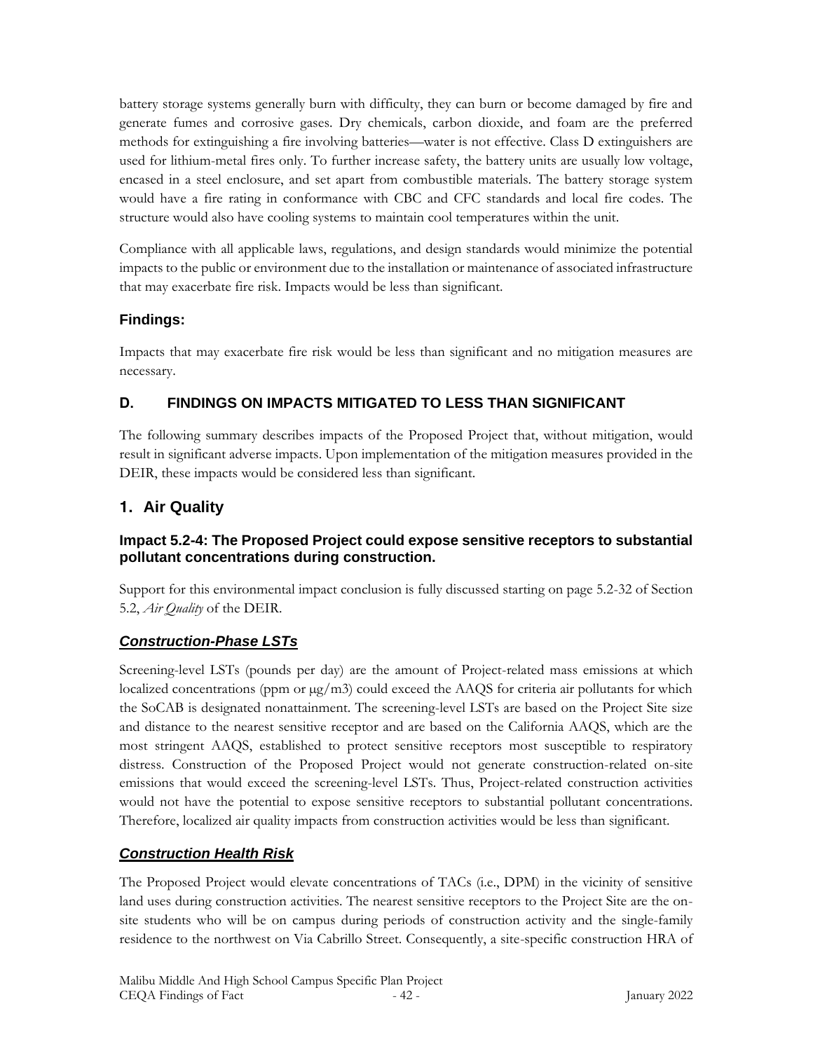battery storage systems generally burn with difficulty, they can burn or become damaged by fire and generate fumes and corrosive gases. Dry chemicals, carbon dioxide, and foam are the preferred methods for extinguishing a fire involving batteries—water is not effective. Class D extinguishers are used for lithium-metal fires only. To further increase safety, the battery units are usually low voltage, encased in a steel enclosure, and set apart from combustible materials. The battery storage system would have a fire rating in conformance with CBC and CFC standards and local fire codes. The structure would also have cooling systems to maintain cool temperatures within the unit.

Compliance with all applicable laws, regulations, and design standards would minimize the potential impacts to the public or environment due to the installation or maintenance of associated infrastructure that may exacerbate fire risk. Impacts would be less than significant.

### Findings:

Impacts that may exacerbate fire risk would be less than significant and no mitigation measures are necessary.

## D. FINDINGS ON IMPACTS MITIGATED TO LESS THAN SIGNIFICANT

The following summary describes impacts of the Proposed Project that, without mitigation, would result in significant adverse impacts. Upon implementation of the mitigation measures provided in the DEIR, these impacts would be considered less than significant.

## 1. Air Quality

### Impact 5.2-4: The Proposed Project could expose sensitive receptors to substantial pollutant concentrations during construction.

Support for this environmental impact conclusion is fully discussed starting on page 5.2-32 of Section 5.2, *Air Quality* of the DEIR.

### ***Construction-Phase LSTs***

Screening-level LSTs (pounds per day) are the amount of Project-related mass emissions at which localized concentrations (ppm or μg/m3) could exceed the AAQS for criteria air pollutants for which the SoCAB is designated nonattainment. The screening-level LSTs are based on the Project Site size and distance to the nearest sensitive receptor and are based on the California AAQS, which are the most stringent AAQS, established to protect sensitive receptors most susceptible to respiratory distress. Construction of the Proposed Project would not generate construction-related on-site emissions that would exceed the screening-level LSTs. Thus, Project-related construction activities would not have the potential to expose sensitive receptors to substantial pollutant concentrations. Therefore, localized air quality impacts from construction activities would be less than significant.

### ***Construction Health Risk***

The Proposed Project would elevate concentrations of TACs (i.e., DPM) in the vicinity of sensitive land uses during construction activities. The nearest sensitive receptors to the Project Site are the on-site students who will be on campus during periods of construction activity and the single-family residence to the northwest on Via Cabrillo Street. Consequently, a site-specific construction HRA of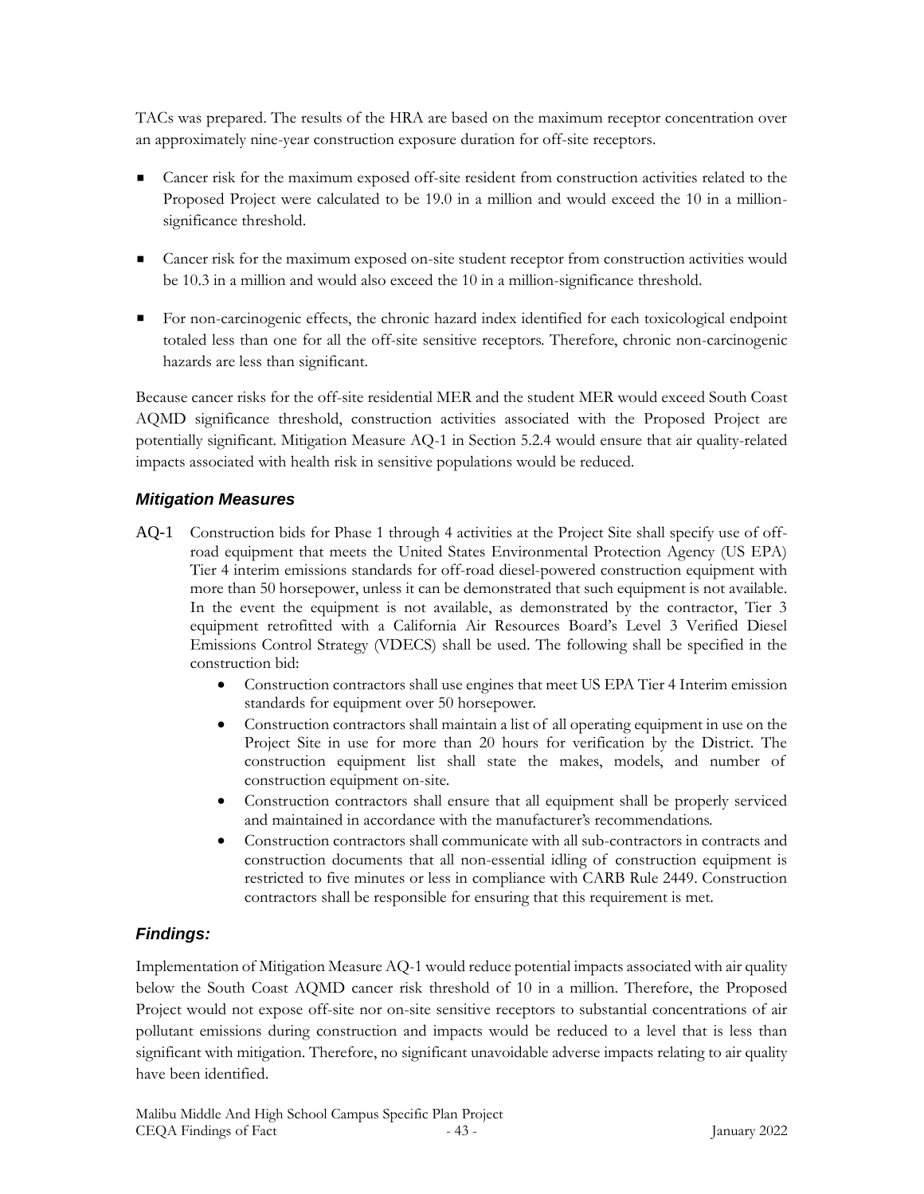TACs was prepared. The results of the HRA are based on the maximum receptor concentration over an approximately nine-year construction exposure duration for off-site receptors.

- Cancer risk for the maximum exposed off-site resident from construction activities related to the Proposed Project were calculated to be 19.0 in a million and would exceed the 10 in a million-significance threshold.
- Cancer risk for the maximum exposed on-site student receptor from construction activities would be 10.3 in a million and would also exceed the 10 in a million-significance threshold.
- For non-carcinogenic effects, the chronic hazard index identified for each toxicological endpoint totaled less than one for all the off-site sensitive receptors. Therefore, chronic non-carcinogenic hazards are less than significant.

Because cancer risks for the off-site residential MER and the student MER would exceed South Coast AQMD significance threshold, construction activities associated with the Proposed Project are potentially significant. Mitigation Measure AQ-1 in Section 5.2.4 would ensure that air quality-related impacts associated with health risk in sensitive populations would be reduced.

### *Mitigation Measures*

**AQ-1** Construction bids for Phase 1 through 4 activities at the Project Site shall specify use of off-road equipment that meets the United States Environmental Protection Agency (US EPA) Tier 4 interim emissions standards for off-road diesel-powered construction equipment with more than 50 horsepower, unless it can be demonstrated that such equipment is not available. In the event the equipment is not available, as demonstrated by the contractor, Tier 3 equipment retrofitted with a California Air Resources Board's Level 3 Verified Diesel Emissions Control Strategy (VDECS) shall be used. The following shall be specified in the construction bid:

- Construction contractors shall use engines that meet US EPA Tier 4 Interim emission standards for equipment over 50 horsepower.
- Construction contractors shall maintain a list of all operating equipment in use on the Project Site in use for more than 20 hours for verification by the District. The construction equipment list shall state the makes, models, and number of construction equipment on-site.
- Construction contractors shall ensure that all equipment shall be properly serviced and maintained in accordance with the manufacturer's recommendations.
- Construction contractors shall communicate with all sub-contractors in contracts and construction documents that all non-essential idling of construction equipment is restricted to five minutes or less in compliance with CARB Rule 2449. Construction contractors shall be responsible for ensuring that this requirement is met.

### *Findings:*

Implementation of Mitigation Measure AQ-1 would reduce potential impacts associated with air quality below the South Coast AQMD cancer risk threshold of 10 in a million. Therefore, the Proposed Project would not expose off-site nor on-site sensitive receptors to substantial concentrations of air pollutant emissions during construction and impacts would be reduced to a level that is less than significant with mitigation. Therefore, no significant unavoidable adverse impacts relating to air quality have been identified.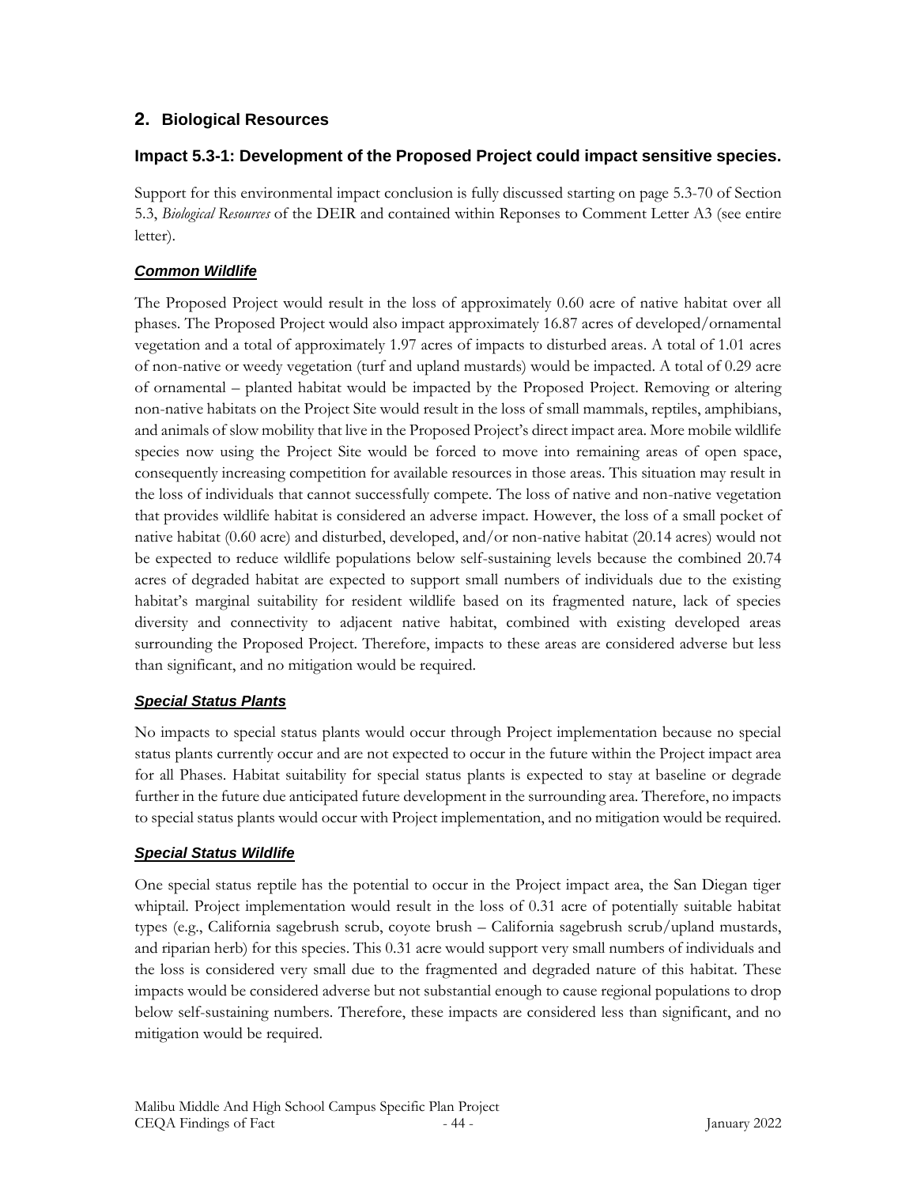## 2. Biological Resources

### Impact 5.3-1: Development of the Proposed Project could impact sensitive species.

Support for this environmental impact conclusion is fully discussed starting on page 5.3-70 of Section 5.3, *Biological Resources* of the DEIR and contained within Reponses to Comment Letter A3 (see entire letter).

#### ***Common Wildlife***

The Proposed Project would result in the loss of approximately 0.60 acre of native habitat over all phases. The Proposed Project would also impact approximately 16.87 acres of developed/ornamental vegetation and a total of approximately 1.97 acres of impacts to disturbed areas. A total of 1.01 acres of non-native or weedy vegetation (turf and upland mustards) would be impacted. A total of 0.29 acre of ornamental – planted habitat would be impacted by the Proposed Project. Removing or altering non-native habitats on the Project Site would result in the loss of small mammals, reptiles, amphibians, and animals of slow mobility that live in the Proposed Project's direct impact area. More mobile wildlife species now using the Project Site would be forced to move into remaining areas of open space, consequently increasing competition for available resources in those areas. This situation may result in the loss of individuals that cannot successfully compete. The loss of native and non-native vegetation that provides wildlife habitat is considered an adverse impact. However, the loss of a small pocket of native habitat (0.60 acre) and disturbed, developed, and/or non-native habitat (20.14 acres) would not be expected to reduce wildlife populations below self-sustaining levels because the combined 20.74 acres of degraded habitat are expected to support small numbers of individuals due to the existing habitat's marginal suitability for resident wildlife based on its fragmented nature, lack of species diversity and connectivity to adjacent native habitat, combined with existing developed areas surrounding the Proposed Project. Therefore, impacts to these areas are considered adverse but less than significant, and no mitigation would be required.

#### ***Special Status Plants***

No impacts to special status plants would occur through Project implementation because no special status plants currently occur and are not expected to occur in the future within the Project impact area for all Phases. Habitat suitability for special status plants is expected to stay at baseline or degrade further in the future due anticipated future development in the surrounding area. Therefore, no impacts to special status plants would occur with Project implementation, and no mitigation would be required.

#### ***Special Status Wildlife***

One special status reptile has the potential to occur in the Project impact area, the San Diegan tiger whiptail. Project implementation would result in the loss of 0.31 acre of potentially suitable habitat types (e.g., California sagebrush scrub, coyote brush – California sagebrush scrub/upland mustards, and riparian herb) for this species. This 0.31 acre would support very small numbers of individuals and the loss is considered very small due to the fragmented and degraded nature of this habitat. These impacts would be considered adverse but not substantial enough to cause regional populations to drop below self-sustaining numbers. Therefore, these impacts are considered less than significant, and no mitigation would be required.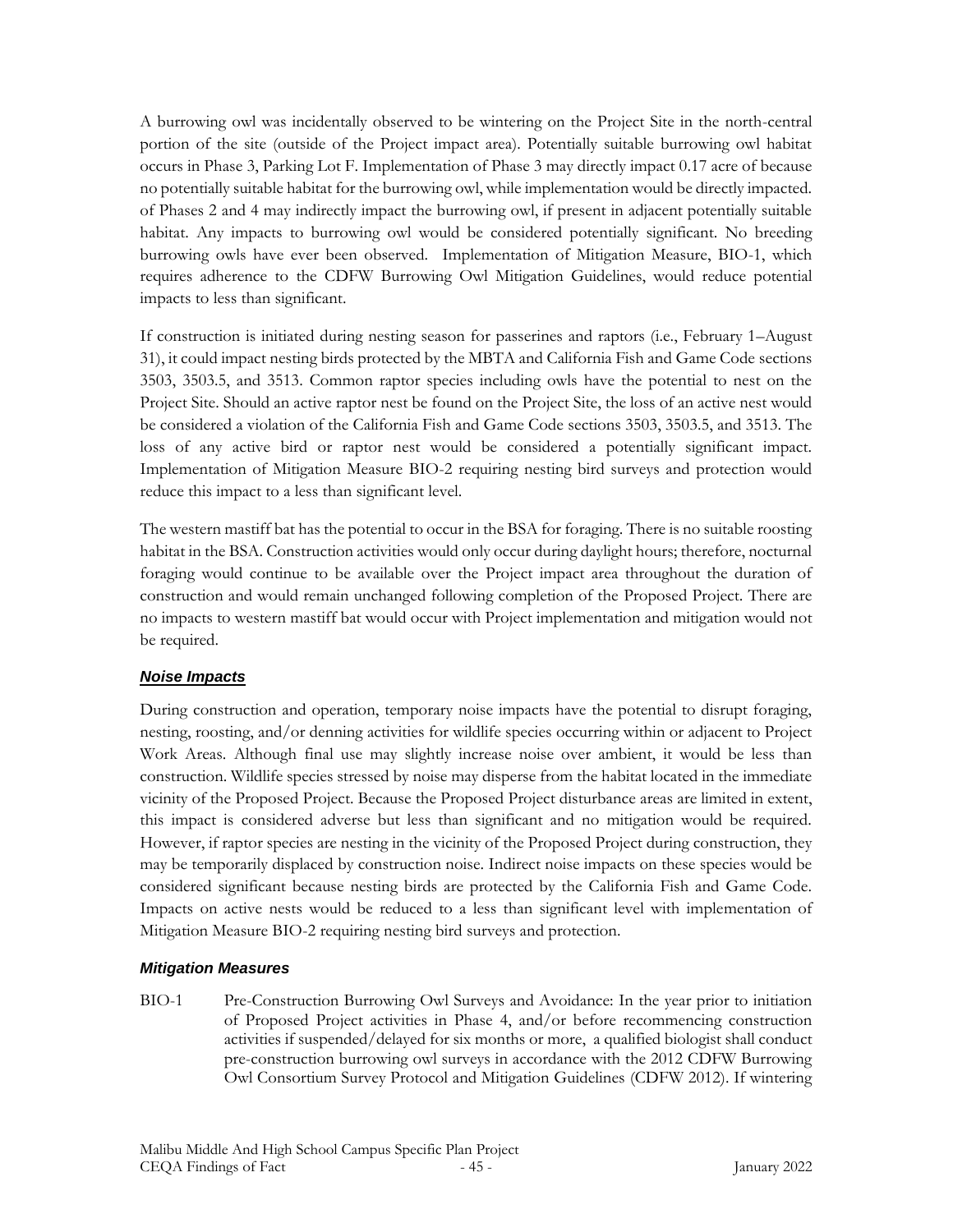A burrowing owl was incidentally observed to be wintering on the Project Site in the north-central portion of the site (outside of the Project impact area). Potentially suitable burrowing owl habitat occurs in Phase 3, Parking Lot F. Implementation of Phase 3 may directly impact 0.17 acre of because no potentially suitable habitat for the burrowing owl, while implementation would be directly impacted. of Phases 2 and 4 may indirectly impact the burrowing owl, if present in adjacent potentially suitable habitat. Any impacts to burrowing owl would be considered potentially significant. No breeding burrowing owls have ever been observed. Implementation of Mitigation Measure, BIO-1, which requires adherence to the CDFW Burrowing Owl Mitigation Guidelines, would reduce potential impacts to less than significant.

If construction is initiated during nesting season for passerines and raptors (i.e., February 1–August 31), it could impact nesting birds protected by the MBTA and California Fish and Game Code sections 3503, 3503.5, and 3513. Common raptor species including owls have the potential to nest on the Project Site. Should an active raptor nest be found on the Project Site, the loss of an active nest would be considered a violation of the California Fish and Game Code sections 3503, 3503.5, and 3513. The loss of any active bird or raptor nest would be considered a potentially significant impact. Implementation of Mitigation Measure BIO-2 requiring nesting bird surveys and protection would reduce this impact to a less than significant level.

The western mastiff bat has the potential to occur in the BSA for foraging. There is no suitable roosting habitat in the BSA. Construction activities would only occur during daylight hours; therefore, nocturnal foraging would continue to be available over the Project impact area throughout the duration of construction and would remain unchanged following completion of the Proposed Project. There are no impacts to western mastiff bat would occur with Project implementation and mitigation would not be required.

***Noise Impacts***

During construction and operation, temporary noise impacts have the potential to disrupt foraging, nesting, roosting, and/or denning activities for wildlife species occurring within or adjacent to Project Work Areas. Although final use may slightly increase noise over ambient, it would be less than construction. Wildlife species stressed by noise may disperse from the habitat located in the immediate vicinity of the Proposed Project. Because the Proposed Project disturbance areas are limited in extent, this impact is considered adverse but less than significant and no mitigation would be required. However, if raptor species are nesting in the vicinity of the Proposed Project during construction, they may be temporarily displaced by construction noise. Indirect noise impacts on these species would be considered significant because nesting birds are protected by the California Fish and Game Code. Impacts on active nests would be reduced to a less than significant level with implementation of Mitigation Measure BIO-2 requiring nesting bird surveys and protection.

***Mitigation Measures***

BIO-1 Pre-Construction Burrowing Owl Surveys and Avoidance: In the year prior to initiation of Proposed Project activities in Phase 4, and/or before recommencing construction activities if suspended/delayed for six months or more, a qualified biologist shall conduct pre-construction burrowing owl surveys in accordance with the 2012 CDFW Burrowing Owl Consortium Survey Protocol and Mitigation Guidelines (CDFW 2012). If wintering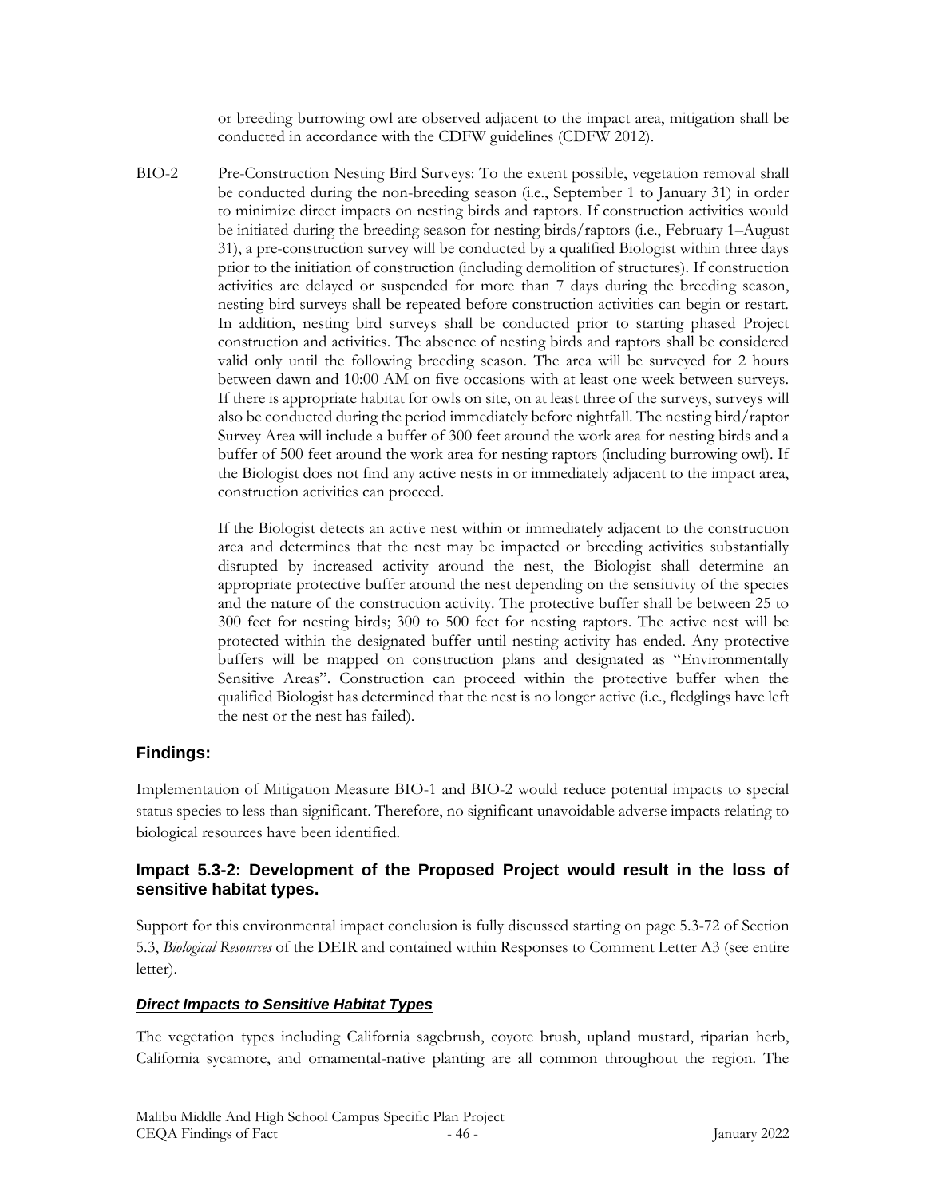or breeding burrowing owl are observed adjacent to the impact area, mitigation shall be conducted in accordance with the CDFW guidelines (CDFW 2012).

BIO-2 Pre-Construction Nesting Bird Surveys: To the extent possible, vegetation removal shall be conducted during the non-breeding season (i.e., September 1 to January 31) in order to minimize direct impacts on nesting birds and raptors. If construction activities would be initiated during the breeding season for nesting birds/raptors (i.e., February 1–August 31), a pre-construction survey will be conducted by a qualified Biologist within three days prior to the initiation of construction (including demolition of structures). If construction activities are delayed or suspended for more than 7 days during the breeding season, nesting bird surveys shall be repeated before construction activities can begin or restart. In addition, nesting bird surveys shall be conducted prior to starting phased Project construction and activities. The absence of nesting birds and raptors shall be considered valid only until the following breeding season. The area will be surveyed for 2 hours between dawn and 10:00 AM on five occasions with at least one week between surveys. If there is appropriate habitat for owls on site, on at least three of the surveys, surveys will also be conducted during the period immediately before nightfall. The nesting bird/raptor Survey Area will include a buffer of 300 feet around the work area for nesting birds and a buffer of 500 feet around the work area for nesting raptors (including burrowing owl). If the Biologist does not find any active nests in or immediately adjacent to the impact area, construction activities can proceed.

If the Biologist detects an active nest within or immediately adjacent to the construction area and determines that the nest may be impacted or breeding activities substantially disrupted by increased activity around the nest, the Biologist shall determine an appropriate protective buffer around the nest depending on the sensitivity of the species and the nature of the construction activity. The protective buffer shall be between 25 to 300 feet for nesting birds; 300 to 500 feet for nesting raptors. The active nest will be protected within the designated buffer until nesting activity has ended. Any protective buffers will be mapped on construction plans and designated as "Environmentally Sensitive Areas". Construction can proceed within the protective buffer when the qualified Biologist has determined that the nest is no longer active (i.e., fledglings have left the nest or the nest has failed).

## Findings:

Implementation of Mitigation Measure BIO-1 and BIO-2 would reduce potential impacts to special status species to less than significant. Therefore, no significant unavoidable adverse impacts relating to biological resources have been identified.

## Impact 5.3-2: Development of the Proposed Project would result in the loss of sensitive habitat types.

Support for this environmental impact conclusion is fully discussed starting on page 5.3-72 of Section 5.3, *Biological Resources* of the DEIR and contained within Responses to Comment Letter A3 (see entire letter).

### ***Direct Impacts to Sensitive Habitat Types***

The vegetation types including California sagebrush, coyote brush, upland mustard, riparian herb, California sycamore, and ornamental-native planting are all common throughout the region. The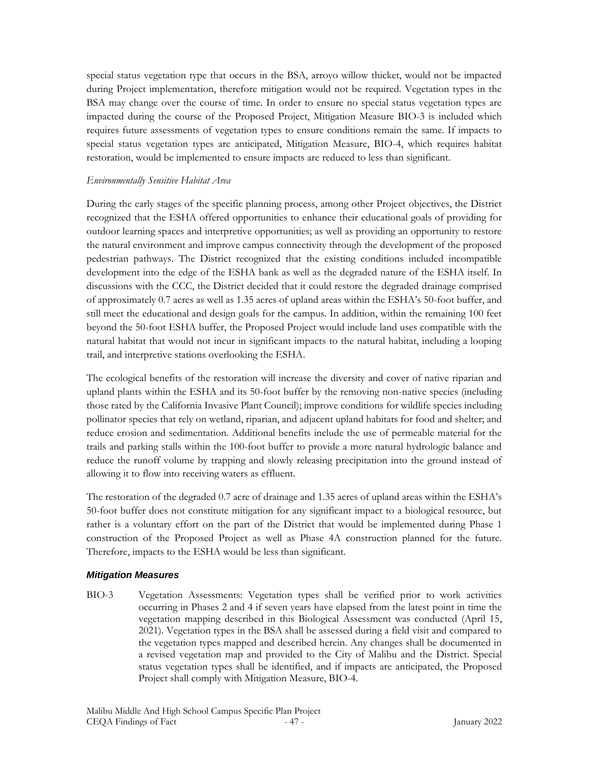special status vegetation type that occurs in the BSA, arroyo willow thicket, would not be impacted during Project implementation, therefore mitigation would not be required. Vegetation types in the BSA may change over the course of time. In order to ensure no special status vegetation types are impacted during the course of the Proposed Project, Mitigation Measure BIO-3 is included which requires future assessments of vegetation types to ensure conditions remain the same. If impacts to special status vegetation types are anticipated, Mitigation Measure, BIO-4, which requires habitat restoration, would be implemented to ensure impacts are reduced to less than significant.

*Environmentally Sensitive Habitat Area*

During the early stages of the specific planning process, among other Project objectives, the District recognized that the ESHA offered opportunities to enhance their educational goals of providing for outdoor learning spaces and interpretive opportunities; as well as providing an opportunity to restore the natural environment and improve campus connectivity through the development of the proposed pedestrian pathways. The District recognized that the existing conditions included incompatible development into the edge of the ESHA bank as well as the degraded nature of the ESHA itself. In discussions with the CCC, the District decided that it could restore the degraded drainage comprised of approximately 0.7 acres as well as 1.35 acres of upland areas within the ESHA's 50-foot buffer, and still meet the educational and design goals for the campus. In addition, within the remaining 100 feet beyond the 50-foot ESHA buffer, the Proposed Project would include land uses compatible with the natural habitat that would not incur in significant impacts to the natural habitat, including a looping trail, and interpretive stations overlooking the ESHA.

The ecological benefits of the restoration will increase the diversity and cover of native riparian and upland plants within the ESHA and its 50-foot buffer by the removing non-native species (including those rated by the California Invasive Plant Council); improve conditions for wildlife species including pollinator species that rely on wetland, riparian, and adjacent upland habitats for food and shelter; and reduce erosion and sedimentation. Additional benefits include the use of permeable material for the trails and parking stalls within the 100-foot buffer to provide a more natural hydrologic balance and reduce the runoff volume by trapping and slowly releasing precipitation into the ground instead of allowing it to flow into receiving waters as effluent.

The restoration of the degraded 0.7 acre of drainage and 1.35 acres of upland areas within the ESHA's 50-foot buffer does not constitute mitigation for any significant impact to a biological resource, but rather is a voluntary effort on the part of the District that would be implemented during Phase 1 construction of the Proposed Project as well as Phase 4A construction planned for the future. Therefore, impacts to the ESHA would be less than significant.

### *Mitigation Measures*

BIO-3 Vegetation Assessments: Vegetation types shall be verified prior to work activities occurring in Phases 2 and 4 if seven years have elapsed from the latest point in time the vegetation mapping described in this Biological Assessment was conducted (April 15, 2021). Vegetation types in the BSA shall be assessed during a field visit and compared to the vegetation types mapped and described herein. Any changes shall be documented in a revised vegetation map and provided to the City of Malibu and the District. Special status vegetation types shall be identified, and if impacts are anticipated, the Proposed Project shall comply with Mitigation Measure, BIO-4.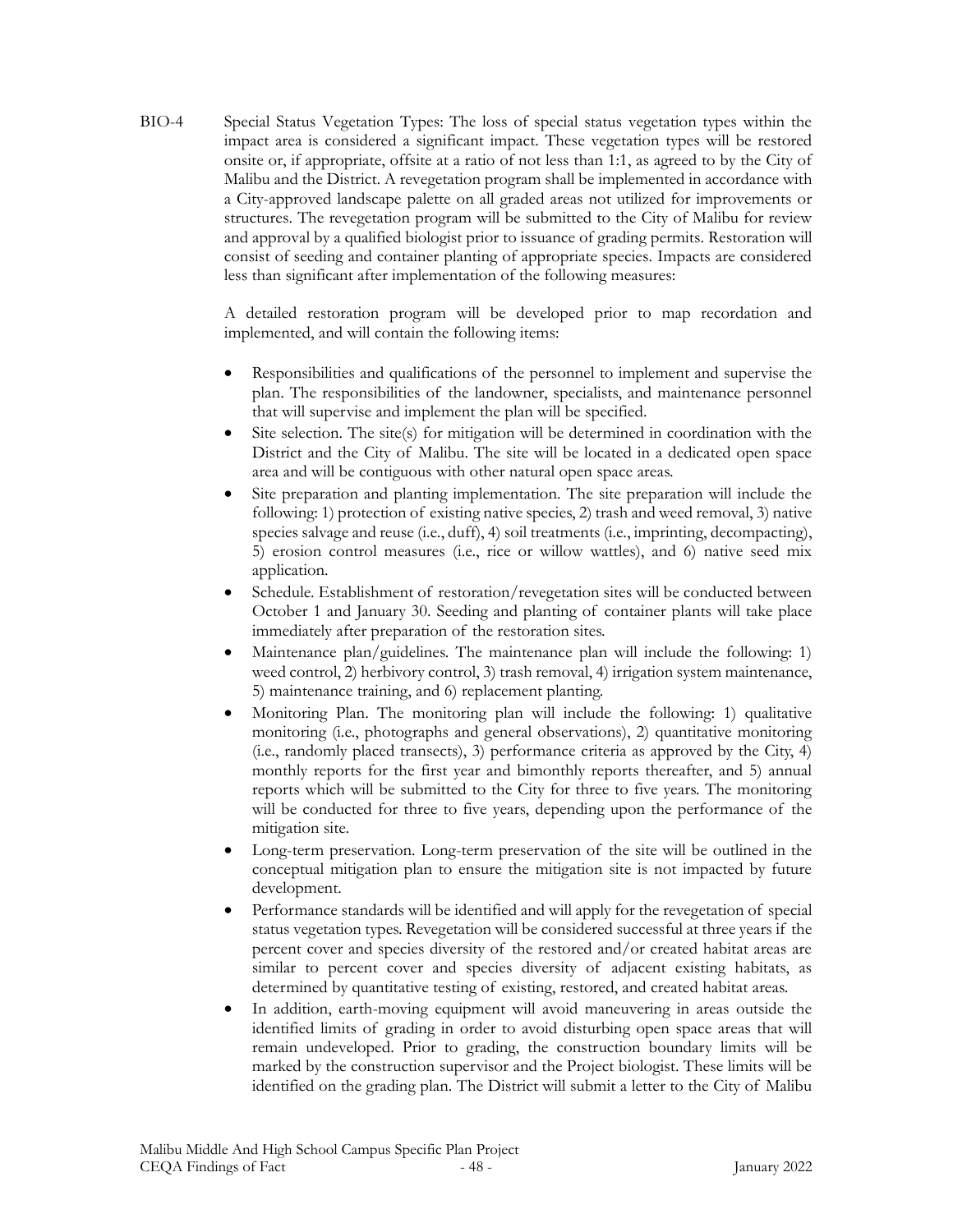BIO-4 Special Status Vegetation Types: The loss of special status vegetation types within the impact area is considered a significant impact. These vegetation types will be restored onsite or, if appropriate, offsite at a ratio of not less than 1:1, as agreed to by the City of Malibu and the District. A revegetation program shall be implemented in accordance with a City-approved landscape palette on all graded areas not utilized for improvements or structures. The revegetation program will be submitted to the City of Malibu for review and approval by a qualified biologist prior to issuance of grading permits. Restoration will consist of seeding and container planting of appropriate species. Impacts are considered less than significant after implementation of the following measures:

A detailed restoration program will be developed prior to map recordation and implemented, and will contain the following items:

- Responsibilities and qualifications of the personnel to implement and supervise the plan. The responsibilities of the landowner, specialists, and maintenance personnel that will supervise and implement the plan will be specified.
- Site selection. The site(s) for mitigation will be determined in coordination with the District and the City of Malibu. The site will be located in a dedicated open space area and will be contiguous with other natural open space areas.
- Site preparation and planting implementation. The site preparation will include the following: 1) protection of existing native species, 2) trash and weed removal, 3) native species salvage and reuse (i.e., duff), 4) soil treatments (i.e., imprinting, decompacting), 5) erosion control measures (i.e., rice or willow wattles), and 6) native seed mix application.
- Schedule. Establishment of restoration/revegetation sites will be conducted between October 1 and January 30. Seeding and planting of container plants will take place immediately after preparation of the restoration sites.
- Maintenance plan/guidelines. The maintenance plan will include the following: 1) weed control, 2) herbivory control, 3) trash removal, 4) irrigation system maintenance, 5) maintenance training, and 6) replacement planting.
- Monitoring Plan. The monitoring plan will include the following: 1) qualitative monitoring (i.e., photographs and general observations), 2) quantitative monitoring (i.e., randomly placed transects), 3) performance criteria as approved by the City, 4) monthly reports for the first year and bimonthly reports thereafter, and 5) annual reports which will be submitted to the City for three to five years. The monitoring will be conducted for three to five years, depending upon the performance of the mitigation site.
- Long-term preservation. Long-term preservation of the site will be outlined in the conceptual mitigation plan to ensure the mitigation site is not impacted by future development.
- Performance standards will be identified and will apply for the revegetation of special status vegetation types. Revegetation will be considered successful at three years if the percent cover and species diversity of the restored and/or created habitat areas are similar to percent cover and species diversity of adjacent existing habitats, as determined by quantitative testing of existing, restored, and created habitat areas.
- In addition, earth-moving equipment will avoid maneuvering in areas outside the identified limits of grading in order to avoid disturbing open space areas that will remain undeveloped. Prior to grading, the construction boundary limits will be marked by the construction supervisor and the Project biologist. These limits will be identified on the grading plan. The District will submit a letter to the City of Malibu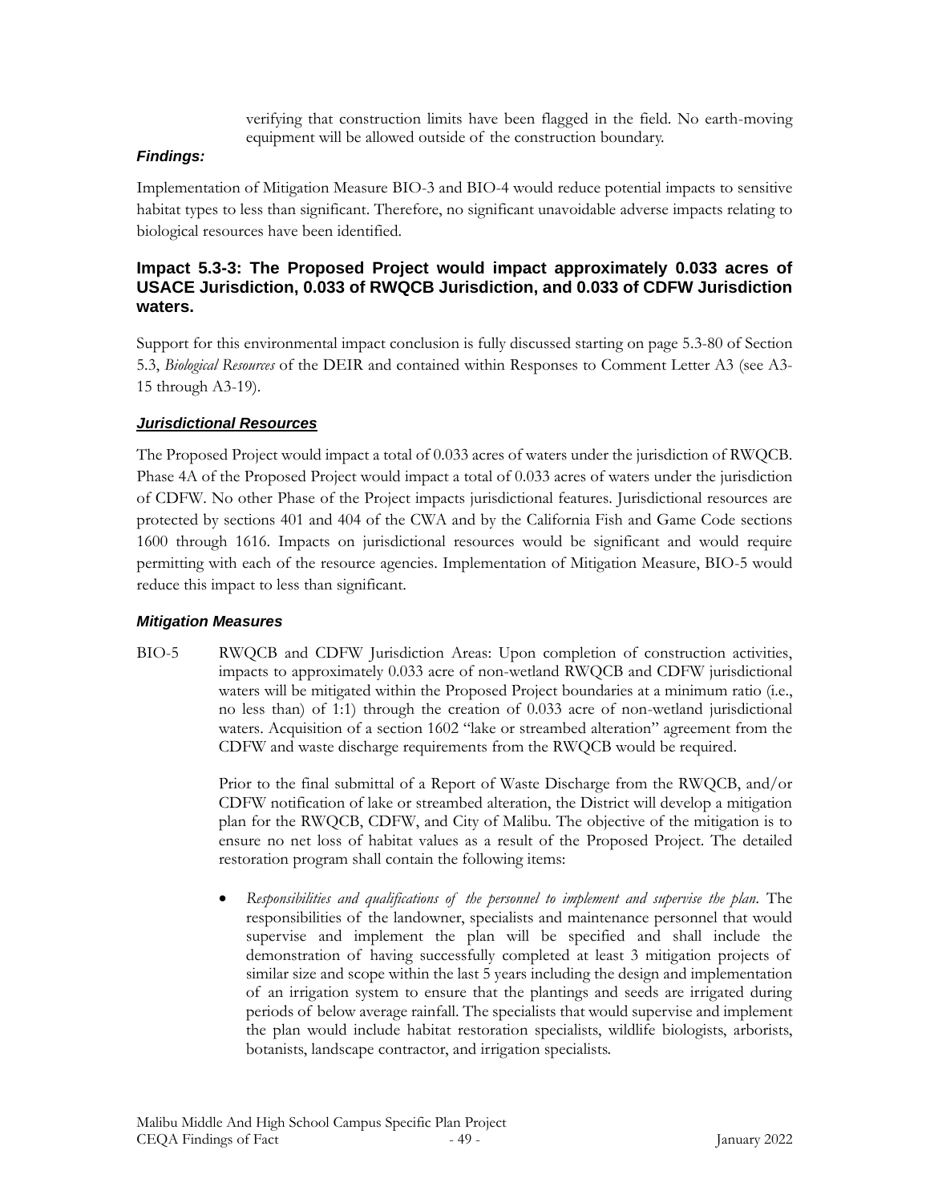verifying that construction limits have been flagged in the field. No earth-moving equipment will be allowed outside of the construction boundary.

***Findings:***

Implementation of Mitigation Measure BIO-3 and BIO-4 would reduce potential impacts to sensitive habitat types to less than significant. Therefore, no significant unavoidable adverse impacts relating to biological resources have been identified.

### Impact 5.3-3: The Proposed Project would impact approximately 0.033 acres of USACE Jurisdiction, 0.033 of RWQCB Jurisdiction, and 0.033 of CDFW Jurisdiction waters.

Support for this environmental impact conclusion is fully discussed starting on page 5.3-80 of Section 5.3, *Biological Resources* of the DEIR and contained within Responses to Comment Letter A3 (see A3-15 through A3-19).

***Jurisdictional Resources***

The Proposed Project would impact a total of 0.033 acres of waters under the jurisdiction of RWQCB. Phase 4A of the Proposed Project would impact a total of 0.033 acres of waters under the jurisdiction of CDFW. No other Phase of the Project impacts jurisdictional features. Jurisdictional resources are protected by sections 401 and 404 of the CWA and by the California Fish and Game Code sections 1600 through 1616. Impacts on jurisdictional resources would be significant and would require permitting with each of the resource agencies. Implementation of Mitigation Measure, BIO-5 would reduce this impact to less than significant.

***Mitigation Measures***

BIO-5 RWQCB and CDFW Jurisdiction Areas: Upon completion of construction activities, impacts to approximately 0.033 acre of non-wetland RWQCB and CDFW jurisdictional waters will be mitigated within the Proposed Project boundaries at a minimum ratio (i.e., no less than) of 1:1) through the creation of 0.033 acre of non-wetland jurisdictional waters. Acquisition of a section 1602 "lake or streambed alteration" agreement from the CDFW and waste discharge requirements from the RWQCB would be required.

Prior to the final submittal of a Report of Waste Discharge from the RWQCB, and/or CDFW notification of lake or streambed alteration, the District will develop a mitigation plan for the RWQCB, CDFW, and City of Malibu. The objective of the mitigation is to ensure no net loss of habitat values as a result of the Proposed Project. The detailed restoration program shall contain the following items:

- *Responsibilities and qualifications of the personnel to implement and supervise the plan.* The responsibilities of the landowner, specialists and maintenance personnel that would supervise and implement the plan will be specified and shall include the demonstration of having successfully completed at least 3 mitigation projects of similar size and scope within the last 5 years including the design and implementation of an irrigation system to ensure that the plantings and seeds are irrigated during periods of below average rainfall. The specialists that would supervise and implement the plan would include habitat restoration specialists, wildlife biologists, arborists, botanists, landscape contractor, and irrigation specialists.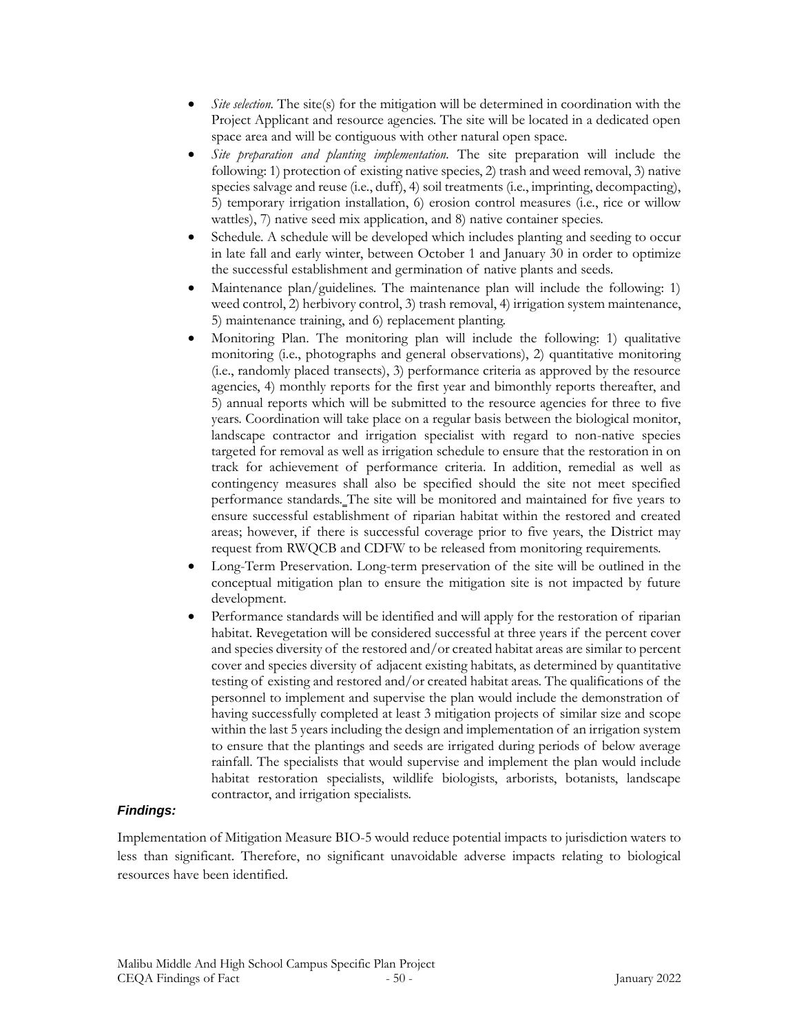- *Site selection.* The site(s) for the mitigation will be determined in coordination with the Project Applicant and resource agencies. The site will be located in a dedicated open space area and will be contiguous with other natural open space.
- *Site preparation and planting implementation.* The site preparation will include the following: 1) protection of existing native species, 2) trash and weed removal, 3) native species salvage and reuse (i.e., duff), 4) soil treatments (i.e., imprinting, decompacting), 5) temporary irrigation installation, 6) erosion control measures (i.e., rice or willow wattles), 7) native seed mix application, and 8) native container species.
- Schedule. A schedule will be developed which includes planting and seeding to occur in late fall and early winter, between October 1 and January 30 in order to optimize the successful establishment and germination of native plants and seeds.
- Maintenance plan/guidelines. The maintenance plan will include the following: 1) weed control, 2) herbivory control, 3) trash removal, 4) irrigation system maintenance, 5) maintenance training, and 6) replacement planting.
- Monitoring Plan. The monitoring plan will include the following: 1) qualitative monitoring (i.e., photographs and general observations), 2) quantitative monitoring (i.e., randomly placed transects), 3) performance criteria as approved by the resource agencies, 4) monthly reports for the first year and bimonthly reports thereafter, and 5) annual reports which will be submitted to the resource agencies for three to five years. Coordination will take place on a regular basis between the biological monitor, landscape contractor and irrigation specialist with regard to non-native species targeted for removal as well as irrigation schedule to ensure that the restoration in on track for achievement of performance criteria. In addition, remedial as well as contingency measures shall also be specified should the site not meet specified performance standards. The site will be monitored and maintained for five years to ensure successful establishment of riparian habitat within the restored and created areas; however, if there is successful coverage prior to five years, the District may request from RWQCB and CDFW to be released from monitoring requirements.
- Long-Term Preservation. Long-term preservation of the site will be outlined in the conceptual mitigation plan to ensure the mitigation site is not impacted by future development.
- Performance standards will be identified and will apply for the restoration of riparian habitat. Revegetation will be considered successful at three years if the percent cover and species diversity of the restored and/or created habitat areas are similar to percent cover and species diversity of adjacent existing habitats, as determined by quantitative testing of existing and restored and/or created habitat areas. The qualifications of the personnel to implement and supervise the plan would include the demonstration of having successfully completed at least 3 mitigation projects of similar size and scope within the last 5 years including the design and implementation of an irrigation system to ensure that the plantings and seeds are irrigated during periods of below average rainfall. The specialists that would supervise and implement the plan would include habitat restoration specialists, wildlife biologists, arborists, botanists, landscape contractor, and irrigation specialists.

***Findings:***

Implementation of Mitigation Measure BIO-5 would reduce potential impacts to jurisdiction waters to less than significant. Therefore, no significant unavoidable adverse impacts relating to biological resources have been identified.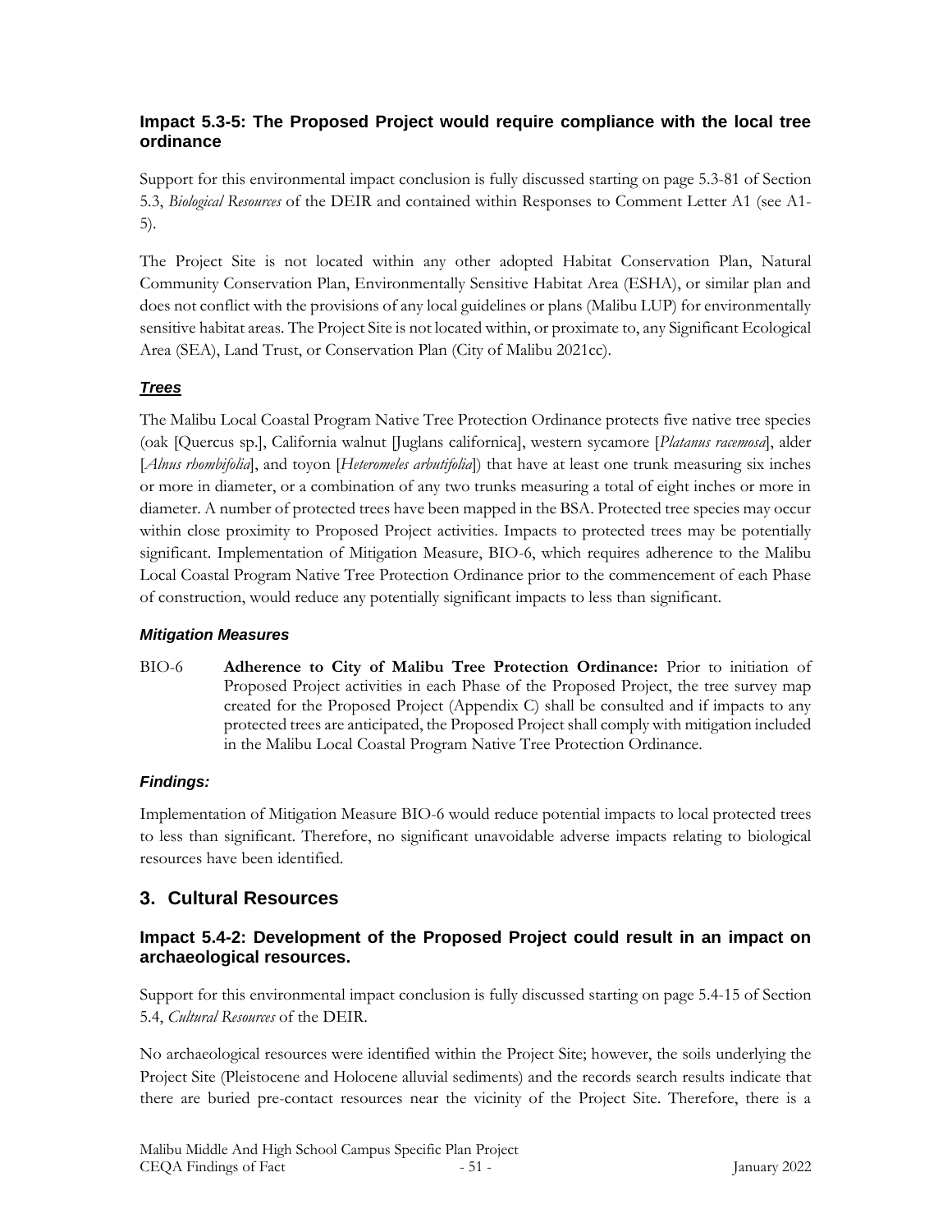### Impact 5.3-5: The Proposed Project would require compliance with the local tree ordinance

Support for this environmental impact conclusion is fully discussed starting on page 5.3-81 of Section 5.3, *Biological Resources* of the DEIR and contained within Responses to Comment Letter A1 (see A1-5).

The Project Site is not located within any other adopted Habitat Conservation Plan, Natural Community Conservation Plan, Environmentally Sensitive Habitat Area (ESHA), or similar plan and does not conflict with the provisions of any local guidelines or plans (Malibu LUP) for environmentally sensitive habitat areas. The Project Site is not located within, or proximate to, any Significant Ecological Area (SEA), Land Trust, or Conservation Plan (City of Malibu 2021cc).

#### ***Trees***

The Malibu Local Coastal Program Native Tree Protection Ordinance protects five native tree species (oak [Quercus sp.], California walnut [Juglans californica], western sycamore [*Platanus racemosa*], alder [*Alnus rhombifolia*], and toyon [*Heteromeles arbutifolia*]) that have at least one trunk measuring six inches or more in diameter, or a combination of any two trunks measuring a total of eight inches or more in diameter. A number of protected trees have been mapped in the BSA. Protected tree species may occur within close proximity to Proposed Project activities. Impacts to protected trees may be potentially significant. Implementation of Mitigation Measure, BIO-6, which requires adherence to the Malibu Local Coastal Program Native Tree Protection Ordinance prior to the commencement of each Phase of construction, would reduce any potentially significant impacts to less than significant.

#### *Mitigation Measures*

BIO-6 **Adherence to City of Malibu Tree Protection Ordinance:** Prior to initiation of Proposed Project activities in each Phase of the Proposed Project, the tree survey map created for the Proposed Project (Appendix C) shall be consulted and if impacts to any protected trees are anticipated, the Proposed Project shall comply with mitigation included in the Malibu Local Coastal Program Native Tree Protection Ordinance.

#### *Findings:*

Implementation of Mitigation Measure BIO-6 would reduce potential impacts to local protected trees to less than significant. Therefore, no significant unavoidable adverse impacts relating to biological resources have been identified.

## 3. Cultural Resources

### Impact 5.4-2: Development of the Proposed Project could result in an impact on archaeological resources.

Support for this environmental impact conclusion is fully discussed starting on page 5.4-15 of Section 5.4, *Cultural Resources* of the DEIR.

No archaeological resources were identified within the Project Site; however, the soils underlying the Project Site (Pleistocene and Holocene alluvial sediments) and the records search results indicate that there are buried pre-contact resources near the vicinity of the Project Site. Therefore, there is a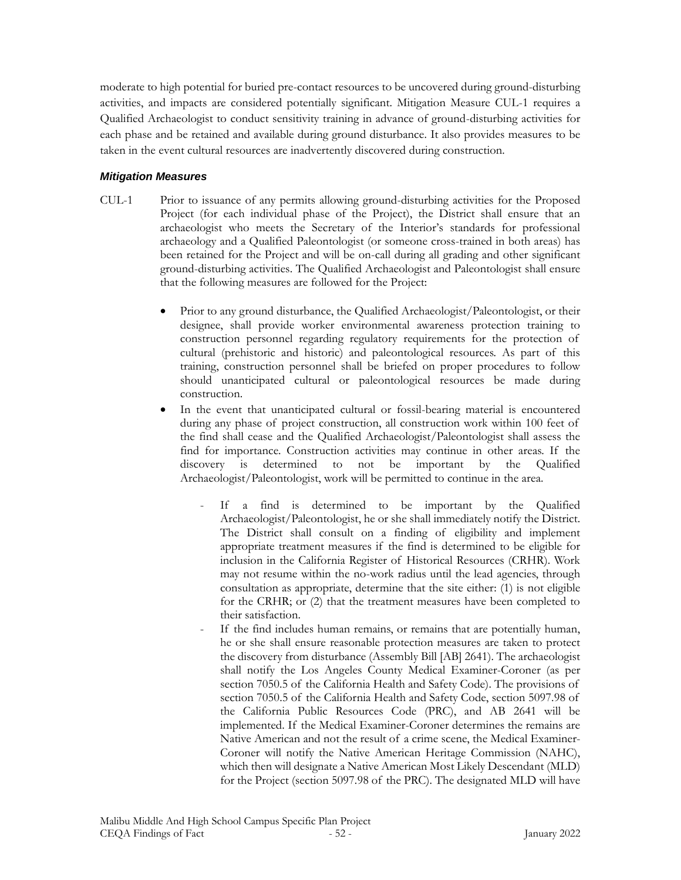moderate to high potential for buried pre-contact resources to be uncovered during ground-disturbing activities, and impacts are considered potentially significant. Mitigation Measure CUL-1 requires a Qualified Archaeologist to conduct sensitivity training in advance of ground-disturbing activities for each phase and be retained and available during ground disturbance. It also provides measures to be taken in the event cultural resources are inadvertently discovered during construction.

#### *Mitigation Measures*

CUL-1 Prior to issuance of any permits allowing ground-disturbing activities for the Proposed Project (for each individual phase of the Project), the District shall ensure that an archaeologist who meets the Secretary of the Interior's standards for professional archaeology and a Qualified Paleontologist (or someone cross-trained in both areas) has been retained for the Project and will be on-call during all grading and other significant ground-disturbing activities. The Qualified Archaeologist and Paleontologist shall ensure that the following measures are followed for the Project:

- Prior to any ground disturbance, the Qualified Archaeologist/Paleontologist, or their designee, shall provide worker environmental awareness protection training to construction personnel regarding regulatory requirements for the protection of cultural (prehistoric and historic) and paleontological resources. As part of this training, construction personnel shall be briefed on proper procedures to follow should unanticipated cultural or paleontological resources be made during construction.
- In the event that unanticipated cultural or fossil-bearing material is encountered during any phase of project construction, all construction work within 100 feet of the find shall cease and the Qualified Archaeologist/Paleontologist shall assess the find for importance. Construction activities may continue in other areas. If the discovery is determined to not be important by the Qualified Archaeologist/Paleontologist, work will be permitted to continue in the area.
    - If a find is determined to be important by the Qualified Archaeologist/Paleontologist, he or she shall immediately notify the District. The District shall consult on a finding of eligibility and implement appropriate treatment measures if the find is determined to be eligible for inclusion in the California Register of Historical Resources (CRHR). Work may not resume within the no-work radius until the lead agencies, through consultation as appropriate, determine that the site either: (1) is not eligible for the CRHR; or (2) that the treatment measures have been completed to their satisfaction.
    - If the find includes human remains, or remains that are potentially human, he or she shall ensure reasonable protection measures are taken to protect the discovery from disturbance (Assembly Bill [AB] 2641). The archaeologist shall notify the Los Angeles County Medical Examiner-Coroner (as per section 7050.5 of the California Health and Safety Code). The provisions of section 7050.5 of the California Health and Safety Code, section 5097.98 of the California Public Resources Code (PRC), and AB 2641 will be implemented. If the Medical Examiner-Coroner determines the remains are Native American and not the result of a crime scene, the Medical Examiner-Coroner will notify the Native American Heritage Commission (NAHC), which then will designate a Native American Most Likely Descendant (MLD) for the Project (section 5097.98 of the PRC). The designated MLD will have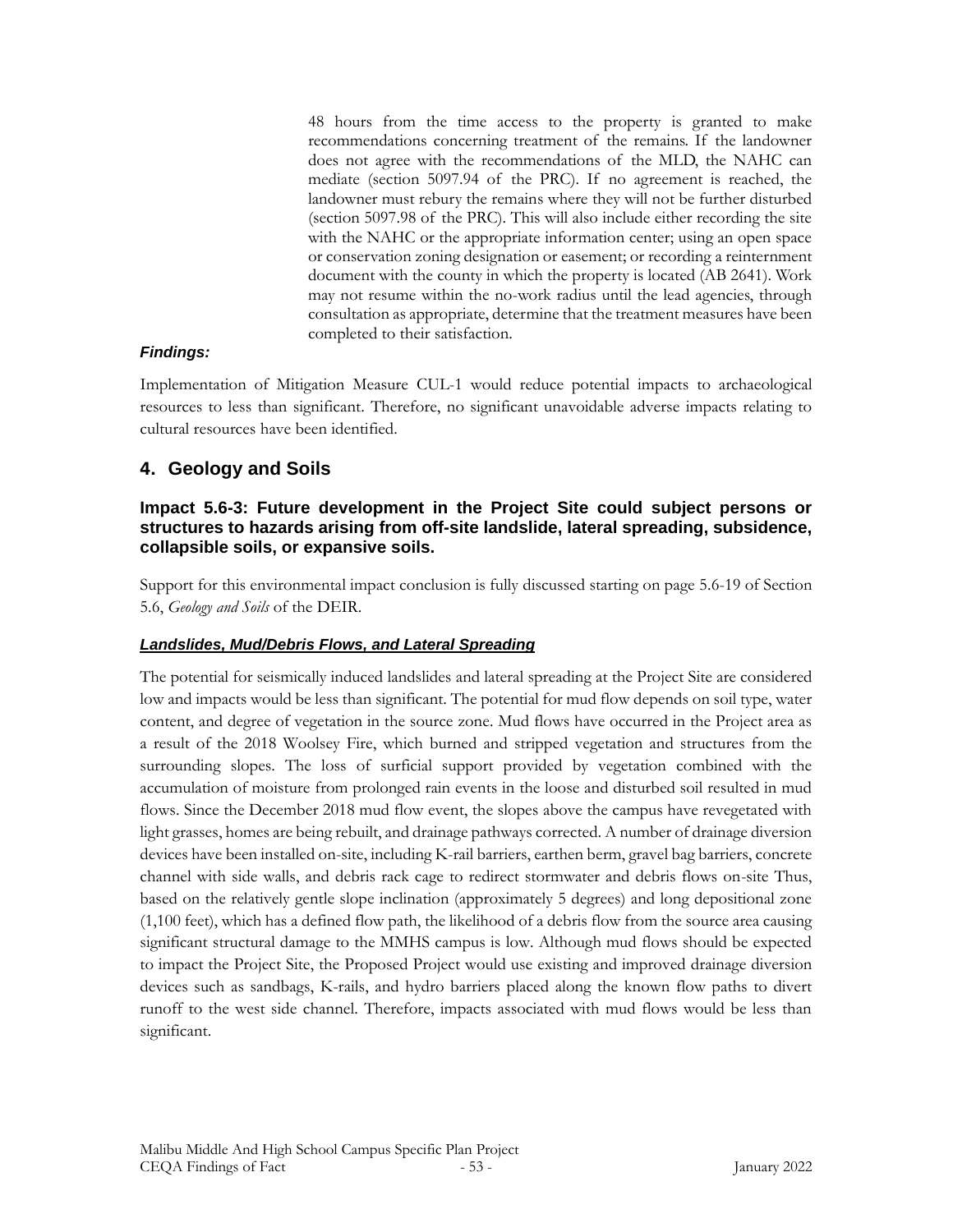48 hours from the time access to the property is granted to make recommendations concerning treatment of the remains. If the landowner does not agree with the recommendations of the MLD, the NAHC can mediate (section 5097.94 of the PRC). If no agreement is reached, the landowner must rebury the remains where they will not be further disturbed (section 5097.98 of the PRC). This will also include either recording the site with the NAHC or the appropriate information center; using an open space or conservation zoning designation or easement; or recording a reinternment document with the county in which the property is located (AB 2641). Work may not resume within the no-work radius until the lead agencies, through consultation as appropriate, determine that the treatment measures have been completed to their satisfaction.

***Findings:***

Implementation of Mitigation Measure CUL-1 would reduce potential impacts to archaeological resources to less than significant. Therefore, no significant unavoidable adverse impacts relating to cultural resources have been identified.

## 4. Geology and Soils

### Impact 5.6-3: Future development in the Project Site could subject persons or structures to hazards arising from off-site landslide, lateral spreading, subsidence, collapsible soils, or expansive soils.

Support for this environmental impact conclusion is fully discussed starting on page 5.6-19 of Section 5.6, *Geology and Soils* of the DEIR.

***Landslides, Mud/Debris Flows, and Lateral Spreading***

The potential for seismically induced landslides and lateral spreading at the Project Site are considered low and impacts would be less than significant. The potential for mud flow depends on soil type, water content, and degree of vegetation in the source zone. Mud flows have occurred in the Project area as a result of the 2018 Woolsey Fire, which burned and stripped vegetation and structures from the surrounding slopes. The loss of surficial support provided by vegetation combined with the accumulation of moisture from prolonged rain events in the loose and disturbed soil resulted in mud flows. Since the December 2018 mud flow event, the slopes above the campus have revegetated with light grasses, homes are being rebuilt, and drainage pathways corrected. A number of drainage diversion devices have been installed on-site, including K-rail barriers, earthen berm, gravel bag barriers, concrete channel with side walls, and debris rack cage to redirect stormwater and debris flows on-site Thus, based on the relatively gentle slope inclination (approximately 5 degrees) and long depositional zone (1,100 feet), which has a defined flow path, the likelihood of a debris flow from the source area causing significant structural damage to the MMHS campus is low. Although mud flows should be expected to impact the Project Site, the Proposed Project would use existing and improved drainage diversion devices such as sandbags, K-rails, and hydro barriers placed along the known flow paths to divert runoff to the west side channel. Therefore, impacts associated with mud flows would be less than significant.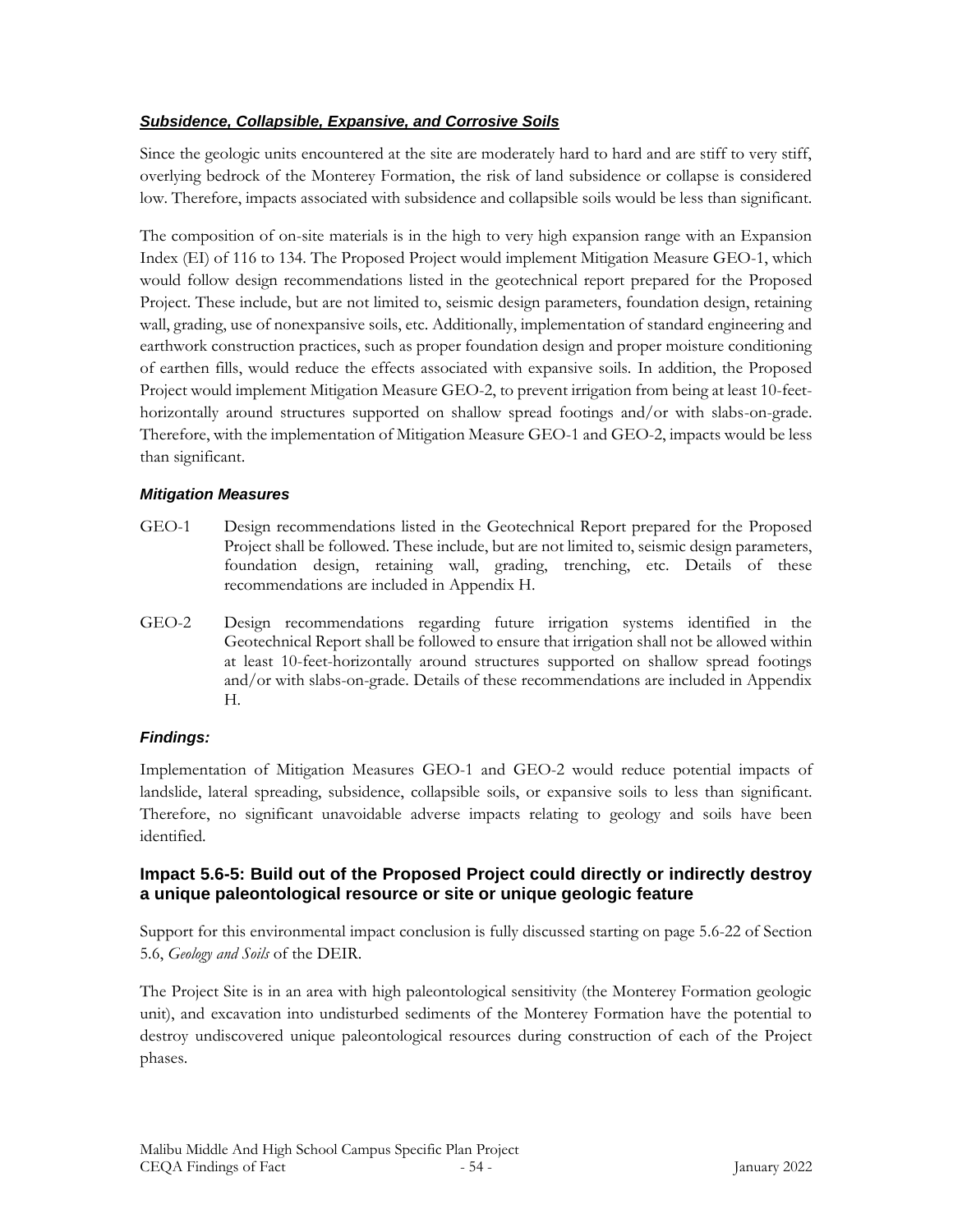***Subsidence, Collapsible, Expansive, and Corrosive Soils***

Since the geologic units encountered at the site are moderately hard to hard and are stiff to very stiff, overlying bedrock of the Monterey Formation, the risk of land subsidence or collapse is considered low. Therefore, impacts associated with subsidence and collapsible soils would be less than significant.

The composition of on-site materials is in the high to very high expansion range with an Expansion Index (EI) of 116 to 134. The Proposed Project would implement Mitigation Measure GEO-1, which would follow design recommendations listed in the geotechnical report prepared for the Proposed Project. These include, but are not limited to, seismic design parameters, foundation design, retaining wall, grading, use of nonexpansive soils, etc. Additionally, implementation of standard engineering and earthwork construction practices, such as proper foundation design and proper moisture conditioning of earthen fills, would reduce the effects associated with expansive soils. In addition, the Proposed Project would implement Mitigation Measure GEO-2, to prevent irrigation from being at least 10-feet-horizontally around structures supported on shallow spread footings and/or with slabs-on-grade. Therefore, with the implementation of Mitigation Measure GEO-1 and GEO-2, impacts would be less than significant.

***Mitigation Measures***

GEO-1 Design recommendations listed in the Geotechnical Report prepared for the Proposed Project shall be followed. These include, but are not limited to, seismic design parameters, foundation design, retaining wall, grading, trenching, etc. Details of these recommendations are included in Appendix H.

GEO-2 Design recommendations regarding future irrigation systems identified in the Geotechnical Report shall be followed to ensure that irrigation shall not be allowed within at least 10-feet-horizontally around structures supported on shallow spread footings and/or with slabs-on-grade. Details of these recommendations are included in Appendix H.

***Findings:***

Implementation of Mitigation Measures GEO-1 and GEO-2 would reduce potential impacts of landslide, lateral spreading, subsidence, collapsible soils, or expansive soils to less than significant. Therefore, no significant unavoidable adverse impacts relating to geology and soils have been identified.

### Impact 5.6-5: Build out of the Proposed Project could directly or indirectly destroy a unique paleontological resource or site or unique geologic feature

Support for this environmental impact conclusion is fully discussed starting on page 5.6-22 of Section 5.6, *Geology and Soils* of the DEIR.

The Project Site is in an area with high paleontological sensitivity (the Monterey Formation geologic unit), and excavation into undisturbed sediments of the Monterey Formation have the potential to destroy undiscovered unique paleontological resources during construction of each of the Project phases.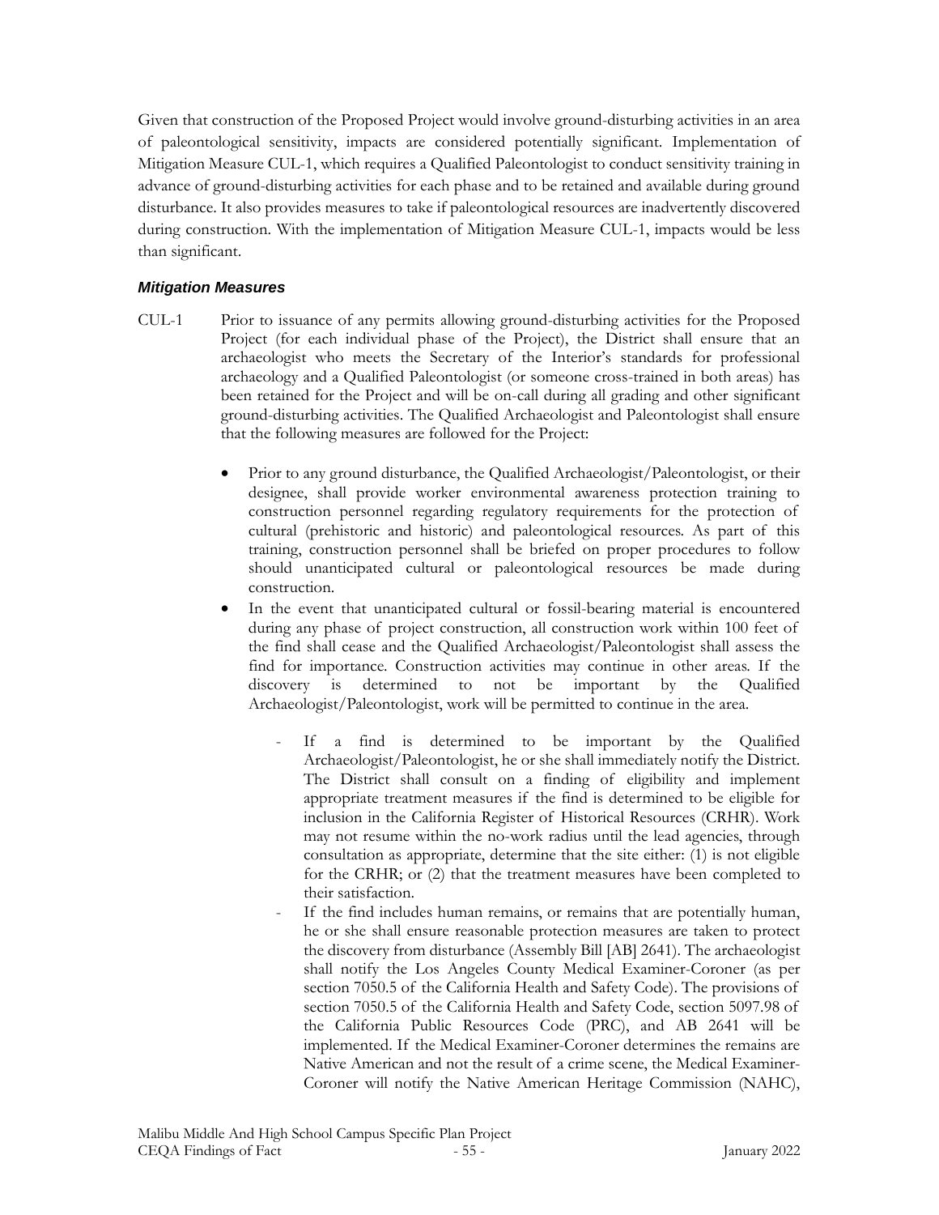Given that construction of the Proposed Project would involve ground-disturbing activities in an area of paleontological sensitivity, impacts are considered potentially significant. Implementation of Mitigation Measure CUL-1, which requires a Qualified Paleontologist to conduct sensitivity training in advance of ground-disturbing activities for each phase and to be retained and available during ground disturbance. It also provides measures to take if paleontological resources are inadvertently discovered during construction. With the implementation of Mitigation Measure CUL-1, impacts would be less than significant.

### *Mitigation Measures*

CUL-1 Prior to issuance of any permits allowing ground-disturbing activities for the Proposed Project (for each individual phase of the Project), the District shall ensure that an archaeologist who meets the Secretary of the Interior's standards for professional archaeology and a Qualified Paleontologist (or someone cross-trained in both areas) has been retained for the Project and will be on-call during all grading and other significant ground-disturbing activities. The Qualified Archaeologist and Paleontologist shall ensure that the following measures are followed for the Project:

- Prior to any ground disturbance, the Qualified Archaeologist/Paleontologist, or their designee, shall provide worker environmental awareness protection training to construction personnel regarding regulatory requirements for the protection of cultural (prehistoric and historic) and paleontological resources. As part of this training, construction personnel shall be briefed on proper procedures to follow should unanticipated cultural or paleontological resources be made during construction.
- In the event that unanticipated cultural or fossil-bearing material is encountered during any phase of project construction, all construction work within 100 feet of the find shall cease and the Qualified Archaeologist/Paleontologist shall assess the find for importance. Construction activities may continue in other areas. If the discovery is determined to not be important by the Qualified Archaeologist/Paleontologist, work will be permitted to continue in the area.
  - If a find is determined to be important by the Qualified Archaeologist/Paleontologist, he or she shall immediately notify the District. The District shall consult on a finding of eligibility and implement appropriate treatment measures if the find is determined to be eligible for inclusion in the California Register of Historical Resources (CRHR). Work may not resume within the no-work radius until the lead agencies, through consultation as appropriate, determine that the site either: (1) is not eligible for the CRHR; or (2) that the treatment measures have been completed to their satisfaction.
  - If the find includes human remains, or remains that are potentially human, he or she shall ensure reasonable protection measures are taken to protect the discovery from disturbance (Assembly Bill [AB] 2641). The archaeologist shall notify the Los Angeles County Medical Examiner-Coroner (as per section 7050.5 of the California Health and Safety Code). The provisions of section 7050.5 of the California Health and Safety Code, section 5097.98 of the California Public Resources Code (PRC), and AB 2641 will be implemented. If the Medical Examiner-Coroner determines the remains are Native American and not the result of a crime scene, the Medical Examiner-Coroner will notify the Native American Heritage Commission (NAHC),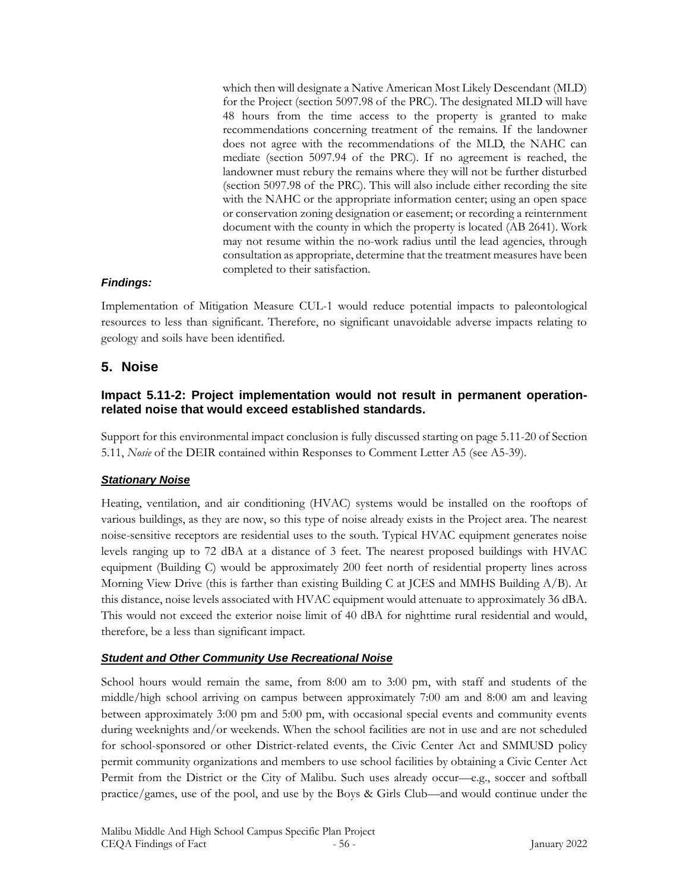which then will designate a Native American Most Likely Descendant (MLD) for the Project (section 5097.98 of the PRC). The designated MLD will have 48 hours from the time access to the property is granted to make recommendations concerning treatment of the remains. If the landowner does not agree with the recommendations of the MLD, the NAHC can mediate (section 5097.94 of the PRC). If no agreement is reached, the landowner must rebury the remains where they will not be further disturbed (section 5097.98 of the PRC). This will also include either recording the site with the NAHC or the appropriate information center; using an open space or conservation zoning designation or easement; or recording a reinternment document with the county in which the property is located (AB 2641). Work may not resume within the no-work radius until the lead agencies, through consultation as appropriate, determine that the treatment measures have been completed to their satisfaction.

***Findings:***

Implementation of Mitigation Measure CUL-1 would reduce potential impacts to paleontological resources to less than significant. Therefore, no significant unavoidable adverse impacts relating to geology and soils have been identified.

## 5. Noise

### Impact 5.11-2: Project implementation would not result in permanent operation-related noise that would exceed established standards.

Support for this environmental impact conclusion is fully discussed starting on page 5.11-20 of Section 5.11, *Nosie* of the DEIR contained within Responses to Comment Letter A5 (see A5-39).

***Stationary Noise***

Heating, ventilation, and air conditioning (HVAC) systems would be installed on the rooftops of various buildings, as they are now, so this type of noise already exists in the Project area. The nearest noise-sensitive receptors are residential uses to the south. Typical HVAC equipment generates noise levels ranging up to 72 dBA at a distance of 3 feet. The nearest proposed buildings with HVAC equipment (Building C) would be approximately 200 feet north of residential property lines across Morning View Drive (this is farther than existing Building C at JCES and MMHS Building A/B). At this distance, noise levels associated with HVAC equipment would attenuate to approximately 36 dBA. This would not exceed the exterior noise limit of 40 dBA for nighttime rural residential and would, therefore, be a less than significant impact.

***Student and Other Community Use Recreational Noise***

School hours would remain the same, from 8:00 am to 3:00 pm, with staff and students of the middle/high school arriving on campus between approximately 7:00 am and 8:00 am and leaving between approximately 3:00 pm and 5:00 pm, with occasional special events and community events during weeknights and/or weekends. When the school facilities are not in use and are not scheduled for school-sponsored or other District-related events, the Civic Center Act and SMMUSD policy permit community organizations and members to use school facilities by obtaining a Civic Center Act Permit from the District or the City of Malibu. Such uses already occur—e.g., soccer and softball practice/games, use of the pool, and use by the Boys & Girls Club—and would continue under the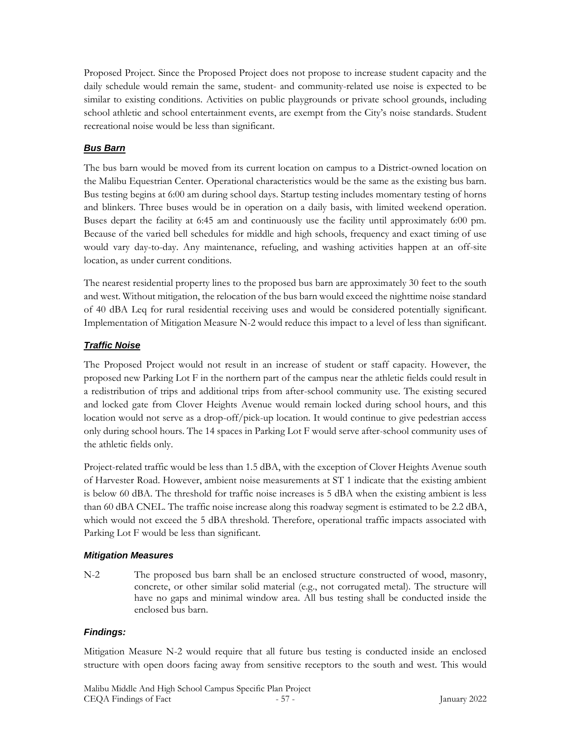Proposed Project. Since the Proposed Project does not propose to increase student capacity and the daily schedule would remain the same, student- and community-related use noise is expected to be similar to existing conditions. Activities on public playgrounds or private school grounds, including school athletic and school entertainment events, are exempt from the City's noise standards. Student recreational noise would be less than significant.

### ***Bus Barn***

The bus barn would be moved from its current location on campus to a District-owned location on the Malibu Equestrian Center. Operational characteristics would be the same as the existing bus barn. Bus testing begins at 6:00 am during school days. Startup testing includes momentary testing of horns and blinkers. Three buses would be in operation on a daily basis, with limited weekend operation. Buses depart the facility at 6:45 am and continuously use the facility until approximately 6:00 pm. Because of the varied bell schedules for middle and high schools, frequency and exact timing of use would vary day-to-day. Any maintenance, refueling, and washing activities happen at an off-site location, as under current conditions.

The nearest residential property lines to the proposed bus barn are approximately 30 feet to the south and west. Without mitigation, the relocation of the bus barn would exceed the nighttime noise standard of 40 dBA Leq for rural residential receiving uses and would be considered potentially significant. Implementation of Mitigation Measure N-2 would reduce this impact to a level of less than significant.

### ***Traffic Noise***

The Proposed Project would not result in an increase of student or staff capacity. However, the proposed new Parking Lot F in the northern part of the campus near the athletic fields could result in a redistribution of trips and additional trips from after-school community use. The existing secured and locked gate from Clover Heights Avenue would remain locked during school hours, and this location would not serve as a drop-off/pick-up location. It would continue to give pedestrian access only during school hours. The 14 spaces in Parking Lot F would serve after-school community uses of the athletic fields only.

Project-related traffic would be less than 1.5 dBA, with the exception of Clover Heights Avenue south of Harvester Road. However, ambient noise measurements at ST 1 indicate that the existing ambient is below 60 dBA. The threshold for traffic noise increases is 5 dBA when the existing ambient is less than 60 dBA CNEL. The traffic noise increase along this roadway segment is estimated to be 2.2 dBA, which would not exceed the 5 dBA threshold. Therefore, operational traffic impacts associated with Parking Lot F would be less than significant.

#### ***Mitigation Measures***

N-2 The proposed bus barn shall be an enclosed structure constructed of wood, masonry, concrete, or other similar solid material (e.g., not corrugated metal). The structure will have no gaps and minimal window area. All bus testing shall be conducted inside the enclosed bus barn.

#### ***Findings:***

Mitigation Measure N-2 would require that all future bus testing is conducted inside an enclosed structure with open doors facing away from sensitive receptors to the south and west. This would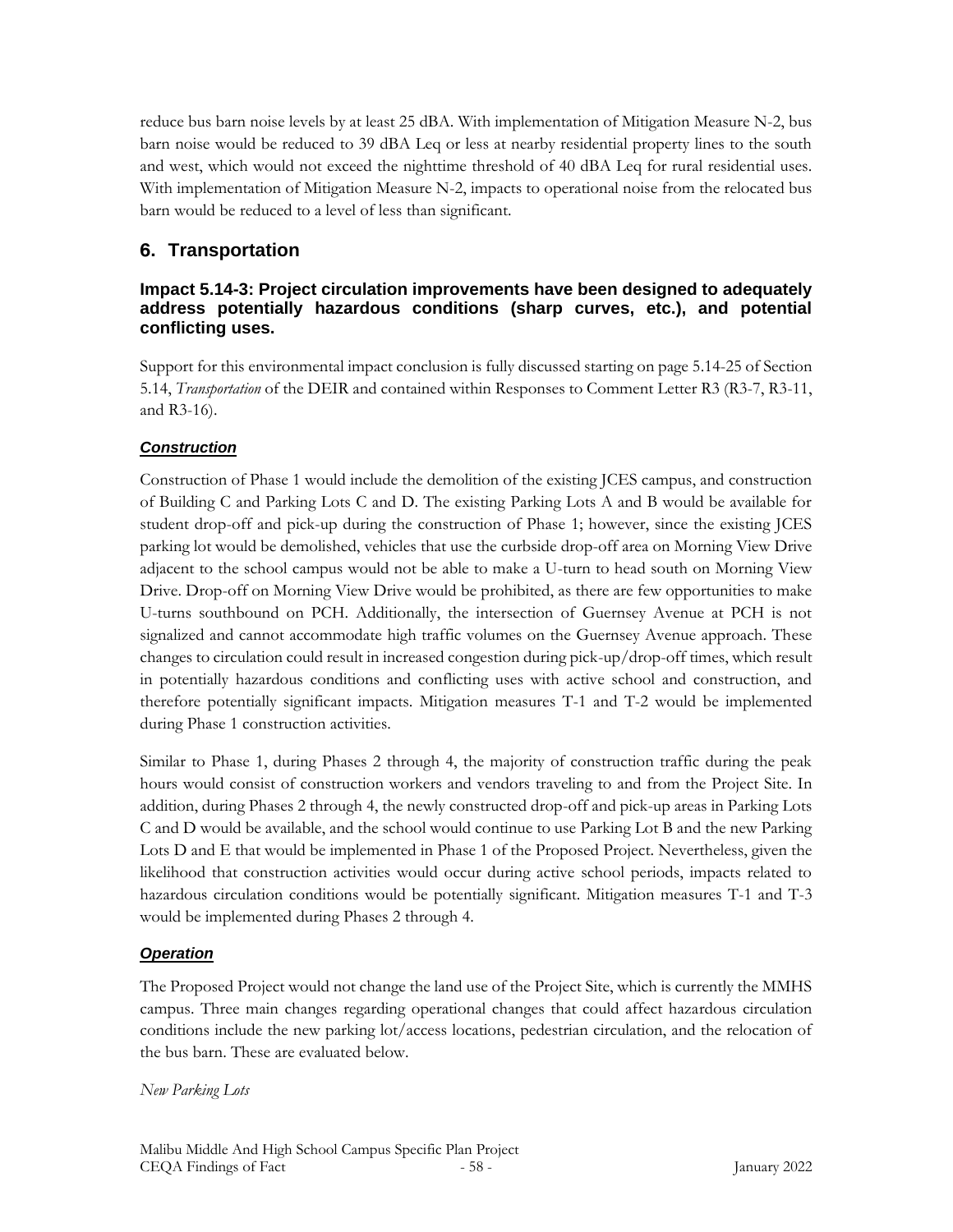reduce bus barn noise levels by at least 25 dBA. With implementation of Mitigation Measure N-2, bus barn noise would be reduced to 39 dBA Leq or less at nearby residential property lines to the south and west, which would not exceed the nighttime threshold of 40 dBA Leq for rural residential uses. With implementation of Mitigation Measure N-2, impacts to operational noise from the relocated bus barn would be reduced to a level of less than significant.

## 6. Transportation

### Impact 5.14-3: Project circulation improvements have been designed to adequately address potentially hazardous conditions (sharp curves, etc.), and potential conflicting uses.

Support for this environmental impact conclusion is fully discussed starting on page 5.14-25 of Section 5.14, *Transportation* of the DEIR and contained within Responses to Comment Letter R3 (R3-7, R3-11, and R3-16).

***Construction***

Construction of Phase 1 would include the demolition of the existing JCES campus, and construction of Building C and Parking Lots C and D. The existing Parking Lots A and B would be available for student drop-off and pick-up during the construction of Phase 1; however, since the existing JCES parking lot would be demolished, vehicles that use the curbside drop-off area on Morning View Drive adjacent to the school campus would not be able to make a U-turn to head south on Morning View Drive. Drop-off on Morning View Drive would be prohibited, as there are few opportunities to make U-turns southbound on PCH. Additionally, the intersection of Guernsey Avenue at PCH is not signalized and cannot accommodate high traffic volumes on the Guernsey Avenue approach. These changes to circulation could result in increased congestion during pick-up/drop-off times, which result in potentially hazardous conditions and conflicting uses with active school and construction, and therefore potentially significant impacts. Mitigation measures T-1 and T-2 would be implemented during Phase 1 construction activities.

Similar to Phase 1, during Phases 2 through 4, the majority of construction traffic during the peak hours would consist of construction workers and vendors traveling to and from the Project Site. In addition, during Phases 2 through 4, the newly constructed drop-off and pick-up areas in Parking Lots C and D would be available, and the school would continue to use Parking Lot B and the new Parking Lots D and E that would be implemented in Phase 1 of the Proposed Project. Nevertheless, given the likelihood that construction activities would occur during active school periods, impacts related to hazardous circulation conditions would be potentially significant. Mitigation measures T-1 and T-3 would be implemented during Phases 2 through 4.

***Operation***

The Proposed Project would not change the land use of the Project Site, which is currently the MMHS campus. Three main changes regarding operational changes that could affect hazardous circulation conditions include the new parking lot/access locations, pedestrian circulation, and the relocation of the bus barn. These are evaluated below.

*New Parking Lots*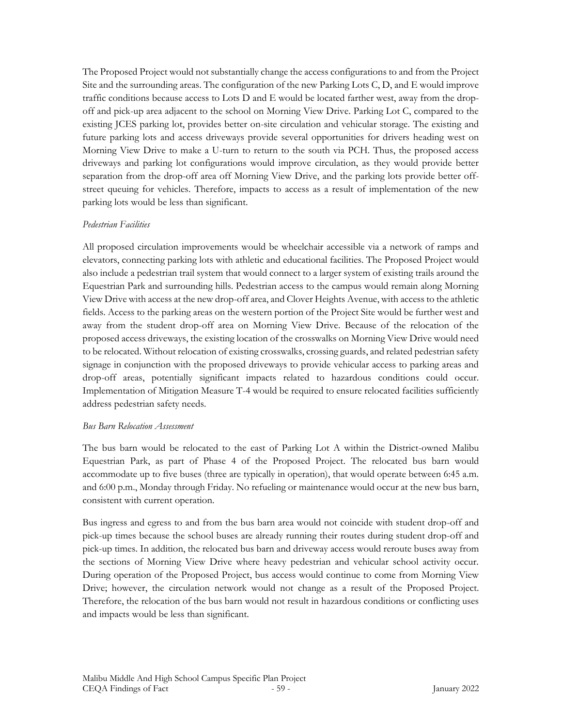The Proposed Project would not substantially change the access configurations to and from the Project Site and the surrounding areas. The configuration of the new Parking Lots C, D, and E would improve traffic conditions because access to Lots D and E would be located farther west, away from the drop-off and pick-up area adjacent to the school on Morning View Drive. Parking Lot C, compared to the existing JCES parking lot, provides better on-site circulation and vehicular storage. The existing and future parking lots and access driveways provide several opportunities for drivers heading west on Morning View Drive to make a U-turn to return to the south via PCH. Thus, the proposed access driveways and parking lot configurations would improve circulation, as they would provide better separation from the drop-off area off Morning View Drive, and the parking lots provide better off-street queuing for vehicles. Therefore, impacts to access as a result of implementation of the new parking lots would be less than significant.

*Pedestrian Facilities*

All proposed circulation improvements would be wheelchair accessible via a network of ramps and elevators, connecting parking lots with athletic and educational facilities. The Proposed Project would also include a pedestrian trail system that would connect to a larger system of existing trails around the Equestrian Park and surrounding hills. Pedestrian access to the campus would remain along Morning View Drive with access at the new drop-off area, and Clover Heights Avenue, with access to the athletic fields. Access to the parking areas on the western portion of the Project Site would be further west and away from the student drop-off area on Morning View Drive. Because of the relocation of the proposed access driveways, the existing location of the crosswalks on Morning View Drive would need to be relocated. Without relocation of existing crosswalks, crossing guards, and related pedestrian safety signage in conjunction with the proposed driveways to provide vehicular access to parking areas and drop-off areas, potentially significant impacts related to hazardous conditions could occur. Implementation of Mitigation Measure T-4 would be required to ensure relocated facilities sufficiently address pedestrian safety needs.

*Bus Barn Relocation Assessment*

The bus barn would be relocated to the east of Parking Lot A within the District-owned Malibu Equestrian Park, as part of Phase 4 of the Proposed Project. The relocated bus barn would accommodate up to five buses (three are typically in operation), that would operate between 6:45 a.m. and 6:00 p.m., Monday through Friday. No refueling or maintenance would occur at the new bus barn, consistent with current operation.

Bus ingress and egress to and from the bus barn area would not coincide with student drop-off and pick-up times because the school buses are already running their routes during student drop-off and pick-up times. In addition, the relocated bus barn and driveway access would reroute buses away from the sections of Morning View Drive where heavy pedestrian and vehicular school activity occur. During operation of the Proposed Project, bus access would continue to come from Morning View Drive; however, the circulation network would not change as a result of the Proposed Project. Therefore, the relocation of the bus barn would not result in hazardous conditions or conflicting uses and impacts would be less than significant.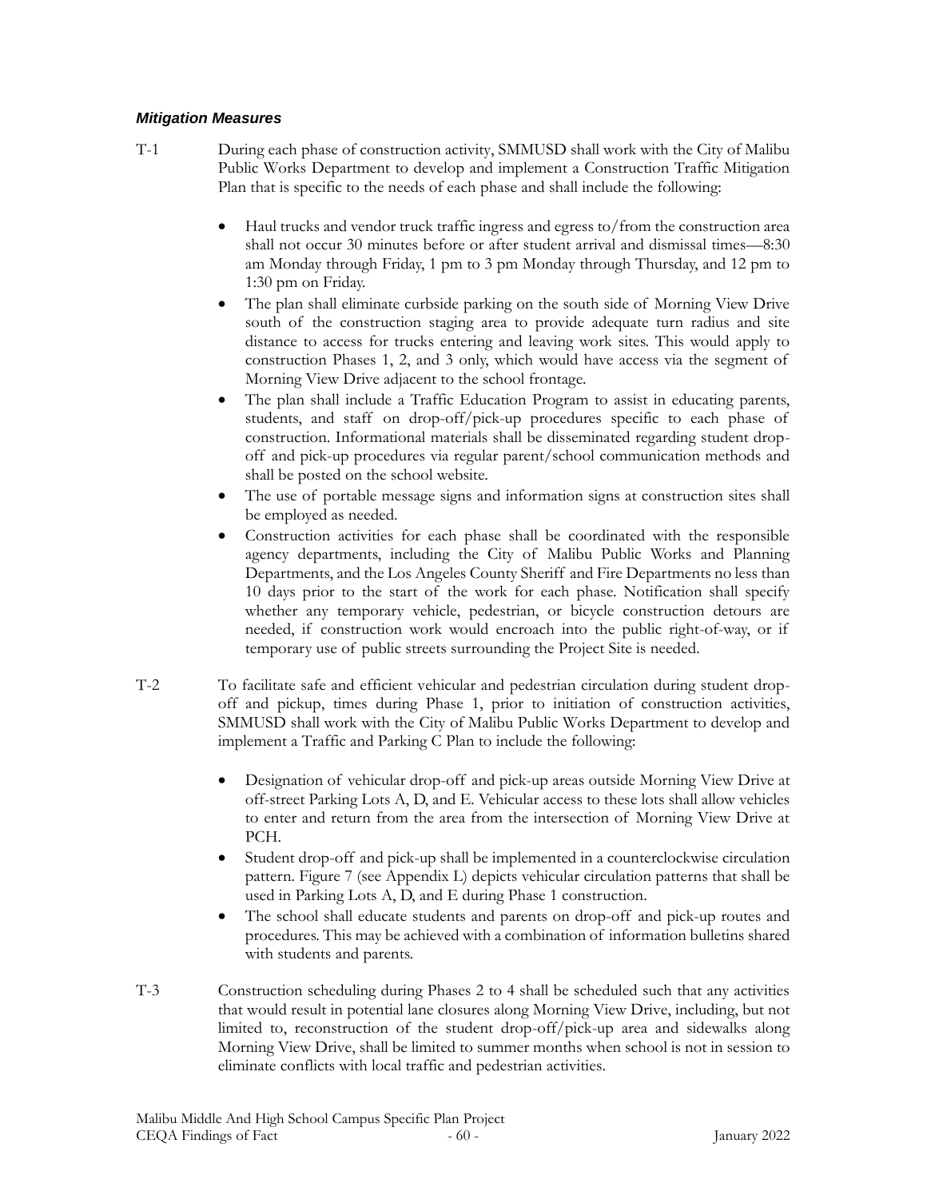### *Mitigation Measures*

T-1 During each phase of construction activity, SMMUSD shall work with the City of Malibu Public Works Department to develop and implement a Construction Traffic Mitigation Plan that is specific to the needs of each phase and shall include the following:

- Haul trucks and vendor truck traffic ingress and egress to/from the construction area shall not occur 30 minutes before or after student arrival and dismissal times—8:30 am Monday through Friday, 1 pm to 3 pm Monday through Thursday, and 12 pm to 1:30 pm on Friday.
- The plan shall eliminate curbside parking on the south side of Morning View Drive south of the construction staging area to provide adequate turn radius and site distance to access for trucks entering and leaving work sites. This would apply to construction Phases 1, 2, and 3 only, which would have access via the segment of Morning View Drive adjacent to the school frontage.
- The plan shall include a Traffic Education Program to assist in educating parents, students, and staff on drop-off/pick-up procedures specific to each phase of construction. Informational materials shall be disseminated regarding student drop-off and pick-up procedures via regular parent/school communication methods and shall be posted on the school website.
- The use of portable message signs and information signs at construction sites shall be employed as needed.
- Construction activities for each phase shall be coordinated with the responsible agency departments, including the City of Malibu Public Works and Planning Departments, and the Los Angeles County Sheriff and Fire Departments no less than 10 days prior to the start of the work for each phase. Notification shall specify whether any temporary vehicle, pedestrian, or bicycle construction detours are needed, if construction work would encroach into the public right-of-way, or if temporary use of public streets surrounding the Project Site is needed.

T-2 To facilitate safe and efficient vehicular and pedestrian circulation during student drop-off and pickup, times during Phase 1, prior to initiation of construction activities, SMMUSD shall work with the City of Malibu Public Works Department to develop and implement a Traffic and Parking C Plan to include the following:

- Designation of vehicular drop-off and pick-up areas outside Morning View Drive at off-street Parking Lots A, D, and E. Vehicular access to these lots shall allow vehicles to enter and return from the area from the intersection of Morning View Drive at PCH.
- Student drop-off and pick-up shall be implemented in a counterclockwise circulation pattern. Figure 7 (see Appendix L) depicts vehicular circulation patterns that shall be used in Parking Lots A, D, and E during Phase 1 construction.
- The school shall educate students and parents on drop-off and pick-up routes and procedures. This may be achieved with a combination of information bulletins shared with students and parents.

T-3 Construction scheduling during Phases 2 to 4 shall be scheduled such that any activities that would result in potential lane closures along Morning View Drive, including, but not limited to, reconstruction of the student drop-off/pick-up area and sidewalks along Morning View Drive, shall be limited to summer months when school is not in session to eliminate conflicts with local traffic and pedestrian activities.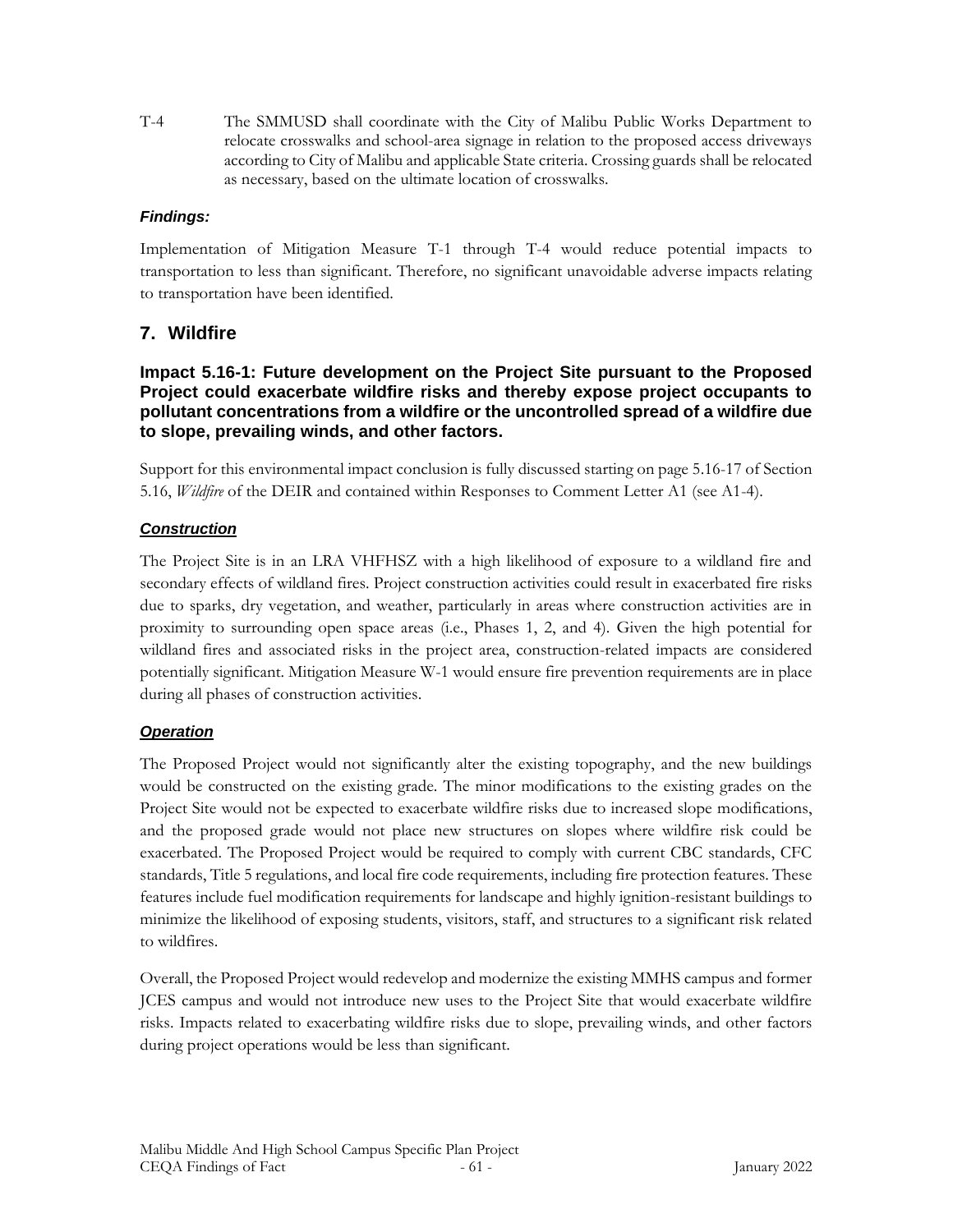T-4 The SMMUSD shall coordinate with the City of Malibu Public Works Department to relocate crosswalks and school-area signage in relation to the proposed access driveways according to City of Malibu and applicable State criteria. Crossing guards shall be relocated as necessary, based on the ultimate location of crosswalks.

***Findings:***

Implementation of Mitigation Measure T-1 through T-4 would reduce potential impacts to transportation to less than significant. Therefore, no significant unavoidable adverse impacts relating to transportation have been identified.

## 7. Wildfire

### Impact 5.16-1: Future development on the Project Site pursuant to the Proposed Project could exacerbate wildfire risks and thereby expose project occupants to pollutant concentrations from a wildfire or the uncontrolled spread of a wildfire due to slope, prevailing winds, and other factors.

Support for this environmental impact conclusion is fully discussed starting on page 5.16-17 of Section 5.16, *Wildfire* of the DEIR and contained within Responses to Comment Letter A1 (see A1-4).

***Construction***

The Project Site is in an LRA VHFHSZ with a high likelihood of exposure to a wildland fire and secondary effects of wildland fires. Project construction activities could result in exacerbated fire risks due to sparks, dry vegetation, and weather, particularly in areas where construction activities are in proximity to surrounding open space areas (i.e., Phases 1, 2, and 4). Given the high potential for wildland fires and associated risks in the project area, construction-related impacts are considered potentially significant. Mitigation Measure W-1 would ensure fire prevention requirements are in place during all phases of construction activities.

***Operation***

The Proposed Project would not significantly alter the existing topography, and the new buildings would be constructed on the existing grade. The minor modifications to the existing grades on the Project Site would not be expected to exacerbate wildfire risks due to increased slope modifications, and the proposed grade would not place new structures on slopes where wildfire risk could be exacerbated. The Proposed Project would be required to comply with current CBC standards, CFC standards, Title 5 regulations, and local fire code requirements, including fire protection features. These features include fuel modification requirements for landscape and highly ignition-resistant buildings to minimize the likelihood of exposing students, visitors, staff, and structures to a significant risk related to wildfires.

Overall, the Proposed Project would redevelop and modernize the existing MMHS campus and former JCES campus and would not introduce new uses to the Project Site that would exacerbate wildfire risks. Impacts related to exacerbating wildfire risks due to slope, prevailing winds, and other factors during project operations would be less than significant.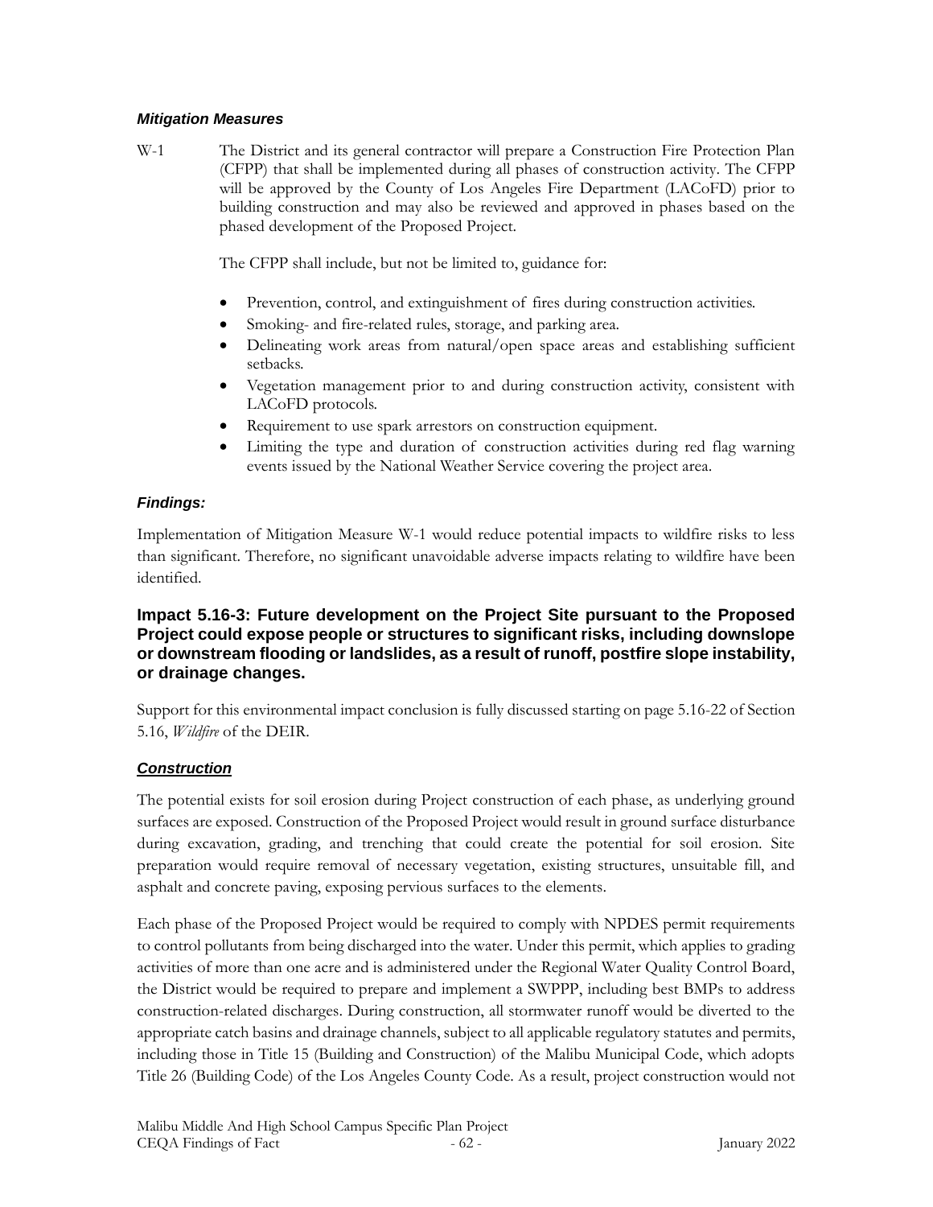***Mitigation Measures***

W-1 The District and its general contractor will prepare a Construction Fire Protection Plan (CFPP) that shall be implemented during all phases of construction activity. The CFPP will be approved by the County of Los Angeles Fire Department (LACoFD) prior to building construction and may also be reviewed and approved in phases based on the phased development of the Proposed Project.

The CFPP shall include, but not be limited to, guidance for:

- Prevention, control, and extinguishment of fires during construction activities.
- Smoking- and fire-related rules, storage, and parking area.
- Delineating work areas from natural/open space areas and establishing sufficient setbacks.
- Vegetation management prior to and during construction activity, consistent with LACoFD protocols.
- Requirement to use spark arrestors on construction equipment.
- Limiting the type and duration of construction activities during red flag warning events issued by the National Weather Service covering the project area.

***Findings:***

Implementation of Mitigation Measure W-1 would reduce potential impacts to wildfire risks to less than significant. Therefore, no significant unavoidable adverse impacts relating to wildfire have been identified.

### Impact 5.16-3: Future development on the Project Site pursuant to the Proposed Project could expose people or structures to significant risks, including downslope or downstream flooding or landslides, as a result of runoff, postfire slope instability, or drainage changes.

Support for this environmental impact conclusion is fully discussed starting on page 5.16-22 of Section 5.16, *Wildfire* of the DEIR.

***Construction***

The potential exists for soil erosion during Project construction of each phase, as underlying ground surfaces are exposed. Construction of the Proposed Project would result in ground surface disturbance during excavation, grading, and trenching that could create the potential for soil erosion. Site preparation would require removal of necessary vegetation, existing structures, unsuitable fill, and asphalt and concrete paving, exposing pervious surfaces to the elements.

Each phase of the Proposed Project would be required to comply with NPDES permit requirements to control pollutants from being discharged into the water. Under this permit, which applies to grading activities of more than one acre and is administered under the Regional Water Quality Control Board, the District would be required to prepare and implement a SWPPP, including best BMPs to address construction-related discharges. During construction, all stormwater runoff would be diverted to the appropriate catch basins and drainage channels, subject to all applicable regulatory statutes and permits, including those in Title 15 (Building and Construction) of the Malibu Municipal Code, which adopts Title 26 (Building Code) of the Los Angeles County Code. As a result, project construction would not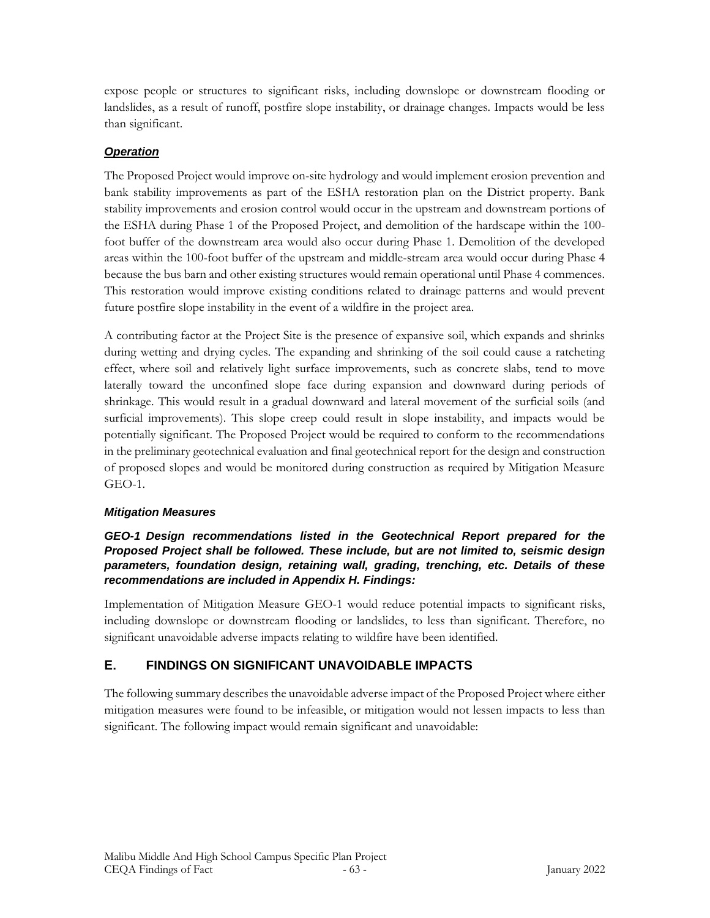expose people or structures to significant risks, including downslope or downstream flooding or landslides, as a result of runoff, postfire slope instability, or drainage changes. Impacts would be less than significant.

***Operation***

The Proposed Project would improve on-site hydrology and would implement erosion prevention and bank stability improvements as part of the ESHA restoration plan on the District property. Bank stability improvements and erosion control would occur in the upstream and downstream portions of the ESHA during Phase 1 of the Proposed Project, and demolition of the hardscape within the 100-foot buffer of the downstream area would also occur during Phase 1. Demolition of the developed areas within the 100-foot buffer of the upstream and middle-stream area would occur during Phase 4 because the bus barn and other existing structures would remain operational until Phase 4 commences. This restoration would improve existing conditions related to drainage patterns and would prevent future postfire slope instability in the event of a wildfire in the project area.

A contributing factor at the Project Site is the presence of expansive soil, which expands and shrinks during wetting and drying cycles. The expanding and shrinking of the soil could cause a ratcheting effect, where soil and relatively light surface improvements, such as concrete slabs, tend to move laterally toward the unconfined slope face during expansion and downward during periods of shrinkage. This would result in a gradual downward and lateral movement of the surficial soils (and surficial improvements). This slope creep could result in slope instability, and impacts would be potentially significant. The Proposed Project would be required to conform to the recommendations in the preliminary geotechnical evaluation and final geotechnical report for the design and construction of proposed slopes and would be monitored during construction as required by Mitigation Measure GEO-1.

*Mitigation Measures*

***GEO-1 Design recommendations listed in the Geotechnical Report prepared for the Proposed Project shall be followed. These include, but are not limited to, seismic design parameters, foundation design, retaining wall, grading, trenching, etc. Details of these recommendations are included in Appendix H. Findings:***

Implementation of Mitigation Measure GEO-1 would reduce potential impacts to significant risks, including downslope or downstream flooding or landslides, to less than significant. Therefore, no significant unavoidable adverse impacts relating to wildfire have been identified.

## E. FINDINGS ON SIGNIFICANT UNAVOIDABLE IMPACTS

The following summary describes the unavoidable adverse impact of the Proposed Project where either mitigation measures were found to be infeasible, or mitigation would not lessen impacts to less than significant. The following impact would remain significant and unavoidable: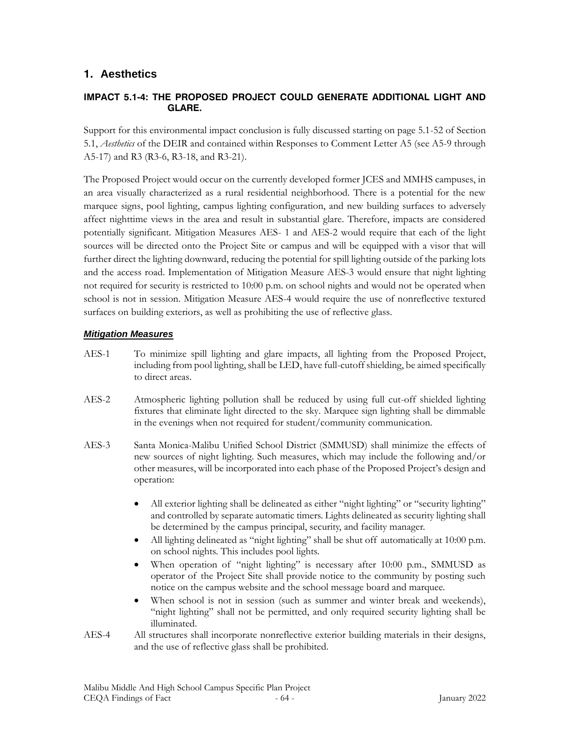## 1. Aesthetics

### IMPACT 5.1-4: THE PROPOSED PROJECT COULD GENERATE ADDITIONAL LIGHT AND GLARE.

Support for this environmental impact conclusion is fully discussed starting on page 5.1-52 of Section 5.1, *Aesthetics* of the DEIR and contained within Responses to Comment Letter A5 (see A5-9 through A5-17) and R3 (R3-6, R3-18, and R3-21).

The Proposed Project would occur on the currently developed former JCES and MMHS campuses, in an area visually characterized as a rural residential neighborhood. There is a potential for the new marquee signs, pool lighting, campus lighting configuration, and new building surfaces to adversely affect nighttime views in the area and result in substantial glare. Therefore, impacts are considered potentially significant. Mitigation Measures AES- 1 and AES-2 would require that each of the light sources will be directed onto the Project Site or campus and will be equipped with a visor that will further direct the lighting downward, reducing the potential for spill lighting outside of the parking lots and the access road. Implementation of Mitigation Measure AES-3 would ensure that night lighting not required for security is restricted to 10:00 p.m. on school nights and would not be operated when school is not in session. Mitigation Measure AES-4 would require the use of nonreflective textured surfaces on building exteriors, as well as prohibiting the use of reflective glass.

***Mitigation Measures***

AES-1 To minimize spill lighting and glare impacts, all lighting from the Proposed Project, including from pool lighting, shall be LED, have full-cutoff shielding, be aimed specifically to direct areas.

AES-2 Atmospheric lighting pollution shall be reduced by using full cut-off shielded lighting fixtures that eliminate light directed to the sky. Marquee sign lighting shall be dimmable in the evenings when not required for student/community communication.

AES-3 Santa Monica-Malibu Unified School District (SMMUSD) shall minimize the effects of new sources of night lighting. Such measures, which may include the following and/or other measures, will be incorporated into each phase of the Proposed Project's design and operation:

- All exterior lighting shall be delineated as either "night lighting" or "security lighting" and controlled by separate automatic timers. Lights delineated as security lighting shall be determined by the campus principal, security, and facility manager.
- All lighting delineated as "night lighting" shall be shut off automatically at 10:00 p.m. on school nights. This includes pool lights.
- When operation of "night lighting" is necessary after 10:00 p.m., SMMUSD as operator of the Project Site shall provide notice to the community by posting such notice on the campus website and the school message board and marquee.
- When school is not in session (such as summer and winter break and weekends), "night lighting" shall not be permitted, and only required security lighting shall be illuminated.

AES-4 All structures shall incorporate nonreflective exterior building materials in their designs, and the use of reflective glass shall be prohibited.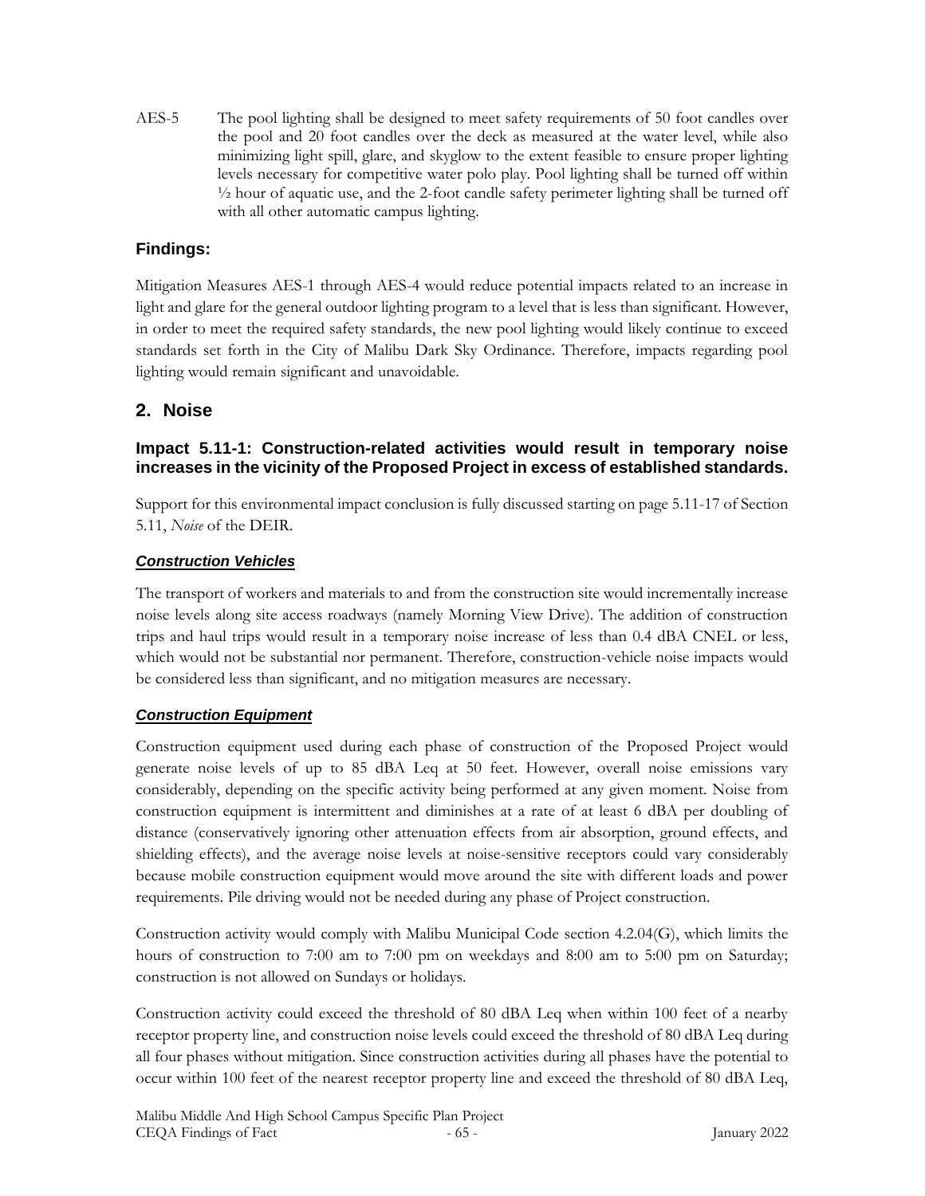AES-5 The pool lighting shall be designed to meet safety requirements of 50 foot candles over the pool and 20 foot candles over the deck as measured at the water level, while also minimizing light spill, glare, and skyglow to the extent feasible to ensure proper lighting levels necessary for competitive water polo play. Pool lighting shall be turned off within ½ hour of aquatic use, and the 2-foot candle safety perimeter lighting shall be turned off with all other automatic campus lighting.

### Findings:

Mitigation Measures AES-1 through AES-4 would reduce potential impacts related to an increase in light and glare for the general outdoor lighting program to a level that is less than significant. However, in order to meet the required safety standards, the new pool lighting would likely continue to exceed standards set forth in the City of Malibu Dark Sky Ordinance. Therefore, impacts regarding pool lighting would remain significant and unavoidable.

## 2. Noise

### Impact 5.11-1: Construction-related activities would result in temporary noise increases in the vicinity of the Proposed Project in excess of established standards.

Support for this environmental impact conclusion is fully discussed starting on page 5.11-17 of Section 5.11, *Noise* of the DEIR.

#### ***Construction Vehicles***

The transport of workers and materials to and from the construction site would incrementally increase noise levels along site access roadways (namely Morning View Drive). The addition of construction trips and haul trips would result in a temporary noise increase of less than 0.4 dBA CNEL or less, which would not be substantial nor permanent. Therefore, construction-vehicle noise impacts would be considered less than significant, and no mitigation measures are necessary.

#### ***Construction Equipment***

Construction equipment used during each phase of construction of the Proposed Project would generate noise levels of up to 85 dBA Leq at 50 feet. However, overall noise emissions vary considerably, depending on the specific activity being performed at any given moment. Noise from construction equipment is intermittent and diminishes at a rate of at least 6 dBA per doubling of distance (conservatively ignoring other attenuation effects from air absorption, ground effects, and shielding effects), and the average noise levels at noise-sensitive receptors could vary considerably because mobile construction equipment would move around the site with different loads and power requirements. Pile driving would not be needed during any phase of Project construction.

Construction activity would comply with Malibu Municipal Code section 4.2.04(G), which limits the hours of construction to 7:00 am to 7:00 pm on weekdays and 8:00 am to 5:00 pm on Saturday; construction is not allowed on Sundays or holidays.

Construction activity could exceed the threshold of 80 dBA Leq when within 100 feet of a nearby receptor property line, and construction noise levels could exceed the threshold of 80 dBA Leq during all four phases without mitigation. Since construction activities during all phases have the potential to occur within 100 feet of the nearest receptor property line and exceed the threshold of 80 dBA Leq,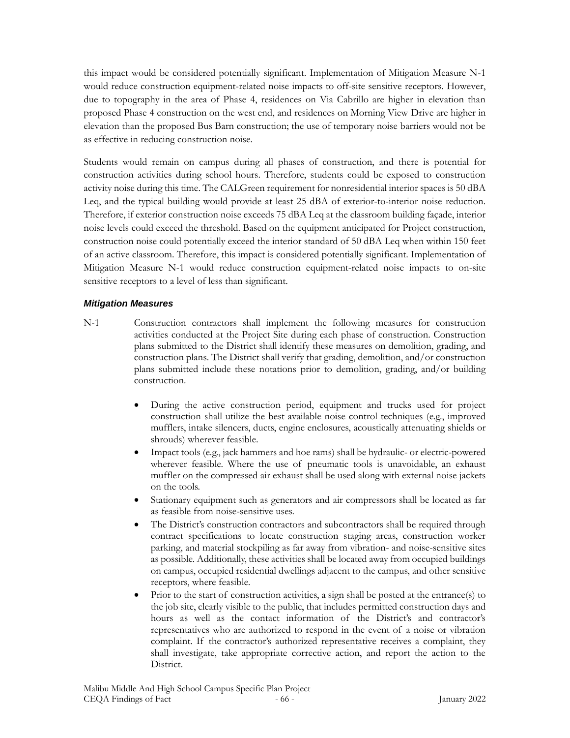this impact would be considered potentially significant. Implementation of Mitigation Measure N-1 would reduce construction equipment-related noise impacts to off-site sensitive receptors. However, due to topography in the area of Phase 4, residences on Via Cabrillo are higher in elevation than proposed Phase 4 construction on the west end, and residences on Morning View Drive are higher in elevation than the proposed Bus Barn construction; the use of temporary noise barriers would not be as effective in reducing construction noise.

Students would remain on campus during all phases of construction, and there is potential for construction activities during school hours. Therefore, students could be exposed to construction activity noise during this time. The CALGreen requirement for nonresidential interior spaces is 50 dBA Leq, and the typical building would provide at least 25 dBA of exterior-to-interior noise reduction. Therefore, if exterior construction noise exceeds 75 dBA Leq at the classroom building façade, interior noise levels could exceed the threshold. Based on the equipment anticipated for Project construction, construction noise could potentially exceed the interior standard of 50 dBA Leq when within 150 feet of an active classroom. Therefore, this impact is considered potentially significant. Implementation of Mitigation Measure N-1 would reduce construction equipment-related noise impacts to on-site sensitive receptors to a level of less than significant.

### *Mitigation Measures*

N-1 Construction contractors shall implement the following measures for construction activities conducted at the Project Site during each phase of construction. Construction plans submitted to the District shall identify these measures on demolition, grading, and construction plans. The District shall verify that grading, demolition, and/or construction plans submitted include these notations prior to demolition, grading, and/or building construction.

- During the active construction period, equipment and trucks used for project construction shall utilize the best available noise control techniques (e.g., improved mufflers, intake silencers, ducts, engine enclosures, acoustically attenuating shields or shrouds) wherever feasible.
- Impact tools (e.g., jack hammers and hoe rams) shall be hydraulic- or electric-powered wherever feasible. Where the use of pneumatic tools is unavoidable, an exhaust muffler on the compressed air exhaust shall be used along with external noise jackets on the tools.
- Stationary equipment such as generators and air compressors shall be located as far as feasible from noise-sensitive uses.
- The District's construction contractors and subcontractors shall be required through contract specifications to locate construction staging areas, construction worker parking, and material stockpiling as far away from vibration- and noise-sensitive sites as possible. Additionally, these activities shall be located away from occupied buildings on campus, occupied residential dwellings adjacent to the campus, and other sensitive receptors, where feasible.
- Prior to the start of construction activities, a sign shall be posted at the entrance(s) to the job site, clearly visible to the public, that includes permitted construction days and hours as well as the contact information of the District's and contractor's representatives who are authorized to respond in the event of a noise or vibration complaint. If the contractor's authorized representative receives a complaint, they shall investigate, take appropriate corrective action, and report the action to the District.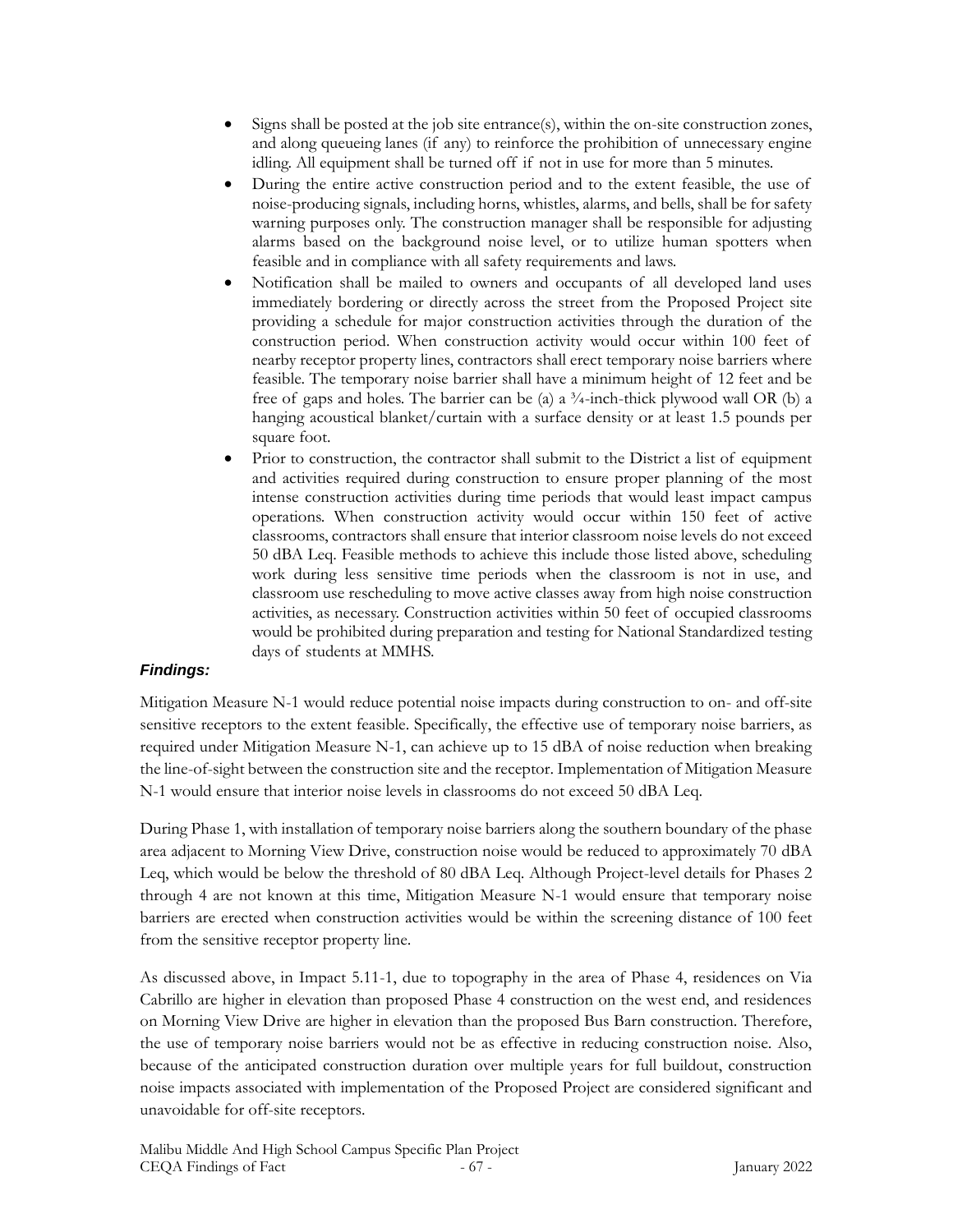- Signs shall be posted at the job site entrance(s), within the on-site construction zones, and along queueing lanes (if any) to reinforce the prohibition of unnecessary engine idling. All equipment shall be turned off if not in use for more than 5 minutes.
- During the entire active construction period and to the extent feasible, the use of noise-producing signals, including horns, whistles, alarms, and bells, shall be for safety warning purposes only. The construction manager shall be responsible for adjusting alarms based on the background noise level, or to utilize human spotters when feasible and in compliance with all safety requirements and laws.
- Notification shall be mailed to owners and occupants of all developed land uses immediately bordering or directly across the street from the Proposed Project site providing a schedule for major construction activities through the duration of the construction period. When construction activity would occur within 100 feet of nearby receptor property lines, contractors shall erect temporary noise barriers where feasible. The temporary noise barrier shall have a minimum height of 12 feet and be free of gaps and holes. The barrier can be (a) a ¾-inch-thick plywood wall OR (b) a hanging acoustical blanket/curtain with a surface density or at least 1.5 pounds per square foot.
- Prior to construction, the contractor shall submit to the District a list of equipment and activities required during construction to ensure proper planning of the most intense construction activities during time periods that would least impact campus operations. When construction activity would occur within 150 feet of active classrooms, contractors shall ensure that interior classroom noise levels do not exceed 50 dBA Leq. Feasible methods to achieve this include those listed above, scheduling work during less sensitive time periods when the classroom is not in use, and classroom use rescheduling to move active classes away from high noise construction activities, as necessary. Construction activities within 50 feet of occupied classrooms would be prohibited during preparation and testing for National Standardized testing days of students at MMHS.

***Findings:***

Mitigation Measure N-1 would reduce potential noise impacts during construction to on- and off-site sensitive receptors to the extent feasible. Specifically, the effective use of temporary noise barriers, as required under Mitigation Measure N-1, can achieve up to 15 dBA of noise reduction when breaking the line-of-sight between the construction site and the receptor. Implementation of Mitigation Measure N-1 would ensure that interior noise levels in classrooms do not exceed 50 dBA Leq.

During Phase 1, with installation of temporary noise barriers along the southern boundary of the phase area adjacent to Morning View Drive, construction noise would be reduced to approximately 70 dBA Leq, which would be below the threshold of 80 dBA Leq. Although Project-level details for Phases 2 through 4 are not known at this time, Mitigation Measure N-1 would ensure that temporary noise barriers are erected when construction activities would be within the screening distance of 100 feet from the sensitive receptor property line.

As discussed above, in Impact 5.11-1, due to topography in the area of Phase 4, residences on Via Cabrillo are higher in elevation than proposed Phase 4 construction on the west end, and residences on Morning View Drive are higher in elevation than the proposed Bus Barn construction. Therefore, the use of temporary noise barriers would not be as effective in reducing construction noise. Also, because of the anticipated construction duration over multiple years for full buildout, construction noise impacts associated with implementation of the Proposed Project are considered significant and unavoidable for off-site receptors.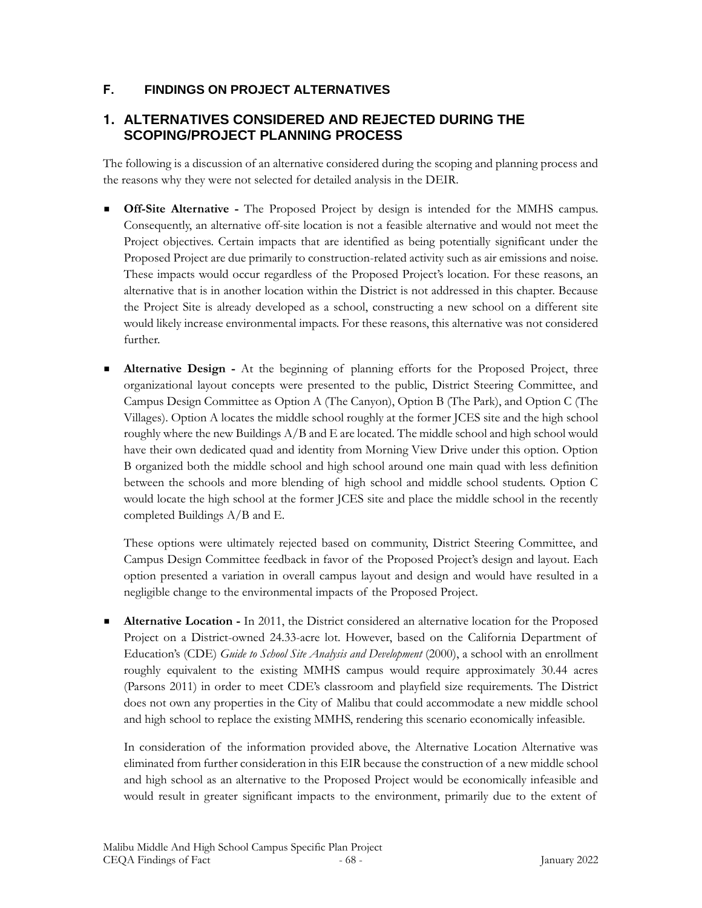## F. FINDINGS ON PROJECT ALTERNATIVES

## 1. ALTERNATIVES CONSIDERED AND REJECTED DURING THE SCOPING/PROJECT PLANNING PROCESS

The following is a discussion of an alternative considered during the scoping and planning process and the reasons why they were not selected for detailed analysis in the DEIR.

- **Off-Site Alternative -** The Proposed Project by design is intended for the MMHS campus. Consequently, an alternative off-site location is not a feasible alternative and would not meet the Project objectives. Certain impacts that are identified as being potentially significant under the Proposed Project are due primarily to construction-related activity such as air emissions and noise. These impacts would occur regardless of the Proposed Project's location. For these reasons, an alternative that is in another location within the District is not addressed in this chapter. Because the Project Site is already developed as a school, constructing a new school on a different site would likely increase environmental impacts. For these reasons, this alternative was not considered further.

- **Alternative Design -** At the beginning of planning efforts for the Proposed Project, three organizational layout concepts were presented to the public, District Steering Committee, and Campus Design Committee as Option A (The Canyon), Option B (The Park), and Option C (The Villages). Option A locates the middle school roughly at the former JCES site and the high school roughly where the new Buildings A/B and E are located. The middle school and high school would have their own dedicated quad and identity from Morning View Drive under this option. Option B organized both the middle school and high school around one main quad with less definition between the schools and more blending of high school and middle school students. Option C would locate the high school at the former JCES site and place the middle school in the recently completed Buildings A/B and E.

  These options were ultimately rejected based on community, District Steering Committee, and Campus Design Committee feedback in favor of the Proposed Project's design and layout. Each option presented a variation in overall campus layout and design and would have resulted in a negligible change to the environmental impacts of the Proposed Project.

- **Alternative Location -** In 2011, the District considered an alternative location for the Proposed Project on a District-owned 24.33-acre lot. However, based on the California Department of Education's (CDE) *Guide to School Site Analysis and Development* (2000), a school with an enrollment roughly equivalent to the existing MMHS campus would require approximately 30.44 acres (Parsons 2011) in order to meet CDE's classroom and playfield size requirements. The District does not own any properties in the City of Malibu that could accommodate a new middle school and high school to replace the existing MMHS, rendering this scenario economically infeasible.

  In consideration of the information provided above, the Alternative Location Alternative was eliminated from further consideration in this EIR because the construction of a new middle school and high school as an alternative to the Proposed Project would be economically infeasible and would result in greater significant impacts to the environment, primarily due to the extent of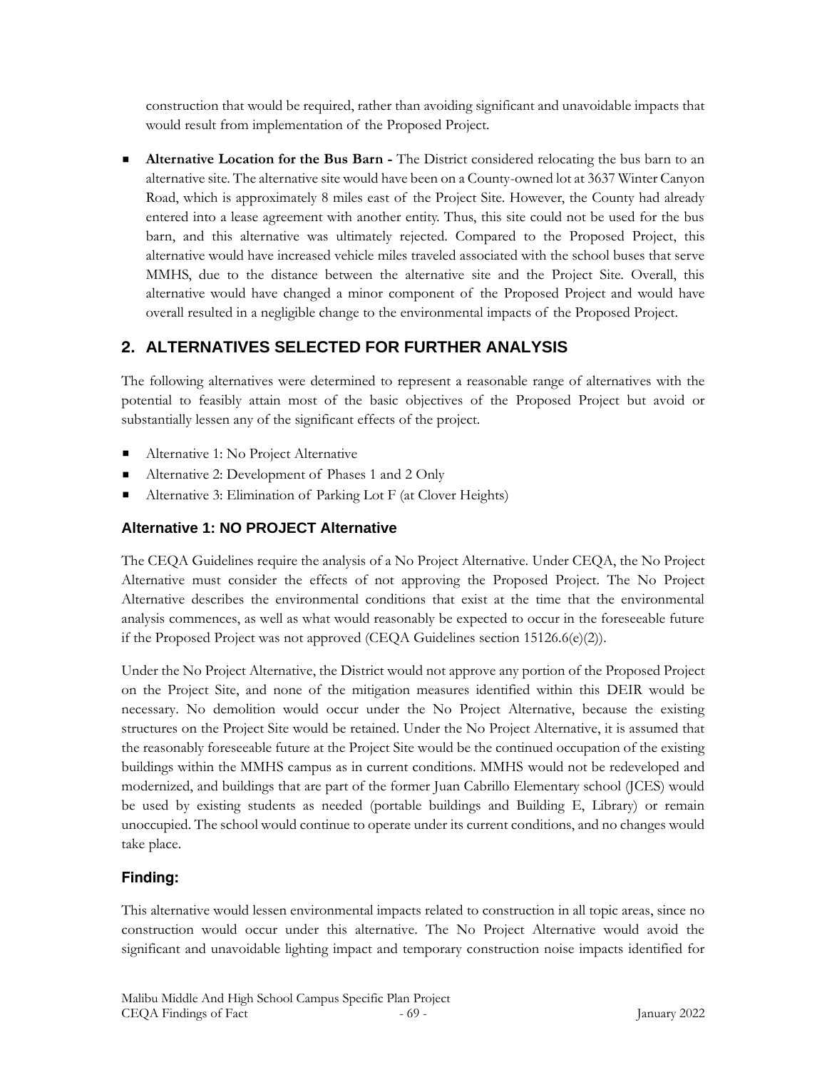construction that would be required, rather than avoiding significant and unavoidable impacts that would result from implementation of the Proposed Project.

- **Alternative Location for the Bus Barn -** The District considered relocating the bus barn to an alternative site. The alternative site would have been on a County-owned lot at 3637 Winter Canyon Road, which is approximately 8 miles east of the Project Site. However, the County had already entered into a lease agreement with another entity. Thus, this site could not be used for the bus barn, and this alternative was ultimately rejected. Compared to the Proposed Project, this alternative would have increased vehicle miles traveled associated with the school buses that serve MMHS, due to the distance between the alternative site and the Project Site. Overall, this alternative would have changed a minor component of the Proposed Project and would have overall resulted in a negligible change to the environmental impacts of the Proposed Project.

## 2. ALTERNATIVES SELECTED FOR FURTHER ANALYSIS

The following alternatives were determined to represent a reasonable range of alternatives with the potential to feasibly attain most of the basic objectives of the Proposed Project but avoid or substantially lessen any of the significant effects of the project.

- Alternative 1: No Project Alternative
- Alternative 2: Development of Phases 1 and 2 Only
- Alternative 3: Elimination of Parking Lot F (at Clover Heights)

### Alternative 1: NO PROJECT Alternative

The CEQA Guidelines require the analysis of a No Project Alternative. Under CEQA, the No Project Alternative must consider the effects of not approving the Proposed Project. The No Project Alternative describes the environmental conditions that exist at the time that the environmental analysis commences, as well as what would reasonably be expected to occur in the foreseeable future if the Proposed Project was not approved (CEQA Guidelines section 15126.6(e)(2)).

Under the No Project Alternative, the District would not approve any portion of the Proposed Project on the Project Site, and none of the mitigation measures identified within this DEIR would be necessary. No demolition would occur under the No Project Alternative, because the existing structures on the Project Site would be retained. Under the No Project Alternative, it is assumed that the reasonably foreseeable future at the Project Site would be the continued occupation of the existing buildings within the MMHS campus as in current conditions. MMHS would not be redeveloped and modernized, and buildings that are part of the former Juan Cabrillo Elementary school (JCES) would be used by existing students as needed (portable buildings and Building E, Library) or remain unoccupied. The school would continue to operate under its current conditions, and no changes would take place.

### Finding:

This alternative would lessen environmental impacts related to construction in all topic areas, since no construction would occur under this alternative. The No Project Alternative would avoid the significant and unavoidable lighting impact and temporary construction noise impacts identified for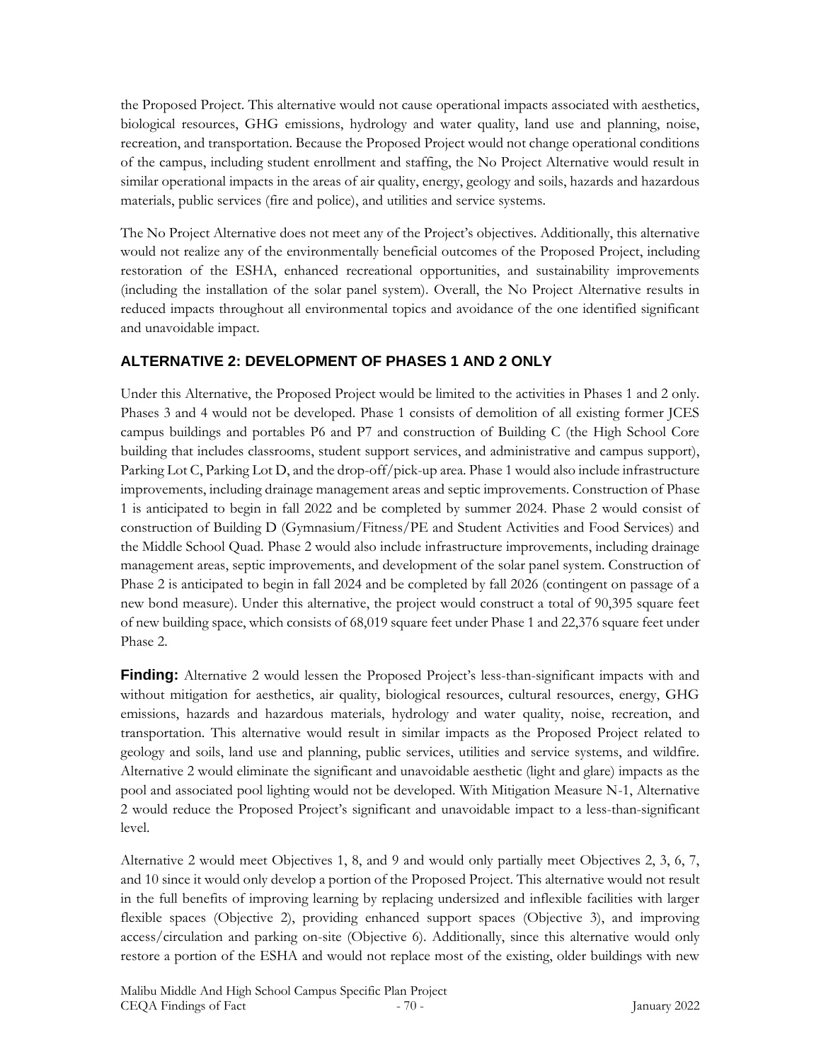the Proposed Project. This alternative would not cause operational impacts associated with aesthetics, biological resources, GHG emissions, hydrology and water quality, land use and planning, noise, recreation, and transportation. Because the Proposed Project would not change operational conditions of the campus, including student enrollment and staffing, the No Project Alternative would result in similar operational impacts in the areas of air quality, energy, geology and soils, hazards and hazardous materials, public services (fire and police), and utilities and service systems.

The No Project Alternative does not meet any of the Project's objectives. Additionally, this alternative would not realize any of the environmentally beneficial outcomes of the Proposed Project, including restoration of the ESHA, enhanced recreational opportunities, and sustainability improvements (including the installation of the solar panel system). Overall, the No Project Alternative results in reduced impacts throughout all environmental topics and avoidance of the one identified significant and unavoidable impact.

### ALTERNATIVE 2: DEVELOPMENT OF PHASES 1 AND 2 ONLY

Under this Alternative, the Proposed Project would be limited to the activities in Phases 1 and 2 only. Phases 3 and 4 would not be developed. Phase 1 consists of demolition of all existing former JCES campus buildings and portables P6 and P7 and construction of Building C (the High School Core building that includes classrooms, student support services, and administrative and campus support), Parking Lot C, Parking Lot D, and the drop-off/pick-up area. Phase 1 would also include infrastructure improvements, including drainage management areas and septic improvements. Construction of Phase 1 is anticipated to begin in fall 2022 and be completed by summer 2024. Phase 2 would consist of construction of Building D (Gymnasium/Fitness/PE and Student Activities and Food Services) and the Middle School Quad. Phase 2 would also include infrastructure improvements, including drainage management areas, septic improvements, and development of the solar panel system. Construction of Phase 2 is anticipated to begin in fall 2024 and be completed by fall 2026 (contingent on passage of a new bond measure). Under this alternative, the project would construct a total of 90,395 square feet of new building space, which consists of 68,019 square feet under Phase 1 and 22,376 square feet under Phase 2.

**Finding:** Alternative 2 would lessen the Proposed Project's less-than-significant impacts with and without mitigation for aesthetics, air quality, biological resources, cultural resources, energy, GHG emissions, hazards and hazardous materials, hydrology and water quality, noise, recreation, and transportation. This alternative would result in similar impacts as the Proposed Project related to geology and soils, land use and planning, public services, utilities and service systems, and wildfire. Alternative 2 would eliminate the significant and unavoidable aesthetic (light and glare) impacts as the pool and associated pool lighting would not be developed. With Mitigation Measure N-1, Alternative 2 would reduce the Proposed Project's significant and unavoidable impact to a less-than-significant level.

Alternative 2 would meet Objectives 1, 8, and 9 and would only partially meet Objectives 2, 3, 6, 7, and 10 since it would only develop a portion of the Proposed Project. This alternative would not result in the full benefits of improving learning by replacing undersized and inflexible facilities with larger flexible spaces (Objective 2), providing enhanced support spaces (Objective 3), and improving access/circulation and parking on-site (Objective 6). Additionally, since this alternative would only restore a portion of the ESHA and would not replace most of the existing, older buildings with new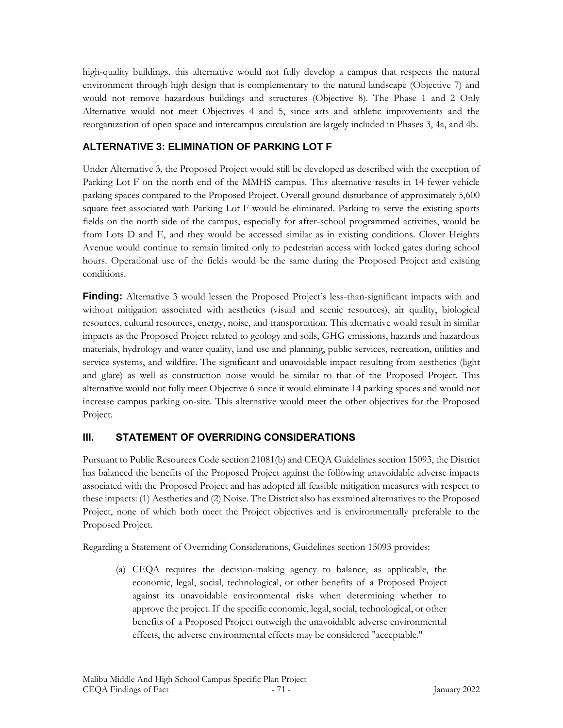high-quality buildings, this alternative would not fully develop a campus that respects the natural environment through high design that is complementary to the natural landscape (Objective 7) and would not remove hazardous buildings and structures (Objective 8). The Phase 1 and 2 Only Alternative would not meet Objectives 4 and 5, since arts and athletic improvements and the reorganization of open space and intercampus circulation are largely included in Phases 3, 4a, and 4b.

### ALTERNATIVE 3: ELIMINATION OF PARKING LOT F

Under Alternative 3, the Proposed Project would still be developed as described with the exception of Parking Lot F on the north end of the MMHS campus. This alternative results in 14 fewer vehicle parking spaces compared to the Proposed Project. Overall ground disturbance of approximately 5,600 square feet associated with Parking Lot F would be eliminated. Parking to serve the existing sports fields on the north side of the campus, especially for after-school programmed activities, would be from Lots D and E, and they would be accessed similar as in existing conditions. Clover Heights Avenue would continue to remain limited only to pedestrian access with locked gates during school hours. Operational use of the fields would be the same during the Proposed Project and existing conditions.

**Finding:** Alternative 3 would lessen the Proposed Project's less-than-significant impacts with and without mitigation associated with aesthetics (visual and scenic resources), air quality, biological resources, cultural resources, energy, noise, and transportation. This alternative would result in similar impacts as the Proposed Project related to geology and soils, GHG emissions, hazards and hazardous materials, hydrology and water quality, land use and planning, public services, recreation, utilities and service systems, and wildfire. The significant and unavoidable impact resulting from aesthetics (light and glare) as well as construction noise would be similar to that of the Proposed Project. This alternative would not fully meet Objective 6 since it would eliminate 14 parking spaces and would not increase campus parking on-site. This alternative would meet the other objectives for the Proposed Project.

## III. STATEMENT OF OVERRIDING CONSIDERATIONS

Pursuant to Public Resources Code section 21081(b) and CEQA Guidelines section 15093, the District has balanced the benefits of the Proposed Project against the following unavoidable adverse impacts associated with the Proposed Project and has adopted all feasible mitigation measures with respect to these impacts: (1) Aesthetics and (2) Noise. The District also has examined alternatives to the Proposed Project, none of which both meet the Project objectives and is environmentally preferable to the Proposed Project.

Regarding a Statement of Overriding Considerations, Guidelines section 15093 provides:

> (a) CEQA requires the decision-making agency to balance, as applicable, the economic, legal, social, technological, or other benefits of a Proposed Project against its unavoidable environmental risks when determining whether to approve the project. If the specific economic, legal, social, technological, or other benefits of a Proposed Project outweigh the unavoidable adverse environmental effects, the adverse environmental effects may be considered "acceptable."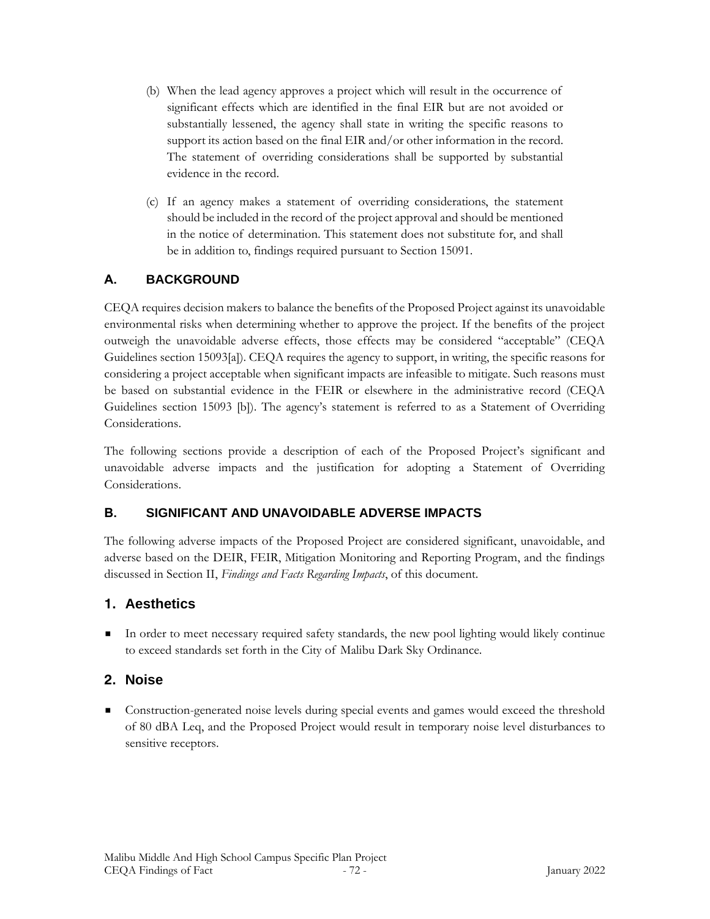(b) When the lead agency approves a project which will result in the occurrence of significant effects which are identified in the final EIR but are not avoided or substantially lessened, the agency shall state in writing the specific reasons to support its action based on the final EIR and/or other information in the record. The statement of overriding considerations shall be supported by substantial evidence in the record.

(c) If an agency makes a statement of overriding considerations, the statement should be included in the record of the project approval and should be mentioned in the notice of determination. This statement does not substitute for, and shall be in addition to, findings required pursuant to Section 15091.

## A. BACKGROUND

CEQA requires decision makers to balance the benefits of the Proposed Project against its unavoidable environmental risks when determining whether to approve the project. If the benefits of the project outweigh the unavoidable adverse effects, those effects may be considered "acceptable" (CEQA Guidelines section 15093[a]). CEQA requires the agency to support, in writing, the specific reasons for considering a project acceptable when significant impacts are infeasible to mitigate. Such reasons must be based on substantial evidence in the FEIR or elsewhere in the administrative record (CEQA Guidelines section 15093 [b]). The agency's statement is referred to as a Statement of Overriding Considerations.

The following sections provide a description of each of the Proposed Project's significant and unavoidable adverse impacts and the justification for adopting a Statement of Overriding Considerations.

## B. SIGNIFICANT AND UNAVOIDABLE ADVERSE IMPACTS

The following adverse impacts of the Proposed Project are considered significant, unavoidable, and adverse based on the DEIR, FEIR, Mitigation Monitoring and Reporting Program, and the findings discussed in Section II, *Findings and Facts Regarding Impacts*, of this document.

### 1. Aesthetics

- In order to meet necessary required safety standards, the new pool lighting would likely continue to exceed standards set forth in the City of Malibu Dark Sky Ordinance.

### 2. Noise

- Construction-generated noise levels during special events and games would exceed the threshold of 80 dBA Leq, and the Proposed Project would result in temporary noise level disturbances to sensitive receptors.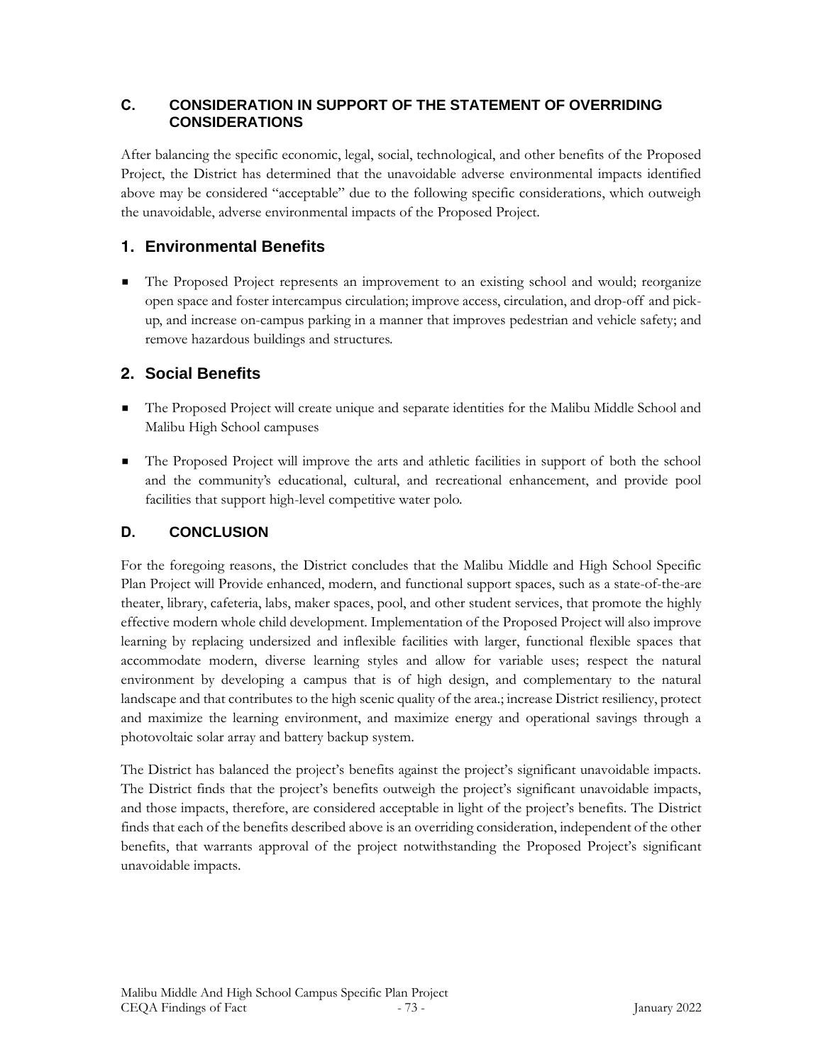## C. CONSIDERATION IN SUPPORT OF THE STATEMENT OF OVERRIDING CONSIDERATIONS

After balancing the specific economic, legal, social, technological, and other benefits of the Proposed Project, the District has determined that the unavoidable adverse environmental impacts identified above may be considered "acceptable" due to the following specific considerations, which outweigh the unavoidable, adverse environmental impacts of the Proposed Project.

### 1. Environmental Benefits

- The Proposed Project represents an improvement to an existing school and would; reorganize open space and foster intercampus circulation; improve access, circulation, and drop-off and pick-up, and increase on-campus parking in a manner that improves pedestrian and vehicle safety; and remove hazardous buildings and structures.

### 2. Social Benefits

- The Proposed Project will create unique and separate identities for the Malibu Middle School and Malibu High School campuses
- The Proposed Project will improve the arts and athletic facilities in support of both the school and the community's educational, cultural, and recreational enhancement, and provide pool facilities that support high-level competitive water polo.

## D. CONCLUSION

For the foregoing reasons, the District concludes that the Malibu Middle and High School Specific Plan Project will Provide enhanced, modern, and functional support spaces, such as a state-of-the-are theater, library, cafeteria, labs, maker spaces, pool, and other student services, that promote the highly effective modern whole child development. Implementation of the Proposed Project will also improve learning by replacing undersized and inflexible facilities with larger, functional flexible spaces that accommodate modern, diverse learning styles and allow for variable uses; respect the natural environment by developing a campus that is of high design, and complementary to the natural landscape and that contributes to the high scenic quality of the area.; increase District resiliency, protect and maximize the learning environment, and maximize energy and operational savings through a photovoltaic solar array and battery backup system.

The District has balanced the project's benefits against the project's significant unavoidable impacts. The District finds that the project's benefits outweigh the project's significant unavoidable impacts, and those impacts, therefore, are considered acceptable in light of the project's benefits. The District finds that each of the benefits described above is an overriding consideration, independent of the other benefits, that warrants approval of the project notwithstanding the Proposed Project's significant unavoidable impacts.